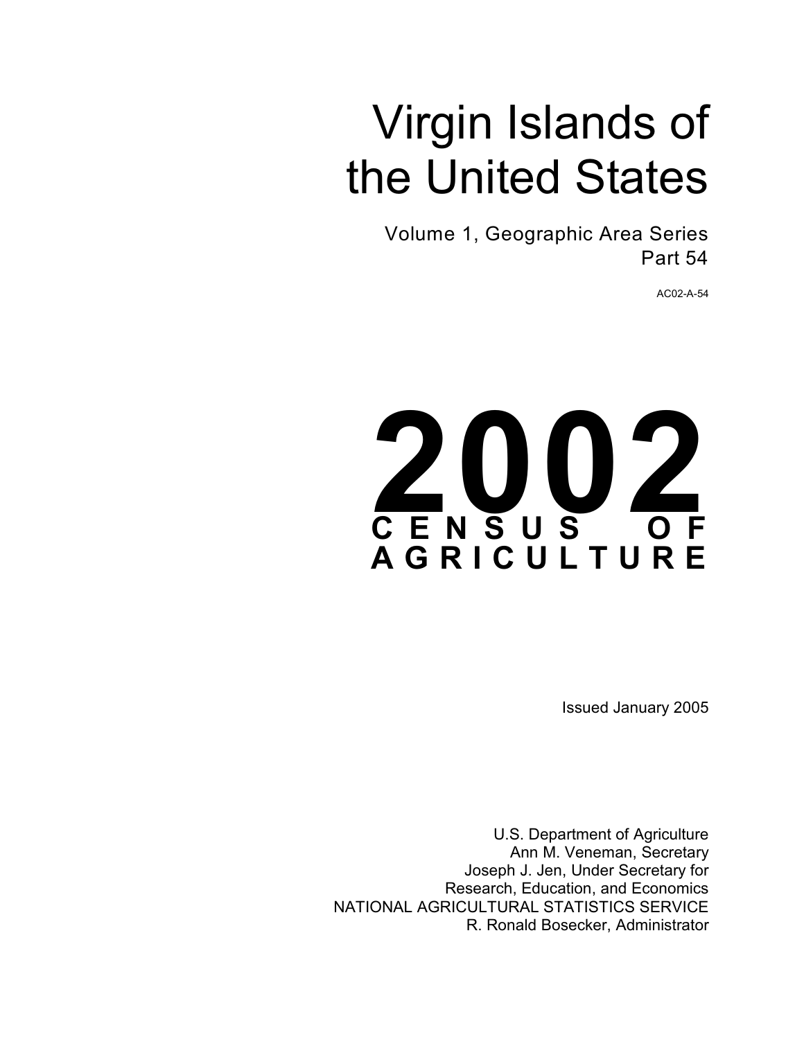# Virgin Islands of the United States

Volume 1, Geographic Area Series
Part 54

AC02-A-54

# 2002
## CENSUS OF AGRICULTURE

Issued January 2005

U.S. Department of Agriculture
Ann M. Veneman, Secretary
Joseph J. Jen, Under Secretary for
Research, Education, and Economics
NATIONAL AGRICULTURAL STATISTICS SERVICE
R. Ronald Bosecker, Administrator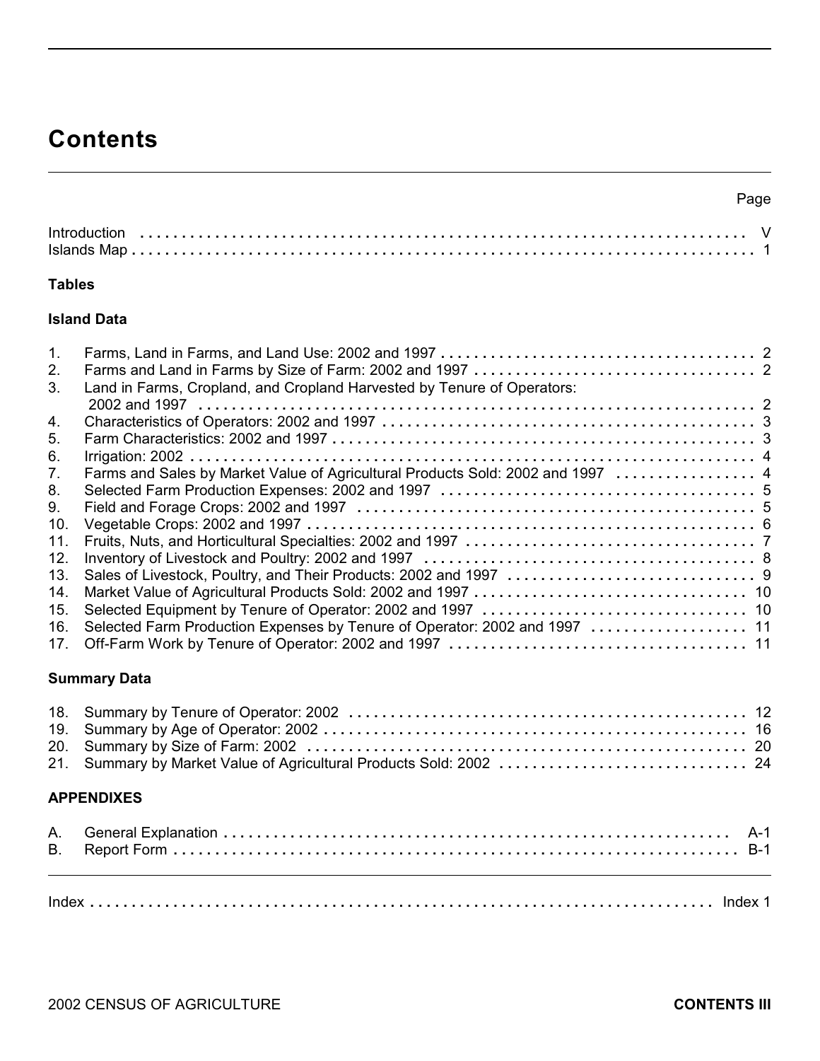# Contents

| | Page |
|---|---|
| Introduction | V |
| Islands Map | 1 |

## Tables

### Island Data

| | | |
|---|---|---|
| 1. | Farms, Land in Farms, and Land Use: 2002 and 1997 | 2 |
| 2. | Farms and Land in Farms by Size of Farm: 2002 and 1997 | 2 |
| 3. | Land in Farms, Cropland, and Cropland Harvested by Tenure of Operators: 2002 and 1997 | 2 |
| 4. | Characteristics of Operators: 2002 and 1997 | 3 |
| 5. | Farm Characteristics: 2002 and 1997 | 3 |
| 6. | Irrigation: 2002 | 4 |
| 7. | Farms and Sales by Market Value of Agricultural Products Sold: 2002 and 1997 | 4 |
| 8. | Selected Farm Production Expenses: 2002 and 1997 | 5 |
| 9. | Field and Forage Crops: 2002 and 1997 | 5 |
| 10. | Vegetable Crops: 2002 and 1997 | 6 |
| 11. | Fruits, Nuts, and Horticultural Specialties: 2002 and 1997 | 7 |
| 12. | Inventory of Livestock and Poultry: 2002 and 1997 | 8 |
| 13. | Sales of Livestock, Poultry, and Their Products: 2002 and 1997 | 9 |
| 14. | Market Value of Agricultural Products Sold: 2002 and 1997 | 10 |
| 15. | Selected Equipment by Tenure of Operator: 2002 and 1997 | 10 |
| 16. | Selected Farm Production Expenses by Tenure of Operator: 2002 and 1997 | 11 |
| 17. | Off-Farm Work by Tenure of Operator: 2002 and 1997 | 11 |

### Summary Data

| | | |
|---|---|---|
| 18. | Summary by Tenure of Operator: 2002 | 12 |
| 19. | Summary by Age of Operator: 2002 | 16 |
| 20. | Summary by Size of Farm: 2002 | 20 |
| 21. | Summary by Market Value of Agricultural Products Sold: 2002 | 24 |

## APPENDIXES

| | | |
|---|---|---|
| A. | General Explanation | A-1 |
| B. | Report Form | B-1 |

| | |
|---|---|
| Index | Index 1 |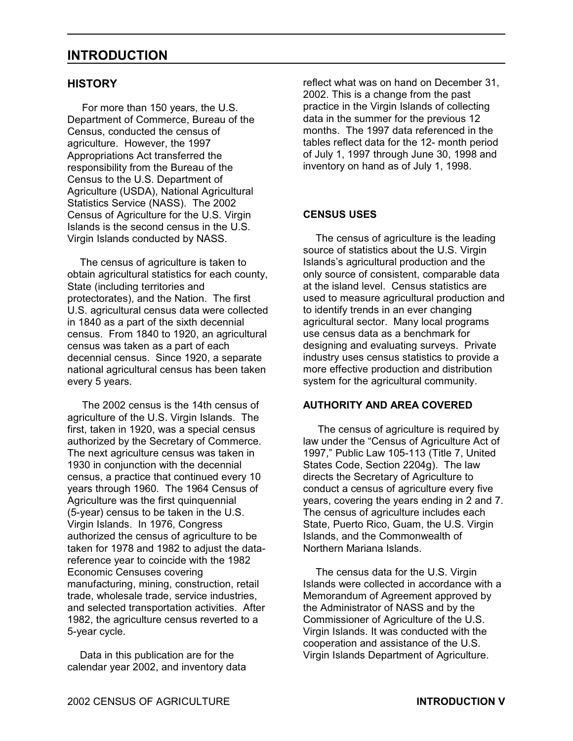# INTRODUCTION

## HISTORY

For more than 150 years, the U.S. Department of Commerce, Bureau of the Census, conducted the census of agriculture. However, the 1997 Appropriations Act transferred the responsibility from the Bureau of the Census to the U.S. Department of Agriculture (USDA), National Agricultural Statistics Service (NASS). The 2002 Census of Agriculture for the U.S. Virgin Islands is the second census in the U.S. Virgin Islands conducted by NASS.

The census of agriculture is taken to obtain agricultural statistics for each county, State (including territories and protectorates), and the Nation. The first U.S. agricultural census data were collected in 1840 as a part of the sixth decennial census. From 1840 to 1920, an agricultural census was taken as a part of each decennial census. Since 1920, a separate national agricultural census has been taken every 5 years.

The 2002 census is the 14th census of agriculture of the U.S. Virgin Islands. The first, taken in 1920, was a special census authorized by the Secretary of Commerce. The next agriculture census was taken in 1930 in conjunction with the decennial census, a practice that continued every 10 years through 1960. The 1964 Census of Agriculture was the first quinquennial (5-year) census to be taken in the U.S. Virgin Islands. In 1976, Congress authorized the census of agriculture to be taken for 1978 and 1982 to adjust the data-reference year to coincide with the 1982 Economic Censuses covering manufacturing, mining, construction, retail trade, wholesale trade, service industries, and selected transportation activities. After 1982, the agriculture census reverted to a 5-year cycle.

Data in this publication are for the calendar year 2002, and inventory data reflect what was on hand on December 31, 2002. This is a change from the past practice in the Virgin Islands of collecting data in the summer for the previous 12 months. The 1997 data referenced in the tables reflect data for the 12- month period of July 1, 1997 through June 30, 1998 and inventory on hand as of July 1, 1998.

## CENSUS USES

The census of agriculture is the leading source of statistics about the U.S. Virgin Islands's agricultural production and the only source of consistent, comparable data at the island level. Census statistics are used to measure agricultural production and to identify trends in an ever changing agricultural sector. Many local programs use census data as a benchmark for designing and evaluating surveys. Private industry uses census statistics to provide a more effective production and distribution system for the agricultural community.

## AUTHORITY AND AREA COVERED

The census of agriculture is required by law under the “Census of Agriculture Act of 1997,” Public Law 105-113 (Title 7, United States Code, Section 2204g). The law directs the Secretary of Agriculture to conduct a census of agriculture every five years, covering the years ending in 2 and 7. The census of agriculture includes each State, Puerto Rico, Guam, the U.S. Virgin Islands, and the Commonwealth of Northern Mariana Islands.

The census data for the U.S. Virgin Islands were collected in accordance with a Memorandum of Agreement approved by the Administrator of NASS and by the Commissioner of Agriculture of the U.S. Virgin Islands. It was conducted with the cooperation and assistance of the U.S. Virgin Islands Department of Agriculture.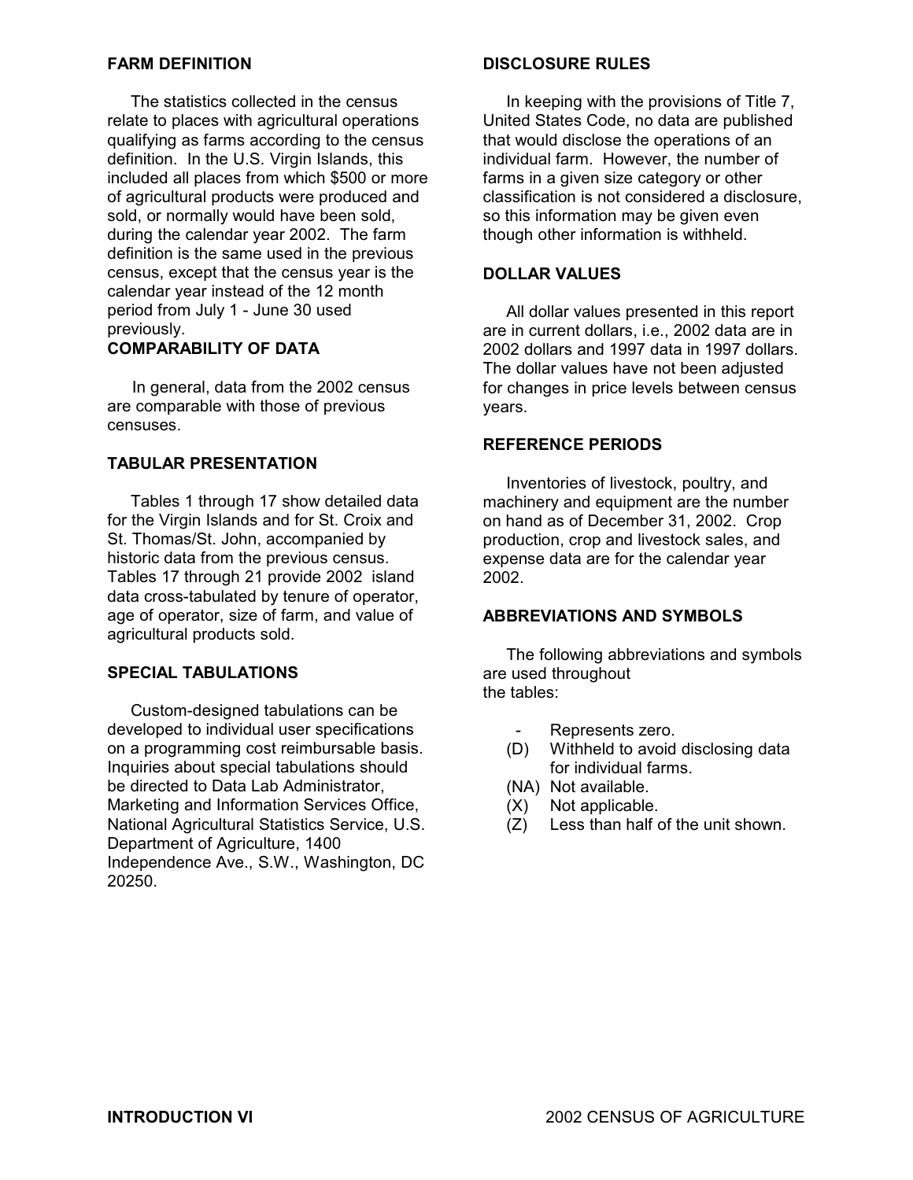## FARM DEFINITION

The statistics collected in the census relate to places with agricultural operations qualifying as farms according to the census definition. In the U.S. Virgin Islands, this included all places from which $500 or more of agricultural products were produced and sold, or normally would have been sold, during the calendar year 2002. The farm definition is the same used in the previous census, except that the census year is the calendar year instead of the 12 month period from July 1 - June 30 used previously.

## COMPARABILITY OF DATA

In general, data from the 2002 census are comparable with those of previous censuses.

## TABULAR PRESENTATION

Tables 1 through 17 show detailed data for the Virgin Islands and for St. Croix and St. Thomas/St. John, accompanied by historic data from the previous census. Tables 17 through 21 provide 2002 island data cross-tabulated by tenure of operator, age of operator, size of farm, and value of agricultural products sold.

## SPECIAL TABULATIONS

Custom-designed tabulations can be developed to individual user specifications on a programming cost reimbursable basis. Inquiries about special tabulations should be directed to Data Lab Administrator, Marketing and Information Services Office, National Agricultural Statistics Service, U.S. Department of Agriculture, 1400 Independence Ave., S.W., Washington, DC 20250.

## DISCLOSURE RULES

In keeping with the provisions of Title 7, United States Code, no data are published that would disclose the operations of an individual farm. However, the number of farms in a given size category or other classification is not considered a disclosure, so this information may be given even though other information is withheld.

## DOLLAR VALUES

All dollar values presented in this report are in current dollars, i.e., 2002 data are in 2002 dollars and 1997 data in 1997 dollars. The dollar values have not been adjusted for changes in price levels between census years.

## REFERENCE PERIODS

Inventories of livestock, poultry, and machinery and equipment are the number on hand as of December 31, 2002. Crop production, crop and livestock sales, and expense data are for the calendar year 2002.

## ABBREVIATIONS AND SYMBOLS

The following abbreviations and symbols are used throughout the tables:

- \- Represents zero.
- (D) Withheld to avoid disclosing data for individual farms.
- (NA) Not available.
- (X) Not applicable.
- (Z) Less than half of the unit shown.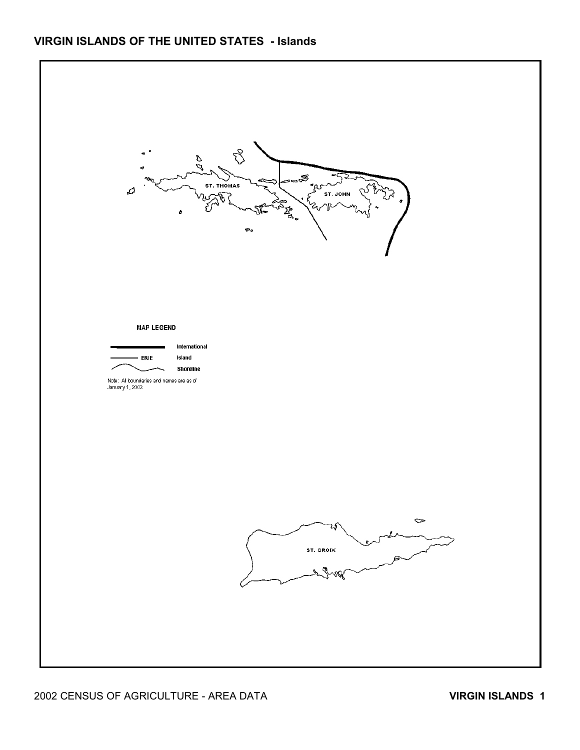## VIRGIN ISLANDS OF THE UNITED STATES - Islands

ST. THOMAS

ST. JOHN

ST. CROIX

**MAP LEGEND**

International

ERIE Island

Shoreline

Note: All boundaries and names are as of January 1, 2003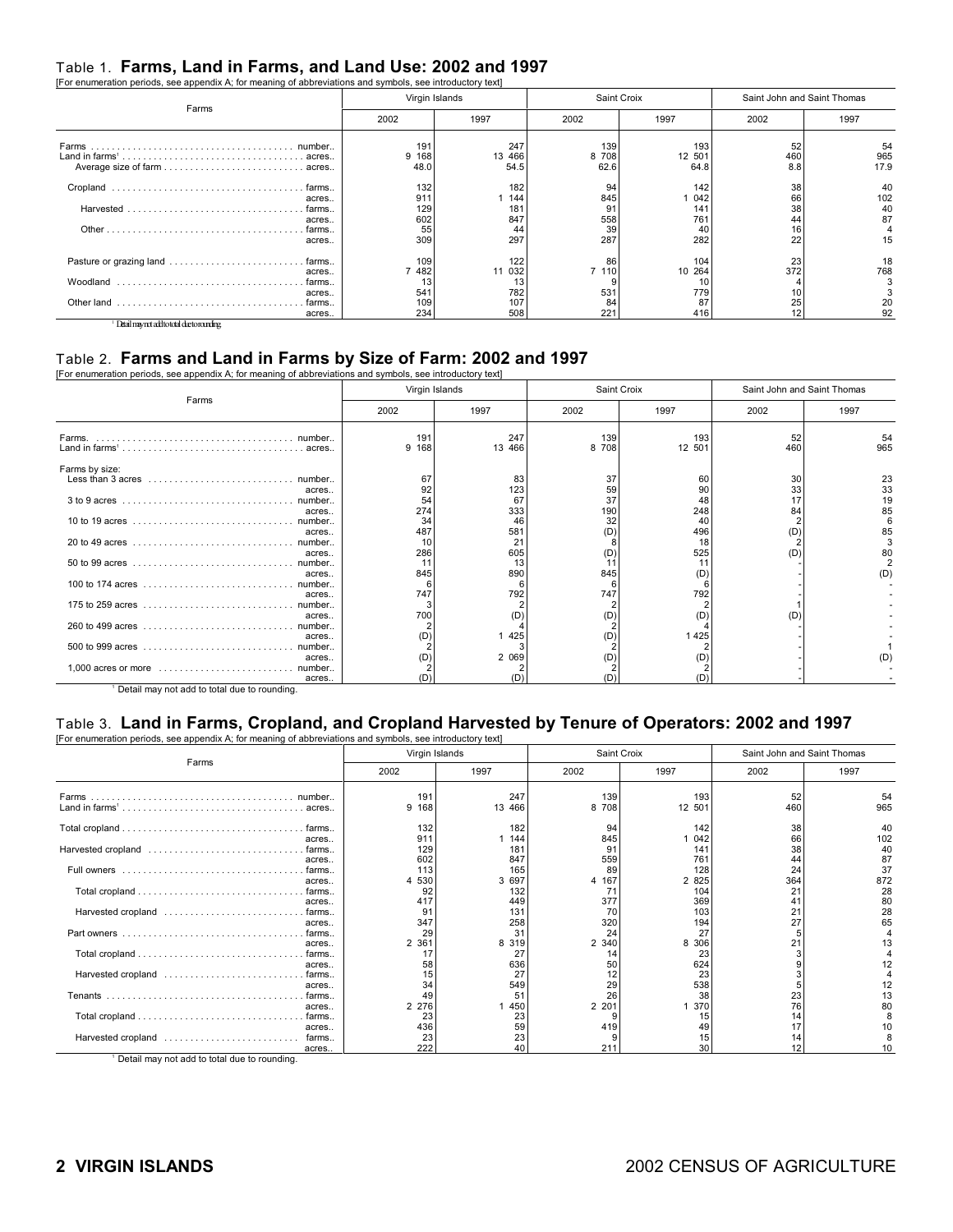## Table 1. Farms, Land in Farms, and Land Use: 2002 and 1997

[For enumeration periods, see appendix A; for meaning of abbreviations and symbols, see introductory text]

| Farms | Virgin Islands | | Saint Croix | | Saint John and Saint Thomas | |
|---|---|---|---|---|---|---|
| | 2002 | 1997 | 2002 | 1997 | 2002 | 1997 |
| Farms ... number.. | 191 | 247 | 139 | 193 | 52 | 54 |
| Land in farms[1] ... acres.. | 9 168 | 13 466 | 8 708 | 12 501 | 460 | 965 |
| Average size of farm ... acres.. | 48.0 | 54.5 | 62.6 | 64.8 | 8.8 | 17.9 |
| Cropland ... farms.. | 132 | 182 | 94 | 142 | 38 | 40 |
| acres.. | 911 | 1 144 | 845 | 1 042 | 66 | 102 |
| Harvested ... farms.. | 129 | 181 | 91 | 141 | 38 | 40 |
| acres.. | 602 | 847 | 558 | 761 | 44 | 87 |
| Other ... farms.. | 55 | 44 | 39 | 40 | 16 | 4 |
| acres.. | 309 | 297 | 287 | 282 | 22 | 15 |
| Pasture or grazing land ... farms.. | 109 | 122 | 86 | 104 | 23 | 18 |
| acres.. | 7 482 | 11 032 | 7 110 | 10 264 | 372 | 768 |
| Woodland ... farms.. | 13 | 13 | 9 | 10 | 4 | 3 |
| acres.. | 541 | 782 | 531 | 779 | 10 | 3 |
| Other land ... farms.. | 109 | 107 | 84 | 87 | 25 | 20 |
| acres.. | 234 | 508 | 221 | 416 | 12 | 92 |

[1] Detail may not add to total due to rounding.

## Table 2. Farms and Land in Farms by Size of Farm: 2002 and 1997

[For enumeration periods, see appendix A; for meaning of abbreviations and symbols, see introductory text]

| Farms | Virgin Islands | | Saint Croix | | Saint John and Saint Thomas | |
|---|---|---|---|---|---|---|
| | 2002 | 1997 | 2002 | 1997 | 2002 | 1997 |
| Farms. ... number.. | 191 | 247 | 139 | 193 | 52 | 54 |
| Land in farms[1] ... acres.. | 9 168 | 13 466 | 8 708 | 12 501 | 460 | 965 |
| Farms by size: | | | | | | |
| Less than 3 acres ... number.. | 67 | 83 | 37 | 60 | 30 | 23 |
| acres.. | 92 | 123 | 59 | 90 | 33 | 33 |
| 3 to 9 acres ... number.. | 54 | 67 | 37 | 48 | 17 | 19 |
| acres.. | 274 | 333 | 190 | 248 | 84 | 85 |
| 10 to 19 acres ... number.. | 34 | 46 | 32 | 40 | 2 | 6 |
| acres.. | 487 | 581 | (D) | 496 | (D) | 85 |
| 20 to 49 acres ... number.. | 10 | 21 | 8 | 18 | 2 | 3 |
| acres.. | 286 | 605 | (D) | 525 | (D) | 80 |
| 50 to 99 acres ... number.. | 11 | 13 | 11 | 11 | - | 2 |
| acres.. | 845 | 890 | 845 | (D) | - | (D) |
| 100 to 174 acres ... number.. | 6 | 6 | 6 | 6 | - | - |
| acres.. | 747 | 792 | 747 | 792 | - | - |
| 175 to 259 acres ... number.. | 3 | 2 | 2 | 2 | 1 | - |
| acres.. | 700 | (D) | (D) | (D) | (D) | - |
| 260 to 499 acres ... number.. | 2 | 4 | 2 | 4 | - | - |
| acres.. | (D) | 1 425 | (D) | 1 425 | - | - |
| 500 to 999 acres ... number.. | 2 | 3 | 2 | 2 | - | 1 |
| acres.. | (D) | 2 069 | (D) | (D) | - | (D) |
| 1,000 acres or more ... number.. | 2 | 2 | 2 | 2 | - | - |
| acres.. | (D) | (D) | (D) | (D) | - | - |

[1] Detail may not add to total due to rounding.

## Table 3. Land in Farms, Cropland, and Cropland Harvested by Tenure of Operators: 2002 and 1997

[For enumeration periods, see appendix A; for meaning of abbreviations and symbols, see introductory text]

| Farms | Virgin Islands | | Saint Croix | | Saint John and Saint Thomas | |
|---|---|---|---|---|---|---|
| | 2002 | 1997 | 2002 | 1997 | 2002 | 1997 |
| Farms ... number.. | 191 | 247 | 139 | 193 | 52 | 54 |
| Land in farms[1] ... acres.. | 9 168 | 13 466 | 8 708 | 12 501 | 460 | 965 |
| Total cropland ... farms.. | 132 | 182 | 94 | 142 | 38 | 40 |
| acres.. | 911 | 1 144 | 845 | 1 042 | 66 | 102 |
| Harvested cropland ... farms.. | 129 | 181 | 91 | 141 | 38 | 40 |
| acres.. | 602 | 847 | 559 | 761 | 44 | 87 |
| Full owners ... farms.. | 113 | 165 | 89 | 128 | 24 | 37 |
| acres.. | 4 530 | 3 697 | 4 167 | 2 825 | 364 | 872 |
| Total cropland ... farms.. | 92 | 132 | 71 | 104 | 21 | 28 |
| acres.. | 417 | 449 | 377 | 369 | 41 | 80 |
| Harvested cropland ... farms.. | 91 | 131 | 70 | 103 | 21 | 28 |
| acres.. | 347 | 258 | 320 | 194 | 27 | 65 |
| Part owners ... farms.. | 29 | 31 | 24 | 27 | 5 | 4 |
| acres.. | 2 361 | 8 319 | 2 340 | 8 306 | 21 | 13 |
| Total cropland ... farms.. | 17 | 27 | 14 | 23 | 3 | 4 |
| acres.. | 58 | 636 | 50 | 624 | 9 | 12 |
| Harvested cropland ... farms.. | 15 | 27 | 12 | 23 | 3 | 4 |
| acres.. | 34 | 549 | 29 | 538 | 5 | 12 |
| Tenants ... farms.. | 49 | 51 | 26 | 38 | 23 | 13 |
| acres.. | 2 276 | 1 450 | 2 201 | 1 370 | 76 | 80 |
| Total cropland ... farms.. | 23 | 23 | 9 | 15 | 14 | 8 |
| acres.. | 436 | 59 | 419 | 49 | 17 | 10 |
| Harvested cropland ... farms.. | 23 | 23 | 9 | 15 | 14 | 8 |
| acres.. | 222 | 40 | 211 | 30 | 12 | 10 |

[1] Detail may not add to total due to rounding.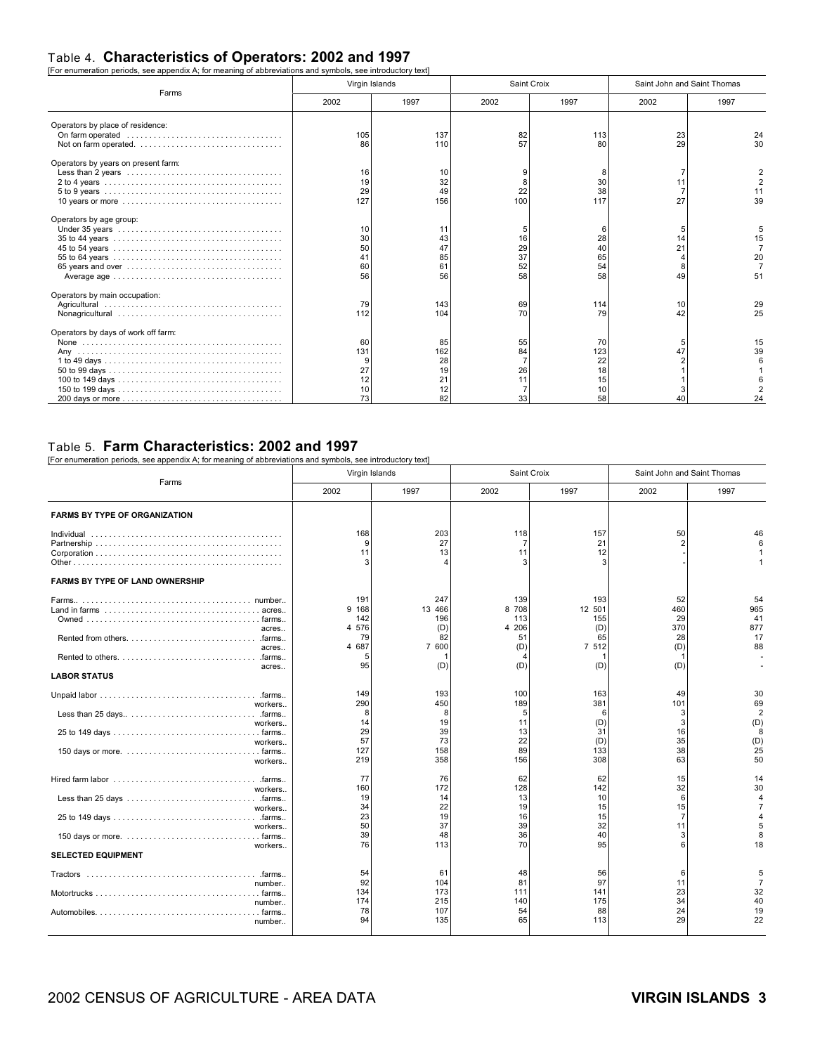## Table 4. **Characteristics of Operators: 2002 and 1997**

[For enumeration periods, see appendix A; for meaning of abbreviations and symbols, see introductory text]

| Farms | Virgin Islands | | Saint Croix | | Saint John and Saint Thomas | |
|---|---|---|---|---|---|---|
| | 2002 | 1997 | 2002 | 1997 | 2002 | 1997 |
| Operators by place of residence: | | | | | | |
| On farm operated | 105 | 137 | 82 | 113 | 23 | 24 |
| Not on farm operated | 86 | 110 | 57 | 80 | 29 | 30 |
| Operators by years on present farm: | | | | | | |
| Less than 2 years | 16 | 10 | 9 | 8 | 7 | 2 |
| 2 to 4 years | 19 | 32 | 8 | 30 | 11 | 2 |
| 5 to 9 years | 29 | 49 | 22 | 38 | 7 | 11 |
| 10 years or more | 127 | 156 | 100 | 117 | 27 | 39 |
| Operators by age group: | | | | | | |
| Under 35 years | 10 | 11 | 5 | 6 | 5 | 5 |
| 35 to 44 years | 30 | 43 | 16 | 28 | 14 | 15 |
| 45 to 54 years | 50 | 47 | 29 | 40 | 21 | 7 |
| 55 to 64 years | 41 | 85 | 37 | 65 | 4 | 20 |
| 65 years and over | 60 | 61 | 52 | 54 | 8 | 7 |
| Average age | 56 | 56 | 58 | 58 | 49 | 51 |
| Operators by main occupation: | | | | | | |
| Agricultural | 79 | 143 | 69 | 114 | 10 | 29 |
| Nonagricultural | 112 | 104 | 70 | 79 | 42 | 25 |
| Operators by days of work off farm: | | | | | | |
| None | 60 | 85 | 55 | 70 | 5 | 15 |
| Any | 131 | 162 | 84 | 123 | 47 | 39 |
| 1 to 49 days | 9 | 28 | 7 | 22 | 2 | 6 |
| 50 to 99 days | 27 | 19 | 26 | 18 | 1 | 1 |
| 100 to 149 days | 12 | 21 | 11 | 15 | 1 | 6 |
| 150 to 199 days | 10 | 12 | 7 | 10 | 3 | 2 |
| 200 days or more | 73 | 82 | 33 | 58 | 40 | 24 |

## Table 5. **Farm Characteristics: 2002 and 1997**

[For enumeration periods, see appendix A; for meaning of abbreviations and symbols, see introductory text]

| Farms | Virgin Islands | | Saint Croix | | Saint John and Saint Thomas | |
|---|---|---|---|---|---|---|
| | 2002 | 1997 | 2002 | 1997 | 2002 | 1997 |
| **FARMS BY TYPE OF ORGANIZATION** | | | | | | |
| Individual | 168 | 203 | 118 | 157 | 50 | 46 |
| Partnership | 9 | 27 | 7 | 21 | 2 | 6 |
| Corporation | 11 | 13 | 11 | 12 | - | 1 |
| Other | 3 | 4 | 3 | 3 | - | 1 |
| **FARMS BY TYPE OF LAND OWNERSHIP** | | | | | | |
| Farms.. number.. | 191 | 247 | 139 | 193 | 52 | 54 |
| Land in farms acres.. | 9 168 | 13 466 | 8 708 | 12 501 | 460 | 965 |
| Owned farms.. | 142 | 196 | 113 | 155 | 29 | 41 |
| acres.. | 4 576 | (D) | 4 206 | (D) | 370 | 877 |
| Rented from others farms.. | 79 | 82 | 51 | 65 | 28 | 17 |
| acres.. | 4 687 | 7 600 | (D) | 7 512 | (D) | 88 |
| Rented to others farms.. | 5 | 1 | 4 | 1 | 1 | - |
| acres.. | 95 | (D) | (D) | (D) | (D) | - |
| **LABOR STATUS** | | | | | | |
| Unpaid labor farms.. | 149 | 193 | 100 | 163 | 49 | 30 |
| workers.. | 290 | 450 | 189 | 381 | 101 | 69 |
| Less than 25 days farms.. | 8 | 8 | 5 | 6 | 3 | 2 |
| workers.. | 14 | 19 | 11 | (D) | 3 | (D) |
| 25 to 149 days farms.. | 29 | 39 | 13 | 31 | 16 | 8 |
| workers.. | 57 | 73 | 22 | (D) | 35 | (D) |
| 150 days or more farms.. | 127 | 158 | 89 | 133 | 38 | 25 |
| workers.. | 219 | 358 | 156 | 308 | 63 | 50 |
| Hired farm labor farms.. | 77 | 76 | 62 | 62 | 15 | 14 |
| workers.. | 160 | 172 | 128 | 142 | 32 | 30 |
| Less than 25 days farms.. | 19 | 14 | 13 | 10 | 6 | 4 |
| workers.. | 34 | 22 | 19 | 15 | 15 | 7 |
| 25 to 149 days farms.. | 23 | 19 | 16 | 15 | 7 | 4 |
| workers.. | 50 | 37 | 39 | 32 | 11 | 5 |
| 150 days or more farms.. | 39 | 48 | 36 | 40 | 3 | 8 |
| workers.. | 76 | 113 | 70 | 95 | 6 | 18 |
| **SELECTED EQUIPMENT** | | | | | | |
| Tractors farms.. | 54 | 61 | 48 | 56 | 6 | 5 |
| number.. | 92 | 104 | 81 | 97 | 11 | 7 |
| Motortrucks farms.. | 134 | 173 | 111 | 141 | 23 | 32 |
| number.. | 174 | 215 | 140 | 175 | 34 | 40 |
| Automobiles farms.. | 78 | 107 | 54 | 88 | 24 | 19 |
| number.. | 94 | 135 | 65 | 113 | 29 | 22 |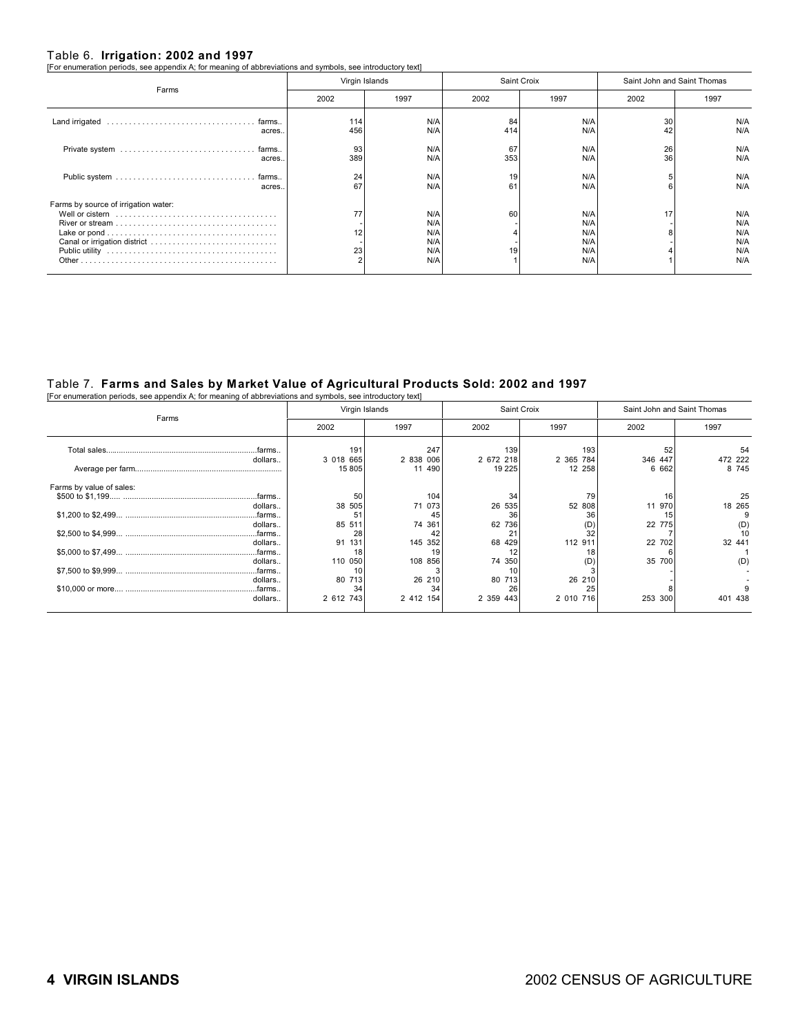## Table 6. **Irrigation: 2002 and 1997**

[For enumeration periods, see appendix A; for meaning of abbreviations and symbols, see introductory text]

| Farms | Virgin Islands | | Saint Croix | | Saint John and Saint Thomas | |
|---|---|---|---|---|---|---|
| | 2002 | 1997 | 2002 | 1997 | 2002 | 1997 |
| Land irrigated .......... farms.. | 114 | N/A | 84 | N/A | 30 | N/A |
| acres.. | 456 | N/A | 414 | N/A | 42 | N/A |
| Private system .......... farms.. | 93 | N/A | 67 | N/A | 26 | N/A |
| acres.. | 389 | N/A | 353 | N/A | 36 | N/A |
| Public system .......... farms.. | 24 | N/A | 19 | N/A | 5 | N/A |
| acres.. | 67 | N/A | 61 | N/A | 6 | N/A |
| Farms by source of irrigation water: | | | | | | |
| Well or cistern .......... | 77 | N/A | 60 | N/A | 17 | N/A |
| River or stream .......... | - | N/A | - | N/A | - | N/A |
| Lake or pond .......... | 12 | N/A | 4 | N/A | 8 | N/A |
| Canal or irrigation district .......... | - | N/A | - | N/A | - | N/A |
| Public utility .......... | 23 | N/A | 19 | N/A | 4 | N/A |
| Other .......... | 2 | N/A | 1 | N/A | 1 | N/A |

## Table 7. **Farms and Sales by Market Value of Agricultural Products Sold: 2002 and 1997**

[For enumeration periods, see appendix A; for meaning of abbreviations and symbols, see introductory text]

| Farms | Virgin Islands | | Saint Croix | | Saint John and Saint Thomas | |
|---|---|---|---|---|---|---|
| | 2002 | 1997 | 2002 | 1997 | 2002 | 1997 |
| Total sales.......... farms.. | 191 | 247 | 139 | 193 | 52 | 54 |
| dollars.. | 3 018 665 | 2 838 006 | 2 672 218 | 2 365 784 | 346 447 | 472 222 |
| Average per farm.......... | 15 805 | 11 490 | 19 225 | 12 258 | 6 662 | 8 745 |
| Farms by value of sales: | | | | | | |
| $500 to $1,199.......... farms.. | 50 | 104 | 34 | 79 | 16 | 25 |
| dollars.. | 38 505 | 71 073 | 26 535 | 52 808 | 11 970 | 18 265 |
| $1,200 to $2,499.......... farms.. | 51 | 45 | 36 | 36 | 15 | 9 |
| dollars.. | 85 511 | 74 361 | 62 736 | (D) | 22 775 | (D) |
| $2,500 to $4,999.......... farms.. | 28 | 42 | 21 | 32 | 7 | 10 |
| dollars.. | 91 131 | 145 352 | 68 429 | 112 911 | 22 702 | 32 441 |
| $5,000 to $7,499.......... farms.. | 18 | 19 | 12 | 18 | 6 | 1 |
| dollars.. | 110 050 | 108 856 | 74 350 | (D) | 35 700 | (D) |
| $7,500 to $9,999.......... farms.. | 10 | 3 | 10 | 3 | - | - |
| dollars.. | 80 713 | 26 210 | 80 713 | 26 210 | - | - |
| $10,000 or more.......... farms.. | 34 | 34 | 26 | 25 | 8 | 9 |
| dollars.. | 2 612 743 | 2 412 154 | 2 359 443 | 2 010 716 | 253 300 | 401 438 |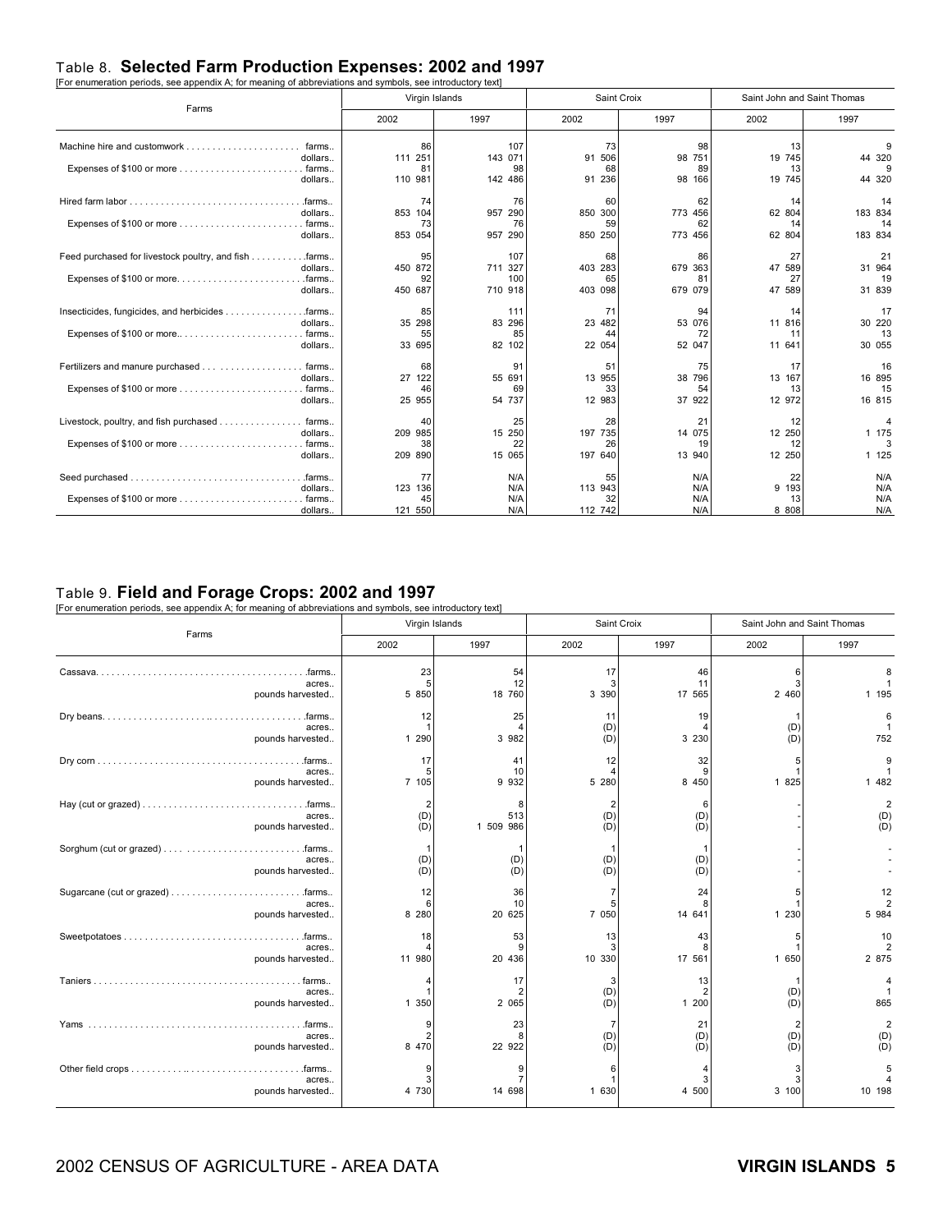## Table 8. Selected Farm Production Expenses: 2002 and 1997

[For enumeration periods, see appendix A; for meaning of abbreviations and symbols, see introductory text]

| Farms | | Virgin Islands | | Saint Croix | | Saint John and Saint Thomas | |
|---|---|---|---|---|---|---|---|
| | | 2002 | 1997 | 2002 | 1997 | 2002 | 1997 |
| Machine hire and customwork | farms.. | 86 | 107 | 73 | 98 | 13 | 9 |
| | dollars.. | 111 251 | 143 071 | 91 506 | 98 751 | 19 745 | 44 320 |
| Expenses of $100 or more | farms.. | 81 | 98 | 68 | 89 | 13 | 9 |
| | dollars.. | 110 981 | 142 486 | 91 236 | 98 166 | 19 745 | 44 320 |
| Hired farm labor | farms.. | 74 | 76 | 60 | 62 | 14 | 14 |
| | dollars.. | 853 104 | 957 290 | 850 300 | 773 456 | 62 804 | 183 834 |
| Expenses of $100 or more | farms.. | 73 | 76 | 59 | 62 | 14 | 14 |
| | dollars.. | 853 054 | 957 290 | 850 250 | 773 456 | 62 804 | 183 834 |
| Feed purchased for livestock poultry, and fish | farms.. | 95 | 107 | 68 | 86 | 27 | 21 |
| | dollars.. | 450 872 | 711 327 | 403 283 | 679 363 | 47 589 | 31 964 |
| Expenses of $100 or more | farms.. | 92 | 100 | 65 | 81 | 27 | 19 |
| | dollars.. | 450 687 | 710 918 | 403 098 | 679 079 | 47 589 | 31 839 |
| Insecticides, fungicides, and herbicides | farms.. | 85 | 111 | 71 | 94 | 14 | 17 |
| | dollars.. | 35 298 | 83 296 | 23 482 | 53 076 | 11 816 | 30 220 |
| Expenses of $100 or more | farms.. | 55 | 85 | 44 | 72 | 11 | 13 |
| | dollars.. | 33 695 | 82 102 | 22 054 | 52 047 | 11 641 | 30 055 |
| Fertilizers and manure purchased | farms.. | 68 | 91 | 51 | 75 | 17 | 16 |
| | dollars.. | 27 122 | 55 691 | 13 955 | 38 796 | 13 167 | 16 895 |
| Expenses of $100 or more | farms.. | 46 | 69 | 33 | 54 | 13 | 15 |
| | dollars.. | 25 955 | 54 737 | 12 983 | 37 922 | 12 972 | 16 815 |
| Livestock, poultry, and fish purchased | farms.. | 40 | 25 | 28 | 21 | 12 | 4 |
| | dollars.. | 209 985 | 15 250 | 197 735 | 14 075 | 12 250 | 1 175 |
| Expenses of $100 or more | farms.. | 38 | 22 | 26 | 19 | 12 | 3 |
| | dollars.. | 209 890 | 15 065 | 197 640 | 13 940 | 12 250 | 1 125 |
| Seed purchased | farms.. | 77 | N/A | 55 | N/A | 22 | N/A |
| | dollars.. | 123 136 | N/A | 113 943 | N/A | 9 193 | N/A |
| Expenses of $100 or more | farms.. | 45 | N/A | 32 | N/A | 13 | N/A |
| | dollars.. | 121 550 | N/A | 112 742 | N/A | 8 808 | N/A |

## Table 9. Field and Forage Crops: 2002 and 1997

[For enumeration periods, see appendix A; for meaning of abbreviations and symbols, see introductory text]

| Farms | | Virgin Islands | | Saint Croix | | Saint John and Saint Thomas | |
|---|---|---|---|---|---|---|---|
| | | 2002 | 1997 | 2002 | 1997 | 2002 | 1997 |
| Cassava | farms.. | 23 | 54 | 17 | 46 | 6 | 8 |
| | acres.. | 5 | 12 | 3 | 11 | 3 | 1 |
| | pounds harvested.. | 5 850 | 18 760 | 3 390 | 17 565 | 2 460 | 1 195 |
| Dry beans | farms.. | 12 | 25 | 11 | 19 | 1 | 6 |
| | acres.. | 1 | 4 | (D) | 4 | (D) | 1 |
| | pounds harvested.. | 1 290 | 3 982 | (D) | 3 230 | (D) | 752 |
| Dry corn | farms.. | 17 | 41 | 12 | 32 | 5 | 9 |
| | acres.. | 5 | 10 | 4 | 9 | 1 | 1 |
| | pounds harvested.. | 7 105 | 9 932 | 5 280 | 8 450 | 1 825 | 1 482 |
| Hay (cut or grazed) | farms.. | 2 | 8 | 2 | 6 | - | 2 |
| | acres.. | (D) | 513 | (D) | (D) | - | (D) |
| | pounds harvested.. | (D) | 1 509 986 | (D) | (D) | - | (D) |
| Sorghum (cut or grazed) | farms.. | 1 | 1 | 1 | 1 | - | - |
| | acres.. | (D) | (D) | (D) | (D) | - | - |
| | pounds harvested.. | (D) | (D) | (D) | (D) | - | - |
| Sugarcane (cut or grazed) | farms.. | 12 | 36 | 7 | 24 | 5 | 12 |
| | acres.. | 6 | 10 | 5 | 8 | 1 | 2 |
| | pounds harvested.. | 8 280 | 20 625 | 7 050 | 14 641 | 1 230 | 5 984 |
| Sweetpotatoes | farms.. | 18 | 53 | 13 | 43 | 5 | 10 |
| | acres.. | 4 | 9 | 3 | 8 | 1 | 2 |
| | pounds harvested.. | 11 980 | 20 436 | 10 330 | 17 561 | 1 650 | 2 875 |
| Taniers | farms.. | 4 | 17 | 3 | 13 | 1 | 4 |
| | acres.. | 1 | 2 | (D) | 2 | (D) | 1 |
| | pounds harvested.. | 1 350 | 2 065 | (D) | 1 200 | (D) | 865 |
| Yams | farms.. | 9 | 23 | 7 | 21 | 2 | 2 |
| | acres.. | 2 | 8 | (D) | (D) | (D) | (D) |
| | pounds harvested.. | 8 470 | 22 922 | (D) | (D) | (D) | (D) |
| Other field crops | farms.. | 9 | 9 | 6 | 4 | 3 | 5 |
| | acres.. | 3 | 7 | 1 | 3 | 3 | 4 |
| | pounds harvested.. | 4 730 | 14 698 | 1 630 | 4 500 | 3 100 | 10 198 |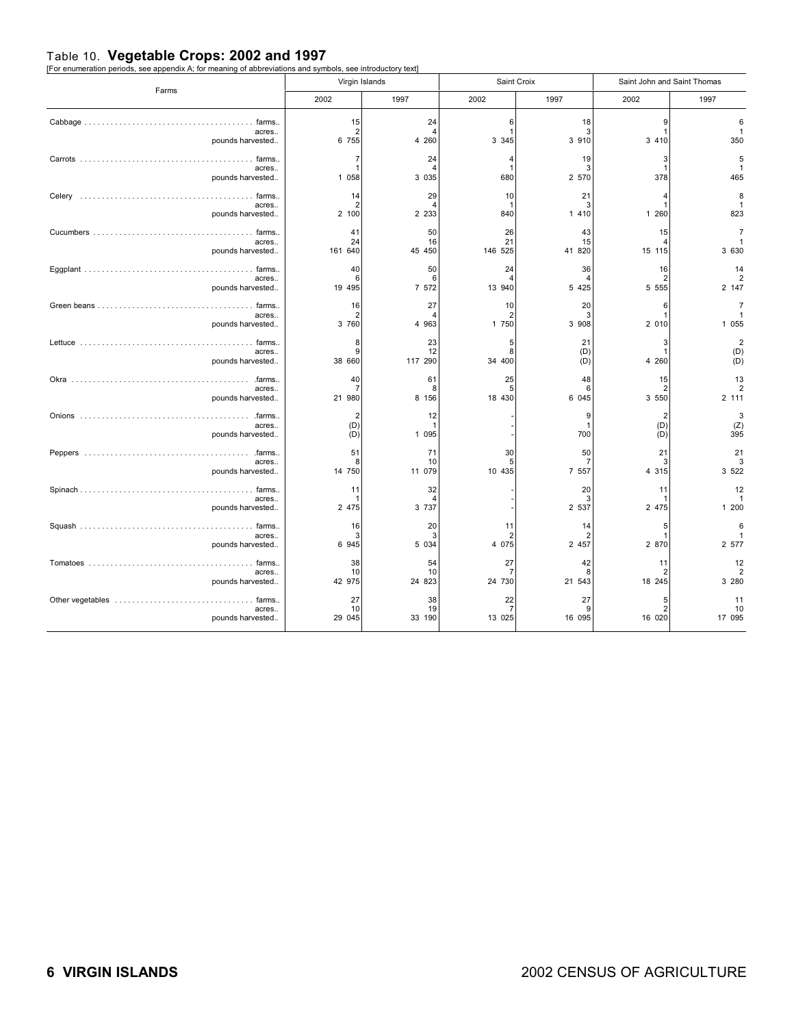# Table 10. **Vegetable Crops: 2002 and 1997**

[For enumeration periods, see appendix A; for meaning of abbreviations and symbols, see introductory text]

| Farms | Virgin Islands | | Saint Croix | | Saint John and Saint Thomas | |
|---|---|---|---|---|---|---|
| | 2002 | 1997 | 2002 | 1997 | 2002 | 1997 |
| Cabbage . . . . . . . . . . farms.. | 15 | 24 | 6 | 18 | 9 | 6 |
| acres.. | 2 | 4 | 1 | 3 | 1 | 1 |
| pounds harvested.. | 6 755 | 4 260 | 3 345 | 3 910 | 3 410 | 350 |
| Carrots . . . . . . . . . . farms.. | 7 | 24 | 4 | 19 | 3 | 5 |
| acres.. | 1 | 4 | 1 | 3 | 1 | 1 |
| pounds harvested.. | 1 058 | 3 035 | 680 | 2 570 | 378 | 465 |
| Celery . . . . . . . . . . farms.. | 14 | 29 | 10 | 21 | 4 | 8 |
| acres.. | 2 | 4 | 1 | 3 | 1 | 1 |
| pounds harvested.. | 2 100 | 2 233 | 840 | 1 410 | 1 260 | 823 |
| Cucumbers . . . . . . . . . . farms.. | 41 | 50 | 26 | 43 | 15 | 7 |
| acres.. | 24 | 16 | 21 | 15 | 4 | 1 |
| pounds harvested.. | 161 640 | 45 450 | 146 525 | 41 820 | 15 115 | 3 630 |
| Eggplant . . . . . . . . . . farms.. | 40 | 50 | 24 | 36 | 16 | 14 |
| acres.. | 6 | 6 | 4 | 4 | 2 | 2 |
| pounds harvested.. | 19 495 | 7 572 | 13 940 | 5 425 | 5 555 | 2 147 |
| Green beans . . . . . . . . . . farms.. | 16 | 27 | 10 | 20 | 6 | 7 |
| acres.. | 2 | 4 | 2 | 3 | 1 | 1 |
| pounds harvested.. | 3 760 | 4 963 | 1 750 | 3 908 | 2 010 | 1 055 |
| Lettuce . . . . . . . . . . farms.. | 8 | 23 | 5 | 21 | 3 | 2 |
| acres.. | 9 | 12 | 8 | (D) | 1 | (D) |
| pounds harvested.. | 38 660 | 117 290 | 34 400 | (D) | 4 260 | (D) |
| Okra . . . . . . . . . . farms.. | 40 | 61 | 25 | 48 | 15 | 13 |
| acres.. | 7 | 8 | 5 | 6 | 2 | 2 |
| pounds harvested.. | 21 980 | 8 156 | 18 430 | 6 045 | 3 550 | 2 111 |
| Onions . . . . . . . . . . farms.. | 2 | 12 | - | 9 | 2 | 3 |
| acres.. | (D) | 1 | - | 1 | (D) | (Z) |
| pounds harvested.. | (D) | 1 095 | - | 700 | (D) | 395 |
| Peppers . . . . . . . . . . farms.. | 51 | 71 | 30 | 50 | 21 | 21 |
| acres.. | 8 | 10 | 5 | 7 | 3 | 3 |
| pounds harvested.. | 14 750 | 11 079 | 10 435 | 7 557 | 4 315 | 3 522 |
| Spinach . . . . . . . . . . farms.. | 11 | 32 | - | 20 | 11 | 12 |
| acres.. | 1 | 4 | - | 3 | 1 | 1 |
| pounds harvested.. | 2 475 | 3 737 | - | 2 537 | 2 475 | 1 200 |
| Squash . . . . . . . . . . farms.. | 16 | 20 | 11 | 14 | 5 | 6 |
| acres.. | 3 | 3 | 2 | 2 | 1 | 1 |
| pounds harvested.. | 6 945 | 5 034 | 4 075 | 2 457 | 2 870 | 2 577 |
| Tomatoes . . . . . . . . . . farms.. | 38 | 54 | 27 | 42 | 11 | 12 |
| acres.. | 10 | 10 | 7 | 8 | 2 | 2 |
| pounds harvested.. | 42 975 | 24 823 | 24 730 | 21 543 | 18 245 | 3 280 |
| Other vegetables . . . . . . . . . . farms.. | 27 | 38 | 22 | 27 | 5 | 11 |
| acres.. | 10 | 19 | 7 | 9 | 2 | 10 |
| pounds harvested.. | 29 045 | 33 190 | 13 025 | 16 095 | 16 020 | 17 095 |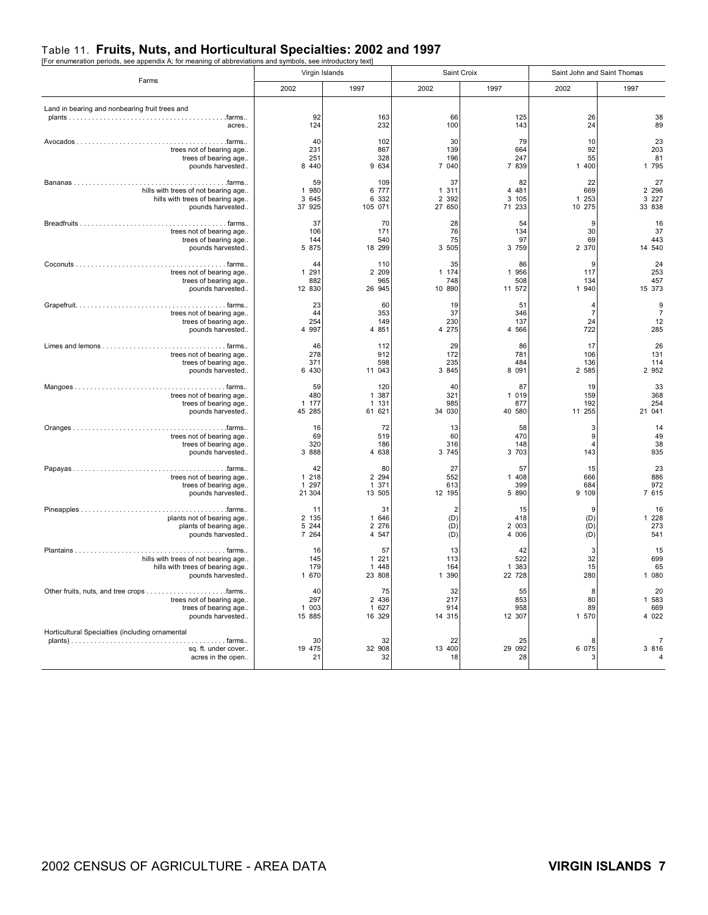# Table 11. **Fruits, Nuts, and Horticultural Specialties: 2002 and 1997**

[For enumeration periods, see appendix A; for meaning of abbreviations and symbols, see introductory text]

| Farms | Virgin Islands | | Saint Croix | | Saint John and Saint Thomas | |
|---|---|---|---|---|---|---|
| | 2002 | 1997 | 2002 | 1997 | 2002 | 1997 |
| Land in bearing and nonbearing fruit trees and plants ........farms.. | 92 | 163 | 66 | 125 | 26 | 38 |
| acres.. | 124 | 232 | 100 | 143 | 24 | 89 |
| Avocados ........farms.. | 40 | 102 | 30 | 79 | 10 | 23 |
| trees not of bearing age.. | 231 | 867 | 139 | 664 | 92 | 203 |
| trees of bearing age.. | 251 | 328 | 196 | 247 | 55 | 81 |
| pounds harvested.. | 8 440 | 9 634 | 7 040 | 7 839 | 1 400 | 1 795 |
| Bananas ........farms.. | 59 | 109 | 37 | 82 | 22 | 27 |
| hills with trees of not bearing age.. | 1 980 | 6 777 | 1 311 | 4 481 | 669 | 2 296 |
| hills with trees of bearing age.. | 3 645 | 6 332 | 2 392 | 3 105 | 1 253 | 3 227 |
| pounds harvested.. | 37 925 | 105 071 | 27 650 | 71 233 | 10 275 | 33 838 |
| Breadfruits ........farms.. | 37 | 70 | 28 | 54 | 9 | 16 |
| trees not of bearing age.. | 106 | 171 | 76 | 134 | 30 | 37 |
| trees of bearing age.. | 144 | 540 | 75 | 97 | 69 | 443 |
| pounds harvested.. | 5 875 | 18 299 | 3 505 | 3 759 | 2 370 | 14 540 |
| Coconuts ........farms.. | 44 | 110 | 35 | 86 | 9 | 24 |
| trees not of bearing age.. | 1 291 | 2 209 | 1 174 | 1 956 | 117 | 253 |
| trees of bearing age.. | 882 | 965 | 748 | 508 | 134 | 457 |
| pounds harvested.. | 12 830 | 26 945 | 10 890 | 11 572 | 1 940 | 15 373 |
| Grapefruit........farms.. | 23 | 60 | 19 | 51 | 4 | 9 |
| trees not of bearing age.. | 44 | 353 | 37 | 346 | 7 | 7 |
| trees of bearing age.. | 254 | 149 | 230 | 137 | 24 | 12 |
| pounds harvested.. | 4 997 | 4 851 | 4 275 | 4 566 | 722 | 285 |
| Limes and lemons ........farms.. | 46 | 112 | 29 | 86 | 17 | 26 |
| trees not of bearing age.. | 278 | 912 | 172 | 781 | 106 | 131 |
| trees of bearing age.. | 371 | 598 | 235 | 484 | 136 | 114 |
| pounds harvested.. | 6 430 | 11 043 | 3 845 | 8 091 | 2 585 | 2 952 |
| Mangoes ........farms.. | 59 | 120 | 40 | 87 | 19 | 33 |
| trees not of bearing age.. | 480 | 1 387 | 321 | 1 019 | 159 | 368 |
| trees of bearing age.. | 1 177 | 1 131 | 985 | 877 | 192 | 254 |
| pounds harvested.. | 45 285 | 61 621 | 34 030 | 40 580 | 11 255 | 21 041 |
| Oranges ........farms.. | 16 | 72 | 13 | 58 | 3 | 14 |
| trees not of bearing age.. | 69 | 519 | 60 | 470 | 9 | 49 |
| trees of bearing age.. | 320 | 186 | 316 | 148 | 4 | 38 |
| pounds harvested.. | 3 888 | 4 638 | 3 745 | 3 703 | 143 | 935 |
| Papayas ........farms.. | 42 | 80 | 27 | 57 | 15 | 23 |
| trees not of bearing age.. | 1 218 | 2 294 | 552 | 1 408 | 666 | 886 |
| trees of bearing age.. | 1 297 | 1 371 | 613 | 399 | 684 | 972 |
| pounds harvested.. | 21 304 | 13 505 | 12 195 | 5 890 | 9 109 | 7 615 |
| Pineapples ........farms.. | 11 | 31 | 2 | 15 | 9 | 16 |
| plants not of bearing age.. | 2 135 | 1 646 | (D) | 418 | (D) | 1 228 |
| plants of bearing age.. | 5 244 | 2 276 | (D) | 2 003 | (D) | 273 |
| pounds harvested.. | 7 264 | 4 547 | (D) | 4 006 | (D) | 541 |
| Plantains ........farms.. | 16 | 57 | 13 | 42 | 3 | 15 |
| hills with trees of not bearing age.. | 145 | 1 221 | 113 | 522 | 32 | 699 |
| hills with trees of bearing age.. | 179 | 1 448 | 164 | 1 383 | 15 | 65 |
| pounds harvested.. | 1 670 | 23 808 | 1 390 | 22 728 | 280 | 1 080 |
| Other fruits, nuts, and tree crops ........farms.. | 40 | 75 | 32 | 55 | 8 | 20 |
| trees not of bearing age.. | 297 | 2 436 | 217 | 853 | 80 | 1 583 |
| trees of bearing age.. | 1 003 | 1 627 | 914 | 958 | 89 | 669 |
| pounds harvested.. | 15 885 | 16 329 | 14 315 | 12 307 | 1 570 | 4 022 |
| Horticultural Specialties (including ornamental plants) ........farms.. | 30 | 32 | 22 | 25 | 8 | 7 |
| sq. ft. under cover.. | 19 475 | 32 908 | 13 400 | 29 092 | 6 075 | 3 816 |
| acres in the open.. | 21 | 32 | 18 | 28 | 3 | 4 |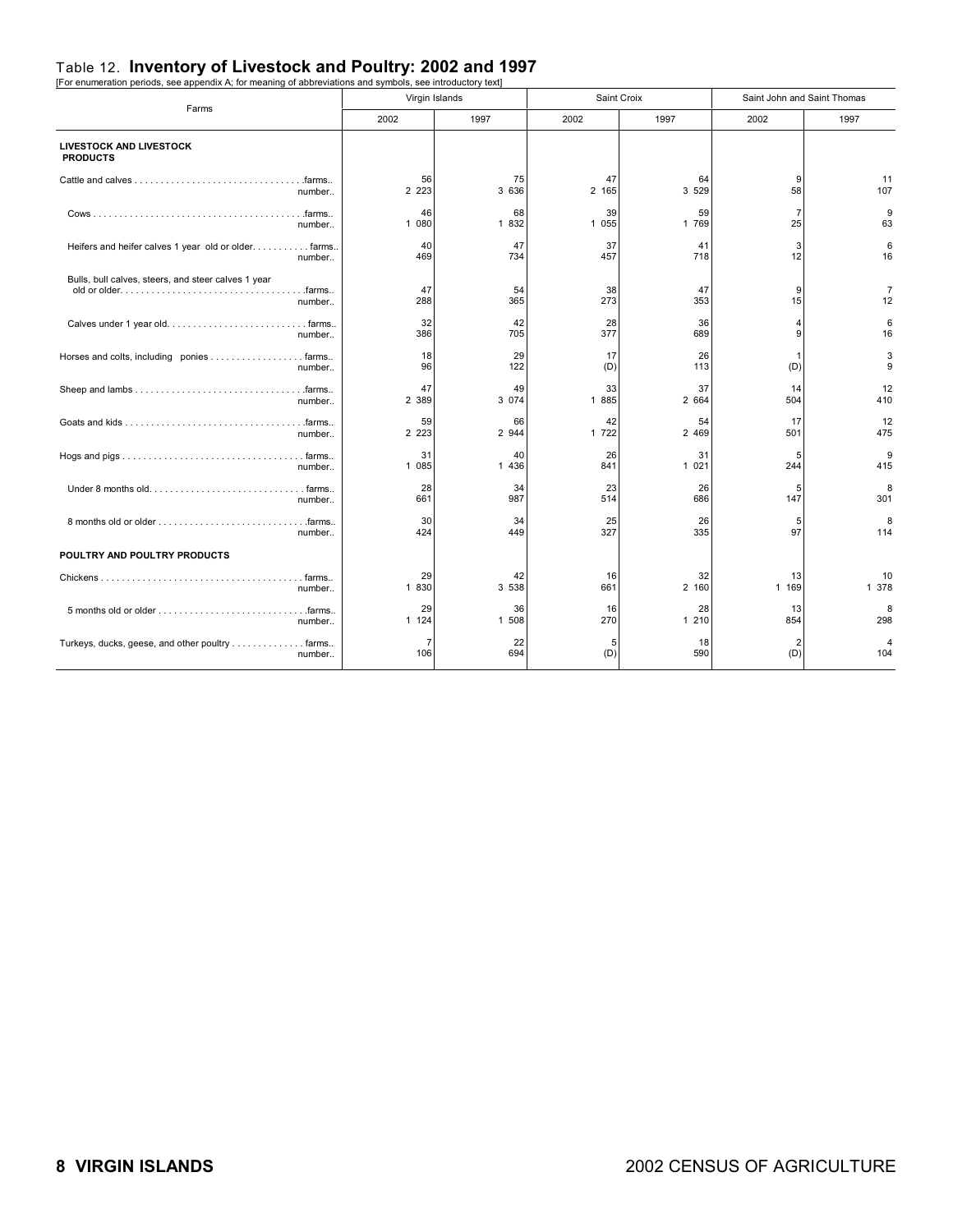## Table 12. **Inventory of Livestock and Poultry: 2002 and 1997**

[For enumeration periods, see appendix A; for meaning of abbreviations and symbols, see introductory text]

| Farms | | Virgin Islands | | Saint Croix | | Saint John and Saint Thomas | |
|---|---|---|---|---|---|---|---|
| | | 2002 | 1997 | 2002 | 1997 | 2002 | 1997 |
| **LIVESTOCK AND LIVESTOCK PRODUCTS** | | | | | | | |
| Cattle and calves | farms | 56 | 75 | 47 | 64 | 9 | 11 |
| | number | 2 223 | 3 636 | 2 165 | 3 529 | 58 | 107 |
| Cows | farms | 46 | 68 | 39 | 59 | 7 | 9 |
| | number | 1 080 | 1 832 | 1 055 | 1 769 | 25 | 63 |
| Heifers and heifer calves 1 year old or older | farms | 40 | 47 | 37 | 41 | 3 | 6 |
| | number | 469 | 734 | 457 | 718 | 12 | 16 |
| Bulls, bull calves, steers, and steer calves 1 year old or older | farms | 47 | 54 | 38 | 47 | 9 | 7 |
| | number | 288 | 365 | 273 | 353 | 15 | 12 |
| Calves under 1 year old | farms | 32 | 42 | 28 | 36 | 4 | 6 |
| | number | 386 | 705 | 377 | 689 | 9 | 16 |
| Horses and colts, including ponies | farms | 18 | 29 | 17 | 26 | 1 | 3 |
| | number | 96 | 122 | (D) | 113 | (D) | 9 |
| Sheep and lambs | farms | 47 | 49 | 33 | 37 | 14 | 12 |
| | number | 2 389 | 3 074 | 1 885 | 2 664 | 504 | 410 |
| Goats and kids | farms | 59 | 66 | 42 | 54 | 17 | 12 |
| | number | 2 223 | 2 944 | 1 722 | 2 469 | 501 | 475 |
| Hogs and pigs | farms | 31 | 40 | 26 | 31 | 5 | 9 |
| | number | 1 085 | 1 436 | 841 | 1 021 | 244 | 415 |
| Under 8 months old | farms | 28 | 34 | 23 | 26 | 5 | 8 |
| | number | 661 | 987 | 514 | 686 | 147 | 301 |
| 8 months old or older | farms | 30 | 34 | 25 | 26 | 5 | 8 |
| | number | 424 | 449 | 327 | 335 | 97 | 114 |
| **POULTRY AND POULTRY PRODUCTS** | | | | | | | |
| Chickens | farms | 29 | 42 | 16 | 32 | 13 | 10 |
| | number | 1 830 | 3 538 | 661 | 2 160 | 1 169 | 1 378 |
| 5 months old or older | farms | 29 | 36 | 16 | 28 | 13 | 8 |
| | number | 1 124 | 1 508 | 270 | 1 210 | 854 | 298 |
| Turkeys, ducks, geese, and other poultry | farms | 7 | 22 | 5 | 18 | 2 | 4 |
| | number | 106 | 694 | (D) | 590 | (D) | 104 |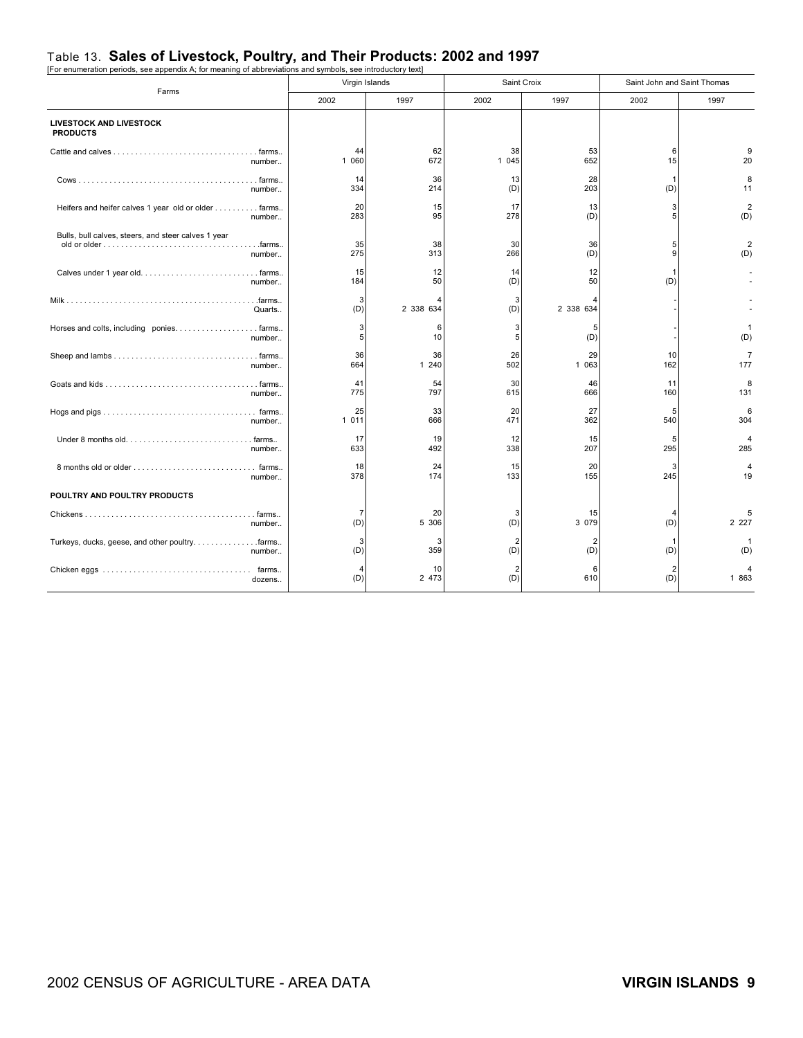# Table 13. **Sales of Livestock, Poultry, and Their Products: 2002 and 1997**

[For enumeration periods, see appendix A; for meaning of abbreviations and symbols, see introductory text]

| Farms | | Virgin Islands | | Saint Croix | | Saint John and Saint Thomas | |
|---|---|---|---|---|---|---|---|
| | | 2002 | 1997 | 2002 | 1997 | 2002 | 1997 |
| **LIVESTOCK AND LIVESTOCK PRODUCTS** | | | | | | | |
| Cattle and calves | farms.. | 44 | 62 | 38 | 53 | 6 | 9 |
| | number.. | 1 060 | 672 | 1 045 | 652 | 15 | 20 |
| Cows | farms.. | 14 | 36 | 13 | 28 | 1 | 8 |
| | number.. | 334 | 214 | (D) | 203 | (D) | 11 |
| Heifers and heifer calves 1 year old or older | farms.. | 20 | 15 | 17 | 13 | 3 | 2 |
| | number.. | 283 | 95 | 278 | (D) | 5 | (D) |
| Bulls, bull calves, steers, and steer calves 1 year old or older | farms.. | 35 | 38 | 30 | 36 | 5 | 2 |
| | number.. | 275 | 313 | 266 | (D) | 9 | (D) |
| Calves under 1 year old | farms.. | 15 | 12 | 14 | 12 | 1 | - |
| | number.. | 184 | 50 | (D) | 50 | (D) | - |
| Milk | farms.. | 3 | 4 | 3 | 4 | - | - |
| | Quarts.. | (D) | 2 338 634 | (D) | 2 338 634 | - | - |
| Horses and colts, including ponies | farms.. | 3 | 6 | 3 | 5 | - | 1 |
| | number.. | 5 | 10 | 5 | (D) | - | (D) |
| Sheep and lambs | farms.. | 36 | 36 | 26 | 29 | 10 | 7 |
| | number.. | 664 | 1 240 | 502 | 1 063 | 162 | 177 |
| Goats and kids | farms.. | 41 | 54 | 30 | 46 | 11 | 8 |
| | number.. | 775 | 797 | 615 | 666 | 160 | 131 |
| Hogs and pigs | farms.. | 25 | 33 | 20 | 27 | 5 | 6 |
| | number.. | 1 011 | 666 | 471 | 362 | 540 | 304 |
| Under 8 months old | farms.. | 17 | 19 | 12 | 15 | 5 | 4 |
| | number.. | 633 | 492 | 338 | 207 | 295 | 285 |
| 8 months old or older | farms.. | 18 | 24 | 15 | 20 | 3 | 4 |
| | number.. | 378 | 174 | 133 | 155 | 245 | 19 |
| **POULTRY AND POULTRY PRODUCTS** | | | | | | | |
| Chickens | farms.. | 7 | 20 | 3 | 15 | 4 | 5 |
| | number.. | (D) | 5 306 | (D) | 3 079 | (D) | 2 227 |
| Turkeys, ducks, geese, and other poultry | farms.. | 3 | 3 | 2 | 2 | 1 | 1 |
| | number.. | (D) | 359 | (D) | (D) | (D) | (D) |
| Chicken eggs | farms.. | 4 | 10 | 2 | 6 | 2 | 4 |
| | dozens.. | (D) | 2 473 | (D) | 610 | (D) | 1 863 |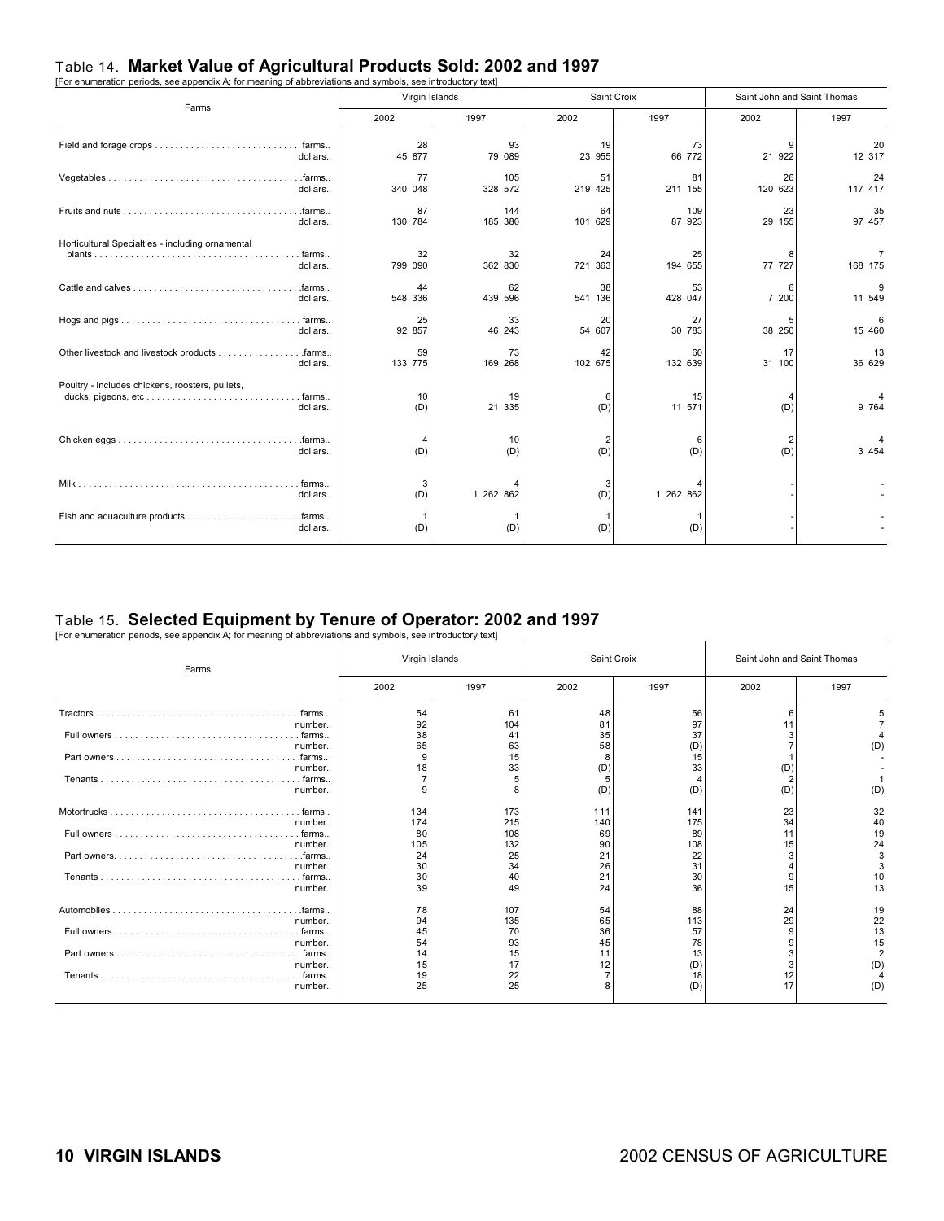## Table 14. **Market Value of Agricultural Products Sold: 2002 and 1997**

[For enumeration periods, see appendix A; for meaning of abbreviations and symbols, see introductory text]

| Farms | | Virgin Islands | | Saint Croix | | Saint John and Saint Thomas | |
|---|---|---|---|---|---|---|---|
| | | 2002 | 1997 | 2002 | 1997 | 2002 | 1997 |
| Field and forage crops | farms | 28 | 93 | 19 | 73 | 9 | 20 |
| | dollars | 45 877 | 79 089 | 23 955 | 66 772 | 21 922 | 12 317 |
| Vegetables | farms | 77 | 105 | 51 | 81 | 26 | 24 |
| | dollars | 340 048 | 328 572 | 219 425 | 211 155 | 120 623 | 117 417 |
| Fruits and nuts | farms | 87 | 144 | 64 | 109 | 23 | 35 |
| | dollars | 130 784 | 185 380 | 101 629 | 87 923 | 29 155 | 97 457 |
| Horticultural Specialties - including ornamental plants | farms | 32 | 32 | 24 | 25 | 8 | 7 |
| | dollars | 799 090 | 362 830 | 721 363 | 194 655 | 77 727 | 168 175 |
| Cattle and calves | farms | 44 | 62 | 38 | 53 | 6 | 9 |
| | dollars | 548 336 | 439 596 | 541 136 | 428 047 | 7 200 | 11 549 |
| Hogs and pigs | farms | 25 | 33 | 20 | 27 | 5 | 6 |
| | dollars | 92 857 | 46 243 | 54 607 | 30 783 | 38 250 | 15 460 |
| Other livestock and livestock products | farms | 59 | 73 | 42 | 60 | 17 | 13 |
| | dollars | 133 775 | 169 268 | 102 675 | 132 639 | 31 100 | 36 629 |
| Poultry - includes chickens, roosters, pullets, ducks, pigeons, etc | farms | 10 | 19 | 6 | 15 | 4 | 4 |
| | dollars | (D) | 21 335 | (D) | 11 571 | (D) | 9 764 |
| Chicken eggs | farms | 4 | 10 | 2 | 6 | 2 | 4 |
| | dollars | (D) | (D) | (D) | (D) | (D) | 3 454 |
| Milk | farms | 3 | 4 | 3 | 4 | - | - |
| | dollars | (D) | 1 262 862 | (D) | 1 262 862 | - | - |
| Fish and aquaculture products | farms | 1 | 1 | 1 | 1 | - | - |
| | dollars | (D) | (D) | (D) | (D) | - | - |

## Table 15. **Selected Equipment by Tenure of Operator: 2002 and 1997**

[For enumeration periods, see appendix A; for meaning of abbreviations and symbols, see introductory text]

| Farms | | Virgin Islands | | Saint Croix | | Saint John and Saint Thomas | |
|---|---|---|---|---|---|---|---|
| | | 2002 | 1997 | 2002 | 1997 | 2002 | 1997 |
| Tractors | farms | 54 | 61 | 48 | 56 | 6 | 5 |
| | number | 92 | 104 | 81 | 97 | 11 | 7 |
| Full owners | farms | 38 | 41 | 35 | 37 | 3 | 4 |
| | number | 65 | 63 | 58 | (D) | 7 | (D) |
| Part owners | farms | 9 | 15 | 8 | 15 | 1 | - |
| | number | 18 | 33 | (D) | 33 | (D) | - |
| Tenants | farms | 7 | 5 | 5 | 4 | 2 | 1 |
| | number | 9 | 8 | (D) | (D) | (D) | (D) |
| Motortrucks | farms | 134 | 173 | 111 | 141 | 23 | 32 |
| | number | 174 | 215 | 140 | 175 | 34 | 40 |
| Full owners | farms | 80 | 108 | 69 | 89 | 11 | 19 |
| | number | 105 | 132 | 90 | 108 | 15 | 24 |
| Part owners | farms | 24 | 25 | 21 | 22 | 3 | 3 |
| | number | 30 | 34 | 26 | 31 | 4 | 3 |
| Tenants | farms | 30 | 40 | 21 | 30 | 9 | 10 |
| | number | 39 | 49 | 24 | 36 | 15 | 13 |
| Automobiles | farms | 78 | 107 | 54 | 88 | 24 | 19 |
| | number | 94 | 135 | 65 | 113 | 29 | 22 |
| Full owners | farms | 45 | 70 | 36 | 57 | 9 | 13 |
| | number | 54 | 93 | 45 | 78 | 9 | 15 |
| Part owners | farms | 14 | 15 | 11 | 13 | 3 | 2 |
| | number | 15 | 17 | 12 | (D) | 3 | (D) |
| Tenants | farms | 19 | 22 | 7 | 18 | 12 | 4 |
| | number | 25 | 25 | 8 | (D) | 17 | (D) |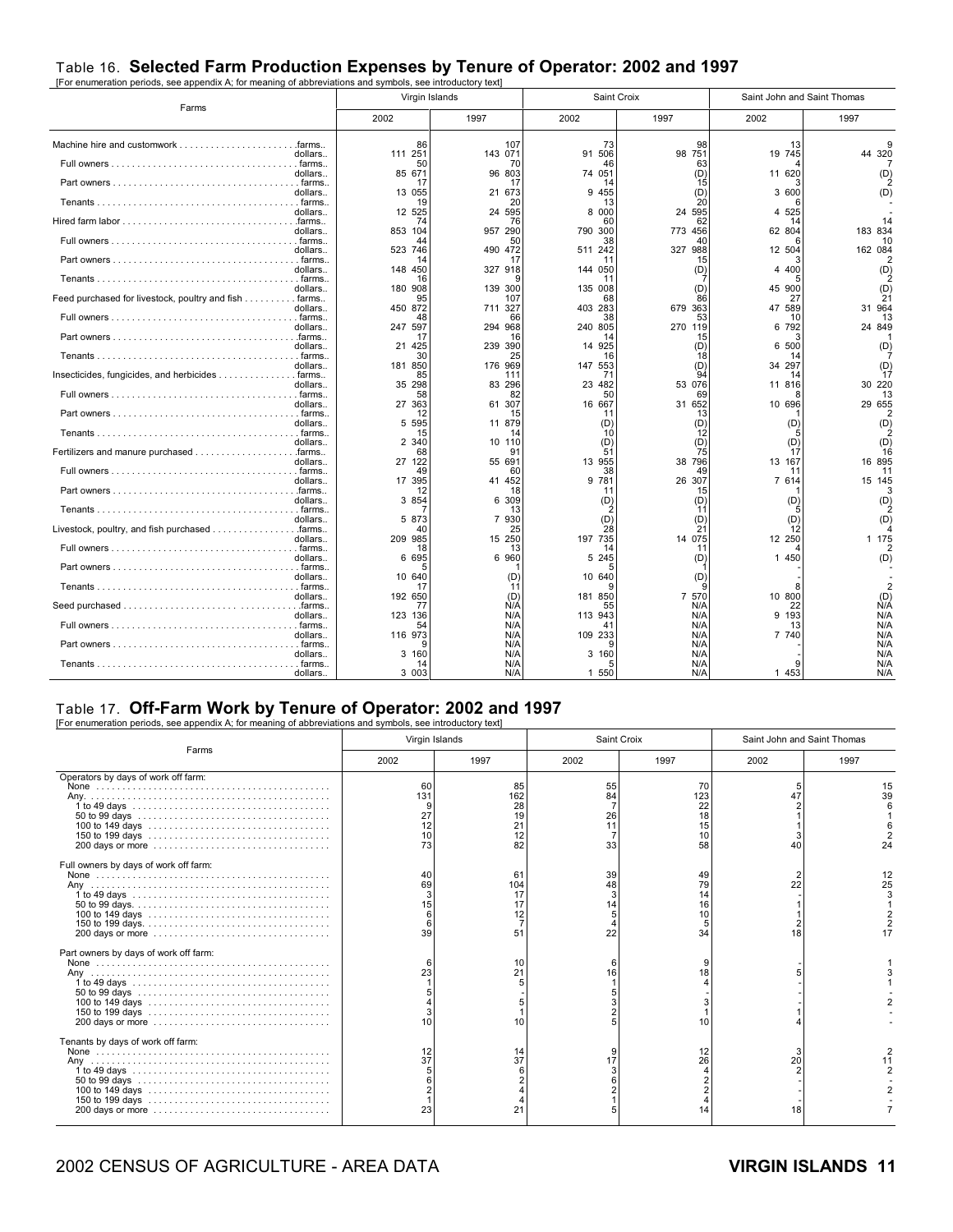## Table 16. Selected Farm Production Expenses by Tenure of Operator: 2002 and 1997

[For enumeration periods, see appendix A; for meaning of abbreviations and symbols, see introductory text]

| Farms | | Virgin Islands | | Saint Croix | | Saint John and Saint Thomas | |
|---|---|---|---|---|---|---|---|
| | | 2002 | 1997 | 2002 | 1997 | 2002 | 1997 |
| Machine hire and customwork | farms | 86 | 107 | 73 | 98 | 13 | 9 |
| | dollars | 111 251 | 143 071 | 91 506 | 98 751 | 19 745 | 44 320 |
| Full owners | farms | 50 | 70 | 46 | 63 | 4 | 7 |
| | dollars | 85 671 | 96 803 | 74 051 | (D) | 11 620 | (D) |
| Part owners | farms | 17 | 17 | 14 | 15 | 3 | 2 |
| | dollars | 13 055 | 21 673 | 9 455 | (D) | 3 600 | (D) |
| Tenants | farms | 19 | 20 | 13 | 20 | 6 | - |
| | dollars | 12 525 | 24 595 | 8 000 | 24 595 | 4 525 | - |
| Hired farm labor | farms | 74 | 76 | 60 | 62 | 14 | 14 |
| | dollars | 853 104 | 957 290 | 790 300 | 773 456 | 62 804 | 183 834 |
| Full owners | farms | 44 | 50 | 38 | 40 | 6 | 10 |
| | dollars | 523 746 | 490 472 | 511 242 | 327 988 | 12 504 | 162 084 |
| Part owners | farms | 14 | 17 | 11 | 15 | 3 | 2 |
| | dollars | 148 450 | 327 918 | 144 050 | (D) | 4 400 | (D) |
| Tenants | farms | 16 | 9 | 11 | 7 | 5 | 2 |
| | dollars | 180 908 | 139 300 | 135 008 | (D) | 45 900 | (D) |
| Feed purchased for livestock, poultry and fish | farms | 95 | 107 | 68 | 86 | 27 | 21 |
| | dollars | 450 872 | 711 327 | 403 283 | 679 363 | 47 589 | 31 964 |
| Full owners | farms | 48 | 66 | 38 | 53 | 10 | 13 |
| | dollars | 247 597 | 294 968 | 240 805 | 270 119 | 6 792 | 24 849 |
| Part owners | farms | 17 | 16 | 14 | 15 | 3 | 1 |
| | dollars | 21 425 | 239 390 | 14 925 | (D) | 6 500 | (D) |
| Tenants | farms | 30 | 25 | 16 | 18 | 14 | 7 |
| | dollars | 181 850 | 176 969 | 147 553 | (D) | 34 297 | (D) |
| Insecticides, fungicides, and herbicides | farms | 85 | 111 | 71 | 94 | 14 | 17 |
| | dollars | 35 298 | 83 296 | 23 482 | 53 076 | 11 816 | 30 220 |
| Full owners | farms | 58 | 82 | 50 | 69 | 8 | 13 |
| | dollars | 27 363 | 61 307 | 16 667 | 31 652 | 10 696 | 29 655 |
| Part owners | farms | 12 | 15 | 11 | 13 | 1 | 2 |
| | dollars | 5 595 | 11 879 | (D) | (D) | (D) | (D) |
| Tenants | farms | 15 | 14 | 10 | 12 | 5 | 2 |
| | dollars | 2 340 | 10 110 | (D) | (D) | (D) | (D) |
| Fertilizers and manure purchased | farms | 68 | 91 | 51 | 75 | 17 | 16 |
| | dollars | 27 122 | 55 691 | 13 955 | 38 796 | 13 167 | 16 895 |
| Full owners | farms | 49 | 60 | 38 | 49 | 11 | 11 |
| | dollars | 17 395 | 41 452 | 9 781 | 26 307 | 7 614 | 15 145 |
| Part owners | farms | 12 | 18 | 11 | 15 | 1 | 3 |
| | dollars | 3 854 | 6 309 | (D) | (D) | (D) | (D) |
| Tenants | farms | 7 | 13 | 2 | 11 | 5 | 2 |
| | dollars | 5 873 | 7 930 | (D) | (D) | (D) | (D) |
| Livestock, poultry, and fish purchased | farms | 40 | 25 | 28 | 21 | 12 | 4 |
| | dollars | 209 985 | 15 250 | 197 735 | 14 075 | 12 250 | 1 175 |
| Full owners | farms | 18 | 13 | 14 | 11 | 4 | 2 |
| | dollars | 6 695 | 6 960 | 5 245 | (D) | 1 450 | (D) |
| Part owners | farms | 5 | 1 | 5 | 1 | - | - |
| | dollars | 10 640 | (D) | 10 640 | (D) | - | - |
| Tenants | farms | 17 | 11 | 9 | 9 | 8 | 2 |
| | dollars | 192 650 | (D) | 181 850 | 7 570 | 10 800 | (D) |
| Seed purchased | farms | 77 | N/A | 55 | N/A | 22 | N/A |
| | dollars | 123 136 | N/A | 113 943 | N/A | 9 193 | N/A |
| Full owners | farms | 54 | N/A | 41 | N/A | 13 | N/A |
| | dollars | 116 973 | N/A | 109 233 | N/A | 7 740 | N/A |
| Part owners | farms | 9 | N/A | 9 | N/A | - | N/A |
| | dollars | 3 160 | N/A | 3 160 | N/A | - | N/A |
| Tenants | farms | 14 | N/A | 5 | N/A | 9 | N/A |
| | dollars | 3 003 | N/A | 1 550 | N/A | 1 453 | N/A |

## Table 17. Off-Farm Work by Tenure of Operator: 2002 and 1997

[For enumeration periods, see appendix A; for meaning of abbreviations and symbols, see introductory text]

| Farms | Virgin Islands | | Saint Croix | | Saint John and Saint Thomas | |
|---|---|---|---|---|---|---|
| | 2002 | 1997 | 2002 | 1997 | 2002 | 1997 |
| **Operators by days of work off farm:** | | | | | | |
| None | 60 | 85 | 55 | 70 | 5 | 15 |
| Any | 131 | 162 | 84 | 123 | 47 | 39 |
| 1 to 49 days | 9 | 28 | 7 | 22 | 2 | 6 |
| 50 to 99 days | 27 | 19 | 26 | 18 | 1 | 1 |
| 100 to 149 days | 12 | 21 | 11 | 15 | 1 | 6 |
| 150 to 199 days | 10 | 12 | 7 | 10 | 3 | 2 |
| 200 days or more | 73 | 82 | 33 | 58 | 40 | 24 |
| **Full owners by days of work off farm:** | | | | | | |
| None | 40 | 61 | 39 | 49 | 2 | 12 |
| Any | 69 | 104 | 48 | 79 | 22 | 25 |
| 1 to 49 days | 3 | 17 | 3 | 14 | - | 3 |
| 50 to 99 days | 15 | 17 | 14 | 16 | 1 | 1 |
| 100 to 149 days | 6 | 12 | 5 | 10 | 1 | 2 |
| 150 to 199 days | 6 | 7 | 4 | 5 | 2 | 2 |
| 200 days or more | 39 | 51 | 22 | 34 | 18 | 17 |
| **Part owners by days of work off farm:** | | | | | | |
| None | 6 | 10 | 6 | 9 | - | 1 |
| Any | 23 | 21 | 16 | 18 | 5 | 3 |
| 1 to 49 days | 1 | 5 | 1 | 4 | - | 1 |
| 50 to 99 days | 5 | - | 5 | - | - | - |
| 100 to 149 days | 4 | 5 | 3 | 3 | - | 2 |
| 150 to 199 days | 3 | 1 | 2 | 1 | 1 | - |
| 200 days or more | 10 | 10 | 5 | 10 | 4 | - |
| **Tenants by days of work off farm:** | | | | | | |
| None | 12 | 14 | 9 | 12 | 3 | 2 |
| Any | 37 | 37 | 17 | 26 | 20 | 11 |
| 1 to 49 days | 5 | 6 | 3 | 4 | 2 | 2 |
| 50 to 99 days | 6 | 2 | 6 | 2 | - | - |
| 100 to 149 days | 2 | 4 | 2 | 2 | - | 2 |
| 150 to 199 days | 1 | 4 | 1 | 4 | - | - |
| 200 days or more | 23 | 21 | 5 | 14 | 18 | 7 |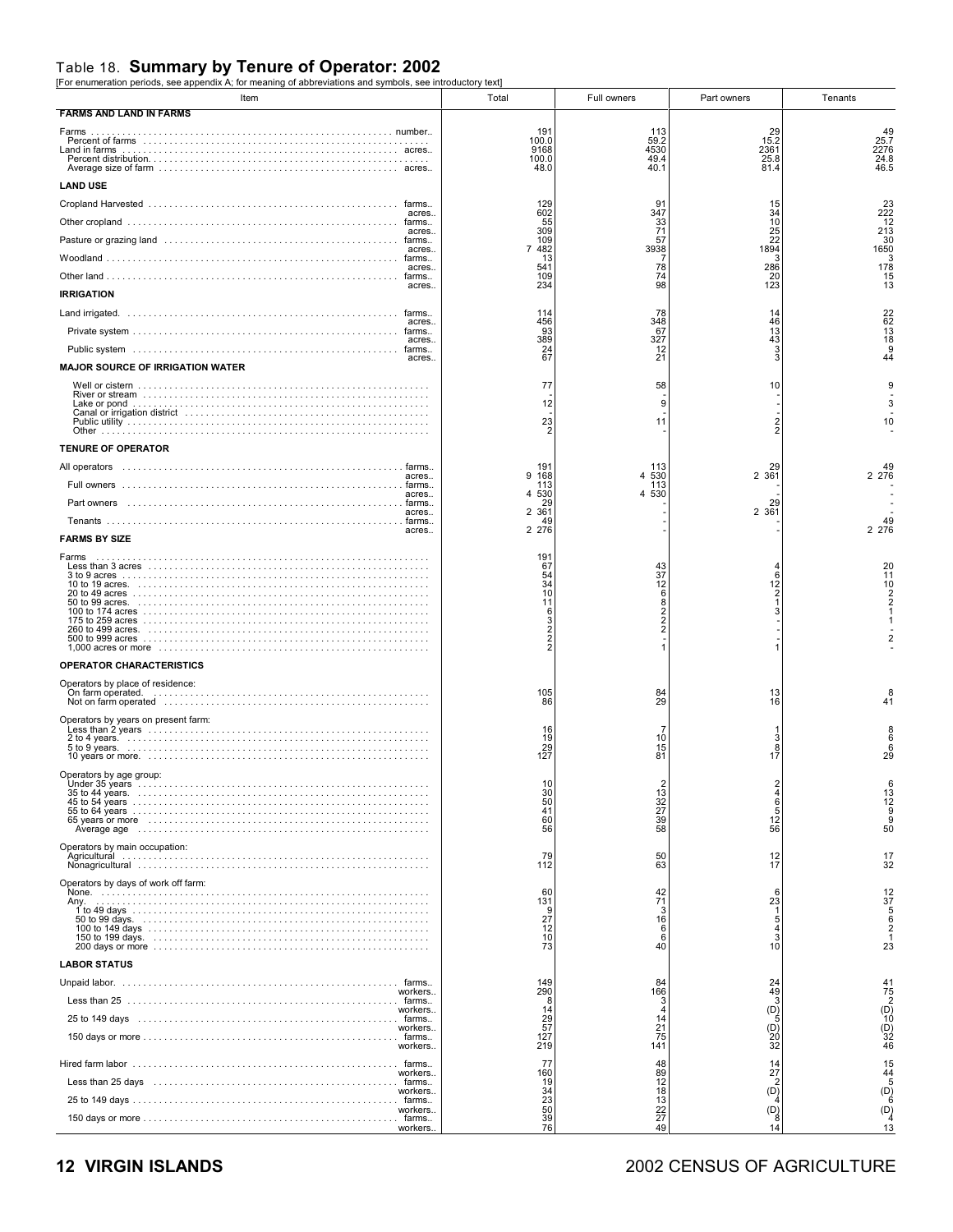## Table 18. **Summary by Tenure of Operator: 2002**

[For enumeration periods, see appendix A; for meaning of abbreviations and symbols, see introductory text]

| Item | | Total | Full owners | Part owners | Tenants |
|---|---|---|---|---|---|
| **FARMS AND LAND IN FARMS** | | | | | |
| Farms | number.. | 191 | 113 | 29 | 49 |
| Percent of farms | | 100.0 | 59.2 | 15.2 | 25.7 |
| Land in farms | acres.. | 9168 | 4530 | 2361 | 2276 |
| Percent distribution | | 100.0 | 49.4 | 25.8 | 24.8 |
| Average size of farm | acres.. | 48.0 | 40.1 | 81.4 | 46.5 |
| **LAND USE** | | | | | |
| Cropland Harvested | farms.. | 129 | 91 | 15 | 23 |
| | acres.. | 602 | 347 | 34 | 222 |
| Other cropland | farms.. | 55 | 33 | 10 | 12 |
| | acres.. | 309 | 71 | 25 | 213 |
| Pasture or grazing land | farms.. | 109 | 57 | 22 | 30 |
| | acres.. | 7 482 | 3938 | 1894 | 1650 |
| Woodland | farms.. | 13 | 7 | 3 | 3 |
| | acres.. | 541 | 78 | 286 | 178 |
| Other land | farms.. | 109 | 74 | 20 | 15 |
| | acres.. | 234 | 98 | 123 | 13 |
| **IRRIGATION** | | | | | |
| Land irrigated. | farms.. | 114 | 78 | 14 | 22 |
| | acres.. | 456 | 348 | 46 | 62 |
| Private system | farms.. | 93 | 67 | 13 | 13 |
| | acres.. | 389 | 327 | 43 | 18 |
| Public system | farms.. | 24 | 12 | 3 | 9 |
| | acres.. | 67 | 21 | 3 | 44 |
| **MAJOR SOURCE OF IRRIGATION WATER** | | | | | |
| Well or cistern | | 77 | 58 | 10 | 9 |
| River or stream | | - | - | - | - |
| Lake or pond | | 12 | 9 | - | 3 |
| Canal or irrigation district | | - | - | - | - |
| Public utility | | 23 | 11 | 2 | 10 |
| Other | | 2 | - | 2 | - |
| **TENURE OF OPERATOR** | | | | | |
| All operators | farms.. | 191 | 113 | 29 | 49 |
| | acres.. | 9 168 | 4 530 | 2 361 | 2 276 |
| Full owners | farms.. | 113 | 113 | - | - |
| | acres.. | 4 530 | 4 530 | - | - |
| Part owners | farms.. | 29 | - | 29 | - |
| | acres.. | 2 361 | - | 2 361 | - |
| Tenants | farms.. | 49 | - | - | 49 |
| | acres.. | 2 276 | - | - | 2 276 |
| **FARMS BY SIZE** | | | | | |
| Farms | | 191 | | | |
| Less than 3 acres | | 67 | 43 | 4 | 20 |
| 3 to 9 acres | | 54 | 37 | 6 | 11 |
| 10 to 19 acres. | | 34 | 12 | 12 | 10 |
| 20 to 49 acres | | 10 | 6 | 2 | 2 |
| 50 to 99 acres. | | 11 | 8 | 1 | 2 |
| 100 to 174 acres | | 6 | 2 | 3 | 1 |
| 175 to 259 acres | | 3 | 2 | - | 1 |
| 260 to 499 acres. | | 2 | 2 | - | - |
| 500 to 999 acres | | 2 | - | - | 2 |
| 1,000 acres or more | | 2 | 1 | 1 | - |
| **OPERATOR CHARACTERISTICS** | | | | | |
| Operators by place of residence: | | | | | |
| On farm operated. | | 105 | 84 | 13 | 8 |
| Not on farm operated | | 86 | 29 | 16 | 41 |
| Operators by years on present farm: | | | | | |
| Less than 2 years | | 16 | 7 | 1 | 8 |
| 2 to 4 years. | | 19 | 10 | 3 | 6 |
| 5 to 9 years. | | 29 | 15 | 8 | 6 |
| 10 years or more. | | 127 | 81 | 17 | 29 |
| Operators by age group: | | | | | |
| Under 35 years | | 10 | 2 | 2 | 6 |
| 35 to 44 years. | | 30 | 13 | 4 | 13 |
| 45 to 54 years | | 50 | 32 | 6 | 12 |
| 55 to 64 years | | 41 | 27 | 5 | 9 |
| 65 years or more | | 60 | 39 | 12 | 9 |
| Average age | | 56 | 58 | 56 | 50 |
| Operators by main occupation: | | | | | |
| Agricultural | | 79 | 50 | 12 | 17 |
| Nonagricultural | | 112 | 63 | 17 | 32 |
| Operators by days of work off farm: | | | | | |
| None. | | 60 | 42 | 6 | 12 |
| Any. | | 131 | 71 | 23 | 37 |
| 1 to 49 days | | 9 | 3 | 1 | 5 |
| 50 to 99 days. | | 27 | 16 | 5 | 6 |
| 100 to 149 days | | 12 | 6 | 4 | 2 |
| 150 to 199 days. | | 10 | 6 | 3 | 1 |
| 200 days or more | | 73 | 40 | 10 | 23 |
| **LABOR STATUS** | | | | | |
| Unpaid labor. | farms.. | 149 | 84 | 24 | 41 |
| | workers.. | 290 | 166 | 49 | 75 |
| Less than 25 | farms.. | 8 | 3 | 3 | 2 |
| | workers.. | 14 | 4 | (D) | (D) |
| 25 to 149 days | farms.. | 29 | 14 | 5 | 10 |
| | workers.. | 57 | 21 | (D) | (D) |
| 150 days or more | farms.. | 127 | 75 | 20 | 32 |
| | workers.. | 219 | 141 | 32 | 46 |
| Hired farm labor | farms.. | 77 | 48 | 14 | 15 |
| | workers.. | 160 | 89 | 27 | 44 |
| Less than 25 days | farms.. | 19 | 12 | 2 | 5 |
| | workers.. | 34 | 18 | (D) | (D) |
| 25 to 149 days | farms.. | 23 | 13 | 4 | 6 |
| | workers.. | 50 | 22 | (D) | (D) |
| 150 days or more | farms.. | 39 | 27 | 8 | 4 |
| | workers.. | 76 | 49 | 14 | 13 |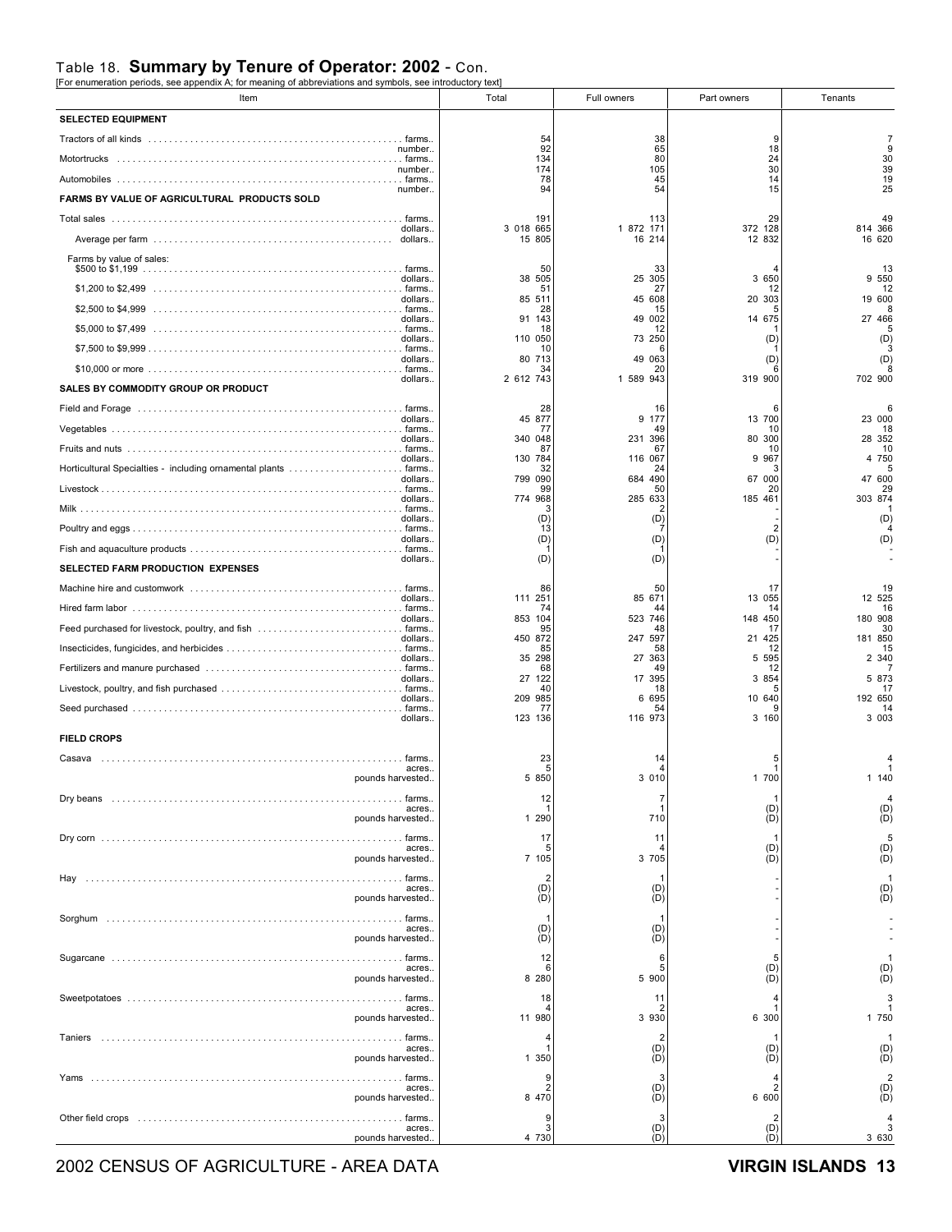## Table 18. **Summary by Tenure of Operator: 2002** - Con.

[For enumeration periods, see appendix A; for meaning of abbreviations and symbols, see introductory text]

| Item | | Total | Full owners | Part owners | Tenants |
|---|---|---|---|---|---|
| **SELECTED EQUIPMENT** | | | | | |
| Tractors of all kinds | farms.. | 54 | 38 | 9 | 7 |
| | number.. | 92 | 65 | 18 | 9 |
| Motortrucks | farms.. | 134 | 80 | 24 | 30 |
| | number.. | 174 | 105 | 30 | 39 |
| Automobiles | farms.. | 78 | 45 | 14 | 19 |
| | number.. | 94 | 54 | 15 | 25 |
| **FARMS BY VALUE OF AGRICULTURAL PRODUCTS SOLD** | | | | | |
| Total sales | farms.. | 191 | 113 | 29 | 49 |
| | dollars.. | 3 018 665 | 1 872 171 | 372 128 | 814 366 |
| Average per farm | dollars.. | 15 805 | 16 214 | 12 832 | 16 620 |
| Farms by value of sales: | | | | | |
| $500 to $1,199 | farms.. | 50 | 33 | 4 | 13 |
| | dollars.. | 38 505 | 25 305 | 3 650 | 9 550 |
| $1,200 to $2,499 | farms.. | 51 | 27 | 12 | 12 |
| | dollars.. | 85 511 | 45 608 | 20 303 | 19 600 |
| $2,500 to $4,999 | farms.. | 28 | 15 | 5 | 8 |
| | dollars.. | 91 143 | 49 002 | 14 675 | 27 466 |
| $5,000 to $7,499 | farms.. | 18 | 12 | 1 | 5 |
| | dollars.. | 110 050 | 73 250 | (D) | (D) |
| $7,500 to $9,999 | farms.. | 10 | 6 | 1 | 3 |
| | dollars.. | 80 713 | 49 063 | (D) | (D) |
| $10,000 or more | farms.. | 34 | 20 | 6 | 8 |
| | dollars.. | 2 612 743 | 1 589 943 | 319 900 | 702 900 |
| **SALES BY COMMODITY GROUP OR PRODUCT** | | | | | |
| Field and Forage | farms.. | 28 | 16 | 6 | 6 |
| | dollars.. | 45 877 | 9 177 | 13 700 | 23 000 |
| Vegetables | farms.. | 77 | 49 | 10 | 18 |
| | dollars.. | 340 048 | 231 396 | 80 300 | 28 352 |
| Fruits and nuts | farms.. | 87 | 67 | 10 | 10 |
| | dollars.. | 130 784 | 116 067 | 9 967 | 4 750 |
| Horticultural Specialties - including ornamental plants | farms.. | 32 | 24 | 3 | 5 |
| | dollars.. | 799 090 | 684 490 | 67 000 | 47 600 |
| Livestock | farms.. | 99 | 50 | 20 | 29 |
| | dollars.. | 774 968 | 285 633 | 185 461 | 303 874 |
| Milk | farms.. | 3 | 2 | - | 1 |
| | dollars.. | (D) | (D) | - | (D) |
| Poultry and eggs | farms.. | 13 | 7 | 2 | 4 |
| | dollars.. | (D) | (D) | (D) | (D) |
| Fish and aquaculture products | farms.. | 1 | 1 | - | - |
| | dollars.. | (D) | (D) | - | - |
| **SELECTED FARM PRODUCTION EXPENSES** | | | | | |
| Machine hire and customwork | farms.. | 86 | 50 | 17 | 19 |
| | dollars.. | 111 251 | 85 671 | 13 055 | 12 525 |
| Hired farm labor | farms.. | 74 | 44 | 14 | 16 |
| | dollars.. | 853 104 | 523 746 | 148 450 | 180 908 |
| Feed purchased for livestock, poultry, and fish | farms.. | 95 | 48 | 17 | 30 |
| | dollars.. | 450 872 | 247 597 | 21 425 | 181 850 |
| Insecticides, fungicides, and herbicides | farms.. | 85 | 58 | 12 | 15 |
| | dollars.. | 35 298 | 27 363 | 5 595 | 2 340 |
| Fertilizers and manure purchased | farms.. | 68 | 49 | 12 | 7 |
| | dollars.. | 27 122 | 17 395 | 3 854 | 5 873 |
| Livestock, poultry, and fish purchased | farms.. | 40 | 18 | 5 | 17 |
| | dollars.. | 209 985 | 6 695 | 10 640 | 192 650 |
| Seed purchased | farms.. | 77 | 54 | 9 | 14 |
| | dollars.. | 123 136 | 116 973 | 3 160 | 3 003 |
| **FIELD CROPS** | | | | | |
| Casava | farms.. | 23 | 14 | 5 | 4 |
| | acres.. | 5 | 4 | 1 | 1 |
| | pounds harvested.. | 5 850 | 3 010 | 1 700 | 1 140 |
| Dry beans | farms.. | 12 | 7 | 1 | 4 |
| | acres.. | 1 | 1 | (D) | (D) |
| | pounds harvested.. | 1 290 | 710 | (D) | (D) |
| Dry corn | farms.. | 17 | 11 | 1 | 5 |
| | acres.. | 5 | 4 | (D) | (D) |
| | pounds harvested.. | 7 105 | 3 705 | (D) | (D) |
| Hay | farms.. | 2 | 1 | - | 1 |
| | acres.. | (D) | (D) | - | (D) |
| | pounds harvested.. | (D) | (D) | - | (D) |
| Sorghum | farms.. | 1 | 1 | - | - |
| | acres.. | (D) | (D) | - | - |
| | pounds harvested.. | (D) | (D) | - | - |
| Sugarcane | farms.. | 12 | 6 | 5 | 1 |
| | acres.. | 6 | 5 | (D) | (D) |
| | pounds harvested.. | 8 280 | 5 900 | (D) | (D) |
| Sweetpotatoes | farms.. | 18 | 11 | 4 | 3 |
| | acres.. | 4 | 2 | 1 | 1 |
| | pounds harvested.. | 11 980 | 3 930 | 6 300 | 1 750 |
| Taniers | farms.. | 4 | 2 | 1 | 1 |
| | acres.. | 1 | (D) | (D) | (D) |
| | pounds harvested.. | 1 350 | (D) | (D) | (D) |
| Yams | farms.. | 9 | 3 | 4 | 2 |
| | acres.. | 2 | (D) | 2 | (D) |
| | pounds harvested.. | 8 470 | (D) | 6 600 | (D) |
| Other field crops | farms.. | 9 | 3 | 2 | 4 |
| | acres.. | 3 | (D) | (D) | 3 |
| | pounds harvested.. | 4 730 | (D) | (D) | 3 630 |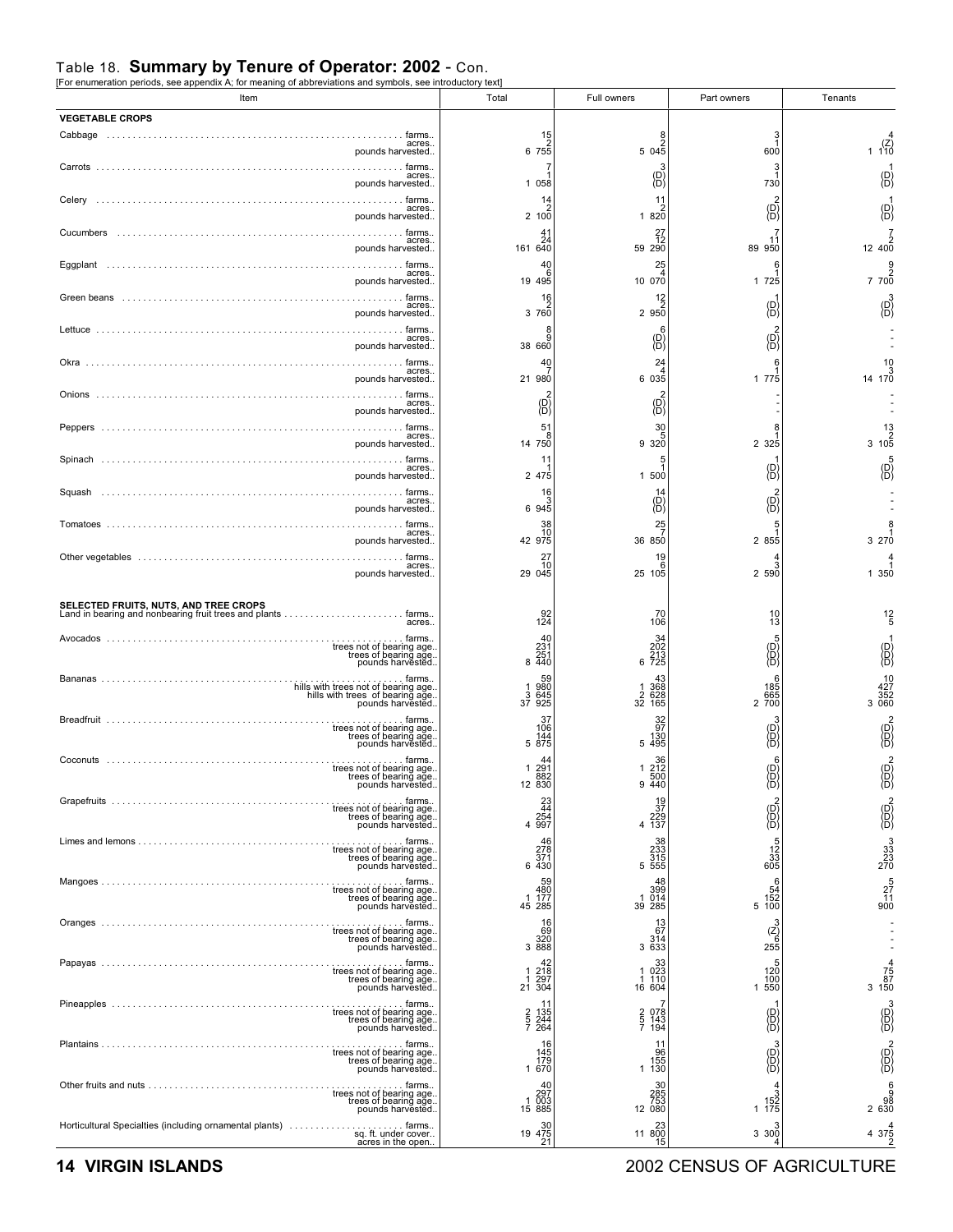## Table 18. **Summary by Tenure of Operator: 2002** - Con.

[For enumeration periods, see appendix A; for meaning of abbreviations and symbols, see introductory text]

| Item | | Total | Full owners | Part owners | Tenants |
|---|---|---|---|---|---|
| **VEGETABLE CROPS** | | | | | |
| Cabbage | farms.. | 15 | 8 | 3 | 4 |
| | acres.. | 2 | 2 | 1 | (Z) |
| | pounds harvested.. | 6 755 | 5 045 | 600 | 1 110 |
| Carrots | farms.. | 7 | 3 | 3 | 1 |
| | acres.. | 1 | (D) | 1 | (D) |
| | pounds harvested.. | 1 058 | (D) | 730 | (D) |
| Celery | farms.. | 14 | 11 | 2 | 1 |
| | acres.. | 2 | 2 | (D) | (D) |
| | pounds harvested.. | 2 100 | 1 820 | (D) | (D) |
| Cucumbers | farms.. | 41 | 27 | 7 | 7 |
| | acres.. | 24 | 12 | 11 | 2 |
| | pounds harvested.. | 161 640 | 59 290 | 89 950 | 12 400 |
| Eggplant | farms.. | 40 | 25 | 6 | 9 |
| | acres.. | 6 | 4 | 1 | 2 |
| | pounds harvested.. | 19 495 | 10 070 | 1 725 | 7 700 |
| Green beans | farms.. | 16 | 12 | 1 | 3 |
| | acres.. | 2 | 2 | (D) | (D) |
| | pounds harvested.. | 3 760 | 2 950 | (D) | (D) |
| Lettuce | farms.. | 8 | 6 | 2 | - |
| | acres.. | 9 | (D) | (D) | - |
| | pounds harvested.. | 38 660 | (D) | (D) | - |
| Okra | farms.. | 40 | 24 | 6 | 10 |
| | acres.. | 7 | 4 | 1 | 3 |
| | pounds harvested.. | 21 980 | 6 035 | 1 775 | 14 170 |
| Onions | farms.. | 2 | 2 | - | - |
| | acres.. | (D) | (D) | - | - |
| | pounds harvested.. | (D) | (D) | - | - |
| Peppers | farms.. | 51 | 30 | 8 | 13 |
| | acres.. | 8 | 5 | 1 | 2 |
| | pounds harvested.. | 14 750 | 9 320 | 2 325 | 3 105 |
| Spinach | farms.. | 11 | 5 | 1 | 5 |
| | acres.. | 1 | 1 | (D) | (D) |
| | pounds harvested.. | 2 475 | 1 500 | (D) | (D) |
| Squash | farms.. | 16 | 14 | 2 | - |
| | acres.. | 3 | (D) | (D) | - |
| | pounds harvested.. | 6 945 | (D) | (D) | - |
| Tomatoes | farms.. | 38 | 25 | 5 | 8 |
| | acres.. | 10 | 7 | 1 | 1 |
| | pounds harvested.. | 42 975 | 36 850 | 2 855 | 3 270 |
| Other vegetables | farms.. | 27 | 19 | 4 | 4 |
| | acres.. | 10 | 6 | 3 | 1 |
| | pounds harvested.. | 29 045 | 25 105 | 2 590 | 1 350 |
| **SELECTED FRUITS, NUTS, AND TREE CROPS** | | | | | |
| Land in bearing and nonbearing fruit trees and plants | farms.. | 92 | 70 | 10 | 12 |
| | acres.. | 124 | 106 | 13 | 5 |
| Avocados | farms.. | 40 | 34 | 5 | 1 |
| | trees not of bearing age.. | 231 | 202 | (D) | (D) |
| | trees of bearing age.. | 251 | 213 | (D) | (D) |
| | pounds harvested.. | 8 440 | 6 725 | (D) | (D) |
| Bananas | farms.. | 59 | 43 | 6 | 10 |
| | hills with trees not of bearing age.. | 1 980 | 1 368 | 185 | 427 |
| | hills with trees of bearing age.. | 3 645 | 2 628 | 665 | 352 |
| | pounds harvested.. | 37 925 | 32 165 | 2 700 | 3 060 |
| Breadfruit | farms.. | 37 | 32 | 3 | 2 |
| | trees not of bearing age.. | 106 | 97 | (D) | (D) |
| | trees of bearing age.. | 144 | 130 | (D) | (D) |
| | pounds harvested.. | 5 875 | 5 495 | (D) | (D) |
| Coconuts | farms.. | 44 | 36 | 6 | 2 |
| | trees not of bearing age.. | 1 291 | 1 212 | (D) | (D) |
| | trees of bearing age.. | 882 | 500 | (D) | (D) |
| | pounds harvested.. | 12 830 | 9 440 | (D) | (D) |
| Grapefruits | farms.. | 23 | 19 | 2 | 2 |
| | trees not of bearing age.. | 44 | 37 | (D) | (D) |
| | trees of bearing age.. | 254 | 229 | (D) | (D) |
| | pounds harvested.. | 4 997 | 4 137 | (D) | (D) |
| Limes and lemons | farms.. | 46 | 38 | 5 | 3 |
| | trees not of bearing age.. | 278 | 233 | 12 | 33 |
| | trees of bearing age.. | 371 | 315 | 33 | 23 |
| | pounds harvested.. | 6 430 | 5 555 | 605 | 270 |
| Mangoes | farms.. | 59 | 48 | 6 | 5 |
| | trees not of bearing age.. | 480 | 399 | 54 | 27 |
| | trees of bearing age.. | 1 177 | 1 014 | 152 | 11 |
| | pounds harvested.. | 45 285 | 39 285 | 5 100 | 900 |
| Oranges | farms.. | 16 | 13 | 3 | - |
| | trees not of bearing age.. | 69 | 67 | (Z) | - |
| | trees of bearing age.. | 320 | 314 | 6 | - |
| | pounds harvested.. | 3 888 | 3 633 | 255 | - |
| Papayas | farms.. | 42 | 33 | 5 | 4 |
| | trees not of bearing age.. | 1 218 | 1 023 | 120 | 75 |
| | trees of bearing age.. | 1 297 | 1 110 | 100 | 87 |
| | pounds harvested.. | 21 304 | 16 604 | 1 550 | 3 150 |
| Pineapples | farms.. | 11 | 7 | 1 | 3 |
| | trees not of bearing age.. | 2 135 | 2 078 | (D) | (D) |
| | trees of bearing age.. | 5 244 | 5 143 | (D) | (D) |
| | pounds harvested.. | 7 264 | 7 194 | (D) | (D) |
| Plantains | farms.. | 16 | 11 | 3 | 2 |
| | trees not of bearing age.. | 145 | 96 | (D) | (D) |
| | trees of bearing age.. | 179 | 155 | (D) | (D) |
| | pounds harvested.. | 1 670 | 1 130 | (D) | (D) |
| Other fruits and nuts | farms.. | 40 | 30 | 4 | 6 |
| | trees not of bearing age.. | 297 | 285 | 3 | 9 |
| | trees of bearing age.. | 1 003 | 753 | 152 | 98 |
| | pounds harvested.. | 15 885 | 12 080 | 1 175 | 2 630 |
| Horticultural Specialties (including ornamental plants) | farms.. | 30 | 23 | 3 | 4 |
| | sq. ft. under cover.. | 19 475 | 11 800 | 3 300 | 4 375 |
| | acres in the open.. | 21 | 15 | 4 | 2 |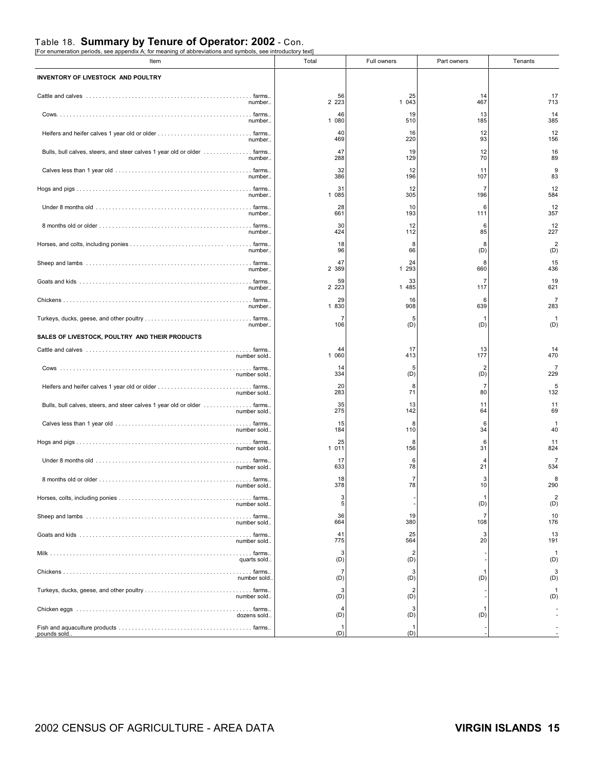## Table 18. **Summary by Tenure of Operator: 2002** - Con.

[For enumeration periods, see appendix A; for meaning of abbreviations and symbols, see introductory text]

| Item | Total | Full owners | Part owners | Tenants |
|---|---|---|---|---|
| **INVENTORY OF LIVESTOCK AND POULTRY** | | | | |
| Cattle and calves ........ farms.. | 56 | 25 | 14 | 17 |
| number.. | 2 223 | 1 043 | 467 | 713 |
| Cows........ farms.. | 46 | 19 | 13 | 14 |
| number.. | 1 080 | 510 | 185 | 385 |
| Heifers and heifer calves 1 year old or older ........ farms.. | 40 | 16 | 12 | 12 |
| number.. | 469 | 220 | 93 | 156 |
| Bulls, bull calves, steers, and steer calves 1 year old or older ........ farms.. | 47 | 19 | 12 | 16 |
| number.. | 288 | 129 | 70 | 89 |
| Calves less than 1 year old ........ farms.. | 32 | 12 | 11 | 9 |
| number.. | 386 | 196 | 107 | 83 |
| Hogs and pigs ........ farms.. | 31 | 12 | 7 | 12 |
| number.. | 1 085 | 305 | 196 | 584 |
| Under 8 months old ........ farms.. | 28 | 10 | 6 | 12 |
| number.. | 661 | 193 | 111 | 357 |
| 8 months old or older ........ farms.. | 30 | 12 | 6 | 12 |
| number.. | 424 | 112 | 85 | 227 |
| Horses, and colts, including ponies ........ farms.. | 18 | 8 | 8 | 2 |
| number.. | 96 | 66 | (D) | (D) |
| Sheep and lambs ........ farms.. | 47 | 24 | 8 | 15 |
| number.. | 2 389 | 1 293 | 660 | 436 |
| Goats and kids ........ farms.. | 59 | 33 | 7 | 19 |
| number.. | 2 223 | 1 485 | 117 | 621 |
| Chickens ........ farms.. | 29 | 16 | 6 | 7 |
| number.. | 1 830 | 908 | 639 | 283 |
| Turkeys, ducks, geese, and other poultry ........ farms.. | 7 | 5 | 1 | 1 |
| number.. | 106 | (D) | (D) | (D) |
| **SALES OF LIVESTOCK, POULTRY AND THEIR PRODUCTS** | | | | |
| Cattle and calves ........ farms.. | 44 | 17 | 13 | 14 |
| number sold.. | 1 060 | 413 | 177 | 470 |
| Cows ........ farms.. | 14 | 5 | 2 | 7 |
| number sold.. | 334 | (D) | (D) | 229 |
| Heifers and heifer calves 1 year old or older ........ farms.. | 20 | 8 | 7 | 5 |
| number sold.. | 283 | 71 | 80 | 132 |
| Bulls, bull calves, steers, and steer calves 1 year old or older ........ farms.. | 35 | 13 | 11 | 11 |
| number sold.. | 275 | 142 | 64 | 69 |
| Calves less than 1 year old ........ farms.. | 15 | 8 | 6 | 1 |
| number sold.. | 184 | 110 | 34 | 40 |
| Hogs and pigs ........ farms.. | 25 | 8 | 6 | 11 |
| number sold.. | 1 011 | 156 | 31 | 824 |
| Under 8 months old ........ farms.. | 17 | 6 | 4 | 7 |
| number sold.. | 633 | 78 | 21 | 534 |
| 8 months old or older ........ farms.. | 18 | 7 | 3 | 8 |
| number sold.. | 378 | 78 | 10 | 290 |
| Horses, colts, including ponies ........ farms.. | 3 | - | 1 | 2 |
| number sold.. | 5 | - | (D) | (D) |
| Sheep and lambs ........ farms.. | 36 | 19 | 7 | 10 |
| number sold.. | 664 | 380 | 108 | 176 |
| Goats and kids ........ farms.. | 41 | 25 | 3 | 13 |
| number sold.. | 775 | 564 | 20 | 191 |
| Milk ........ farms.. | 3 | 2 | - | 1 |
| quarts sold.. | (D) | (D) | - | (D) |
| Chickens ........ farms.. | 7 | 3 | 1 | 3 |
| number sold.. | (D) | (D) | (D) | (D) |
| Turkeys, ducks, geese, and other poultry ........ farms.. | 3 | 2 | - | 1 |
| number sold.. | (D) | (D) | - | (D) |
| Chicken eggs ........ farms.. | 4 | 3 | 1 | - |
| dozens sold.. | (D) | (D) | (D) | - |
| Fish and aquaculture products ........ farms.. | 1 | 1 | - | - |
| pounds sold.. | (D) | (D) | - | - |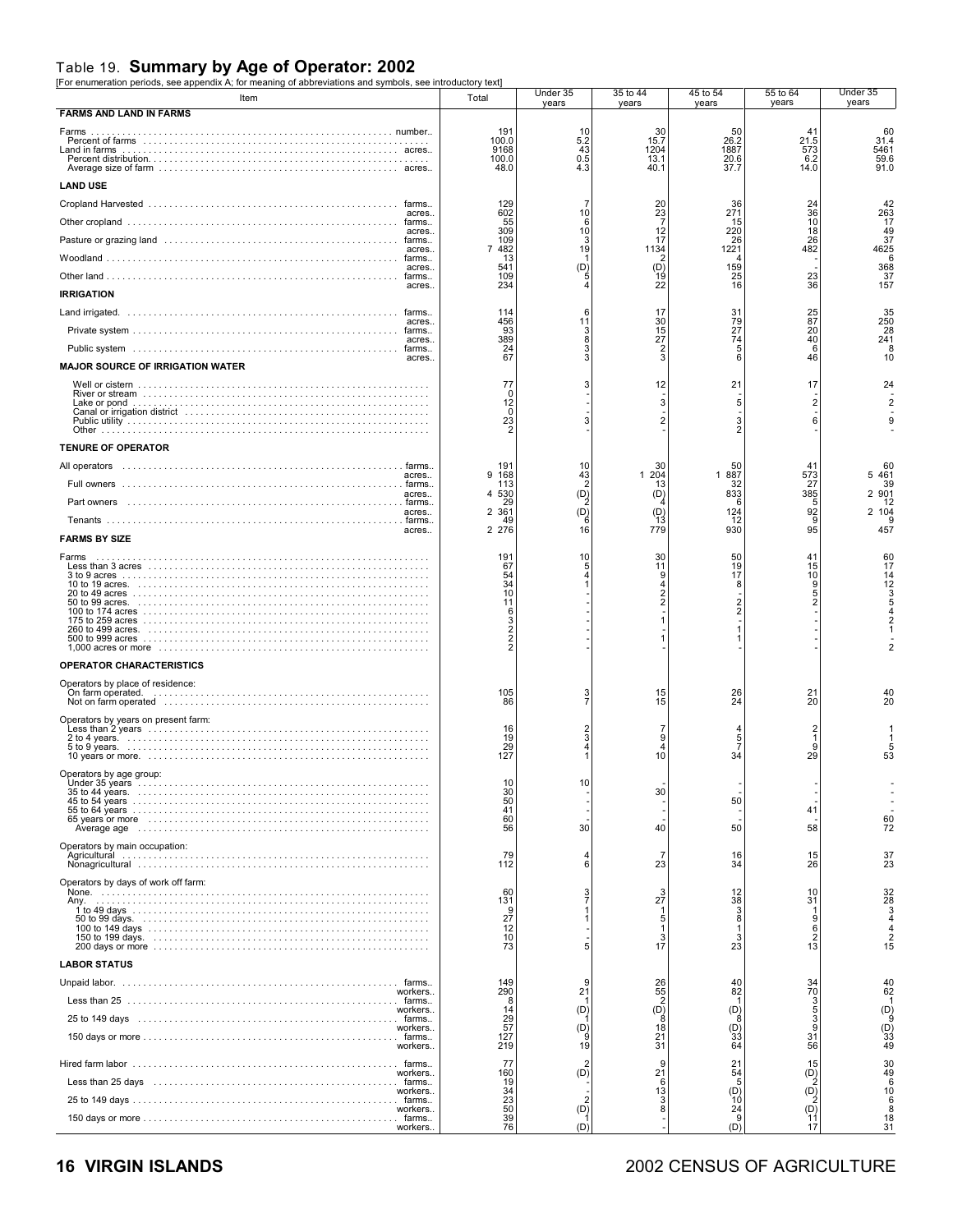## Table 19. **Summary by Age of Operator: 2002**

[For enumeration periods, see appendix A; for meaning of abbreviations and symbols, see introductory text]

| Item | | Total | Under 35 years | 35 to 44 years | 45 to 54 years | 55 to 64 years | Under 35 years |
|---|---|---|---|---|---|---|---|
| **FARMS AND LAND IN FARMS** | | | | | | | |
| Farms | number.. | 191 | 10 | 30 | 50 | 41 | 60 |
| Percent of farms | | 100.0 | 5.2 | 15.7 | 26.2 | 21.5 | 31.4 |
| Land in farms | acres.. | 9168 | 43 | 1204 | 1887 | 573 | 5461 |
| Percent distribution | | 100.0 | 0.5 | 13.1 | 20.6 | 6.2 | 59.6 |
| Average size of farm | acres.. | 48.0 | 4.3 | 40.1 | 37.7 | 14.0 | 91.0 |
| **LAND USE** | | | | | | | |
| Cropland Harvested | farms.. | 129 | 7 | 20 | 36 | 24 | 42 |
| | acres.. | 602 | 10 | 23 | 271 | 36 | 263 |
| Other cropland | farms.. | 55 | 6 | 7 | 15 | 10 | 17 |
| | acres.. | 309 | 10 | 12 | 220 | 18 | 49 |
| Pasture or grazing land | farms.. | 109 | 3 | 17 | 26 | 26 | 37 |
| | acres.. | 7 482 | 19 | 1134 | 1221 | 482 | 4625 |
| Woodland | farms.. | 13 | 1 | 2 | 4 | - | 6 |
| | acres.. | 541 | (D) | (D) | 159 | - | 368 |
| Other land | farms.. | 109 | 5 | 19 | 25 | 23 | 37 |
| | acres.. | 234 | 4 | 22 | 16 | 36 | 157 |
| **IRRIGATION** | | | | | | | |
| Land irrigated. | farms.. | 114 | 6 | 17 | 31 | 25 | 35 |
| | acres.. | 456 | 11 | 30 | 79 | 87 | 250 |
| Private system | farms.. | 93 | 3 | 15 | 27 | 20 | 28 |
| | acres.. | 389 | 8 | 27 | 74 | 40 | 241 |
| Public system | farms.. | 24 | 3 | 2 | 5 | 6 | 8 |
| | acres.. | 67 | 3 | 3 | 6 | 46 | 10 |
| **MAJOR SOURCE OF IRRIGATION WATER** | | | | | | | |
| Well or cistern | | 77 | 3 | 12 | 21 | 17 | 24 |
| River or stream | | 0 | - | - | - | - | - |
| Lake or pond | | 12 | - | 3 | 5 | 2 | 2 |
| Canal or irrigation district | | 0 | - | - | - | - | - |
| Public utility | | 23 | 3 | 2 | 3 | 6 | 9 |
| Other | | 2 | - | - | 2 | - | - |
| **TENURE OF OPERATOR** | | | | | | | |
| All operators | farms.. | 191 | 10 | 30 | 50 | 41 | 60 |
| | acres.. | 9 168 | 43 | 1 204 | 1 887 | 573 | 5 461 |
| Full owners | farms.. | 113 | 2 | 13 | 32 | 27 | 39 |
| | acres.. | 4 530 | (D) | (D) | 833 | 385 | 2 901 |
| Part owners | farms.. | 29 | 2 | 4 | 6 | 5 | 12 |
| | acres.. | 2 361 | (D) | (D) | 124 | 92 | 2 104 |
| Tenants | farms.. | 49 | 6 | 13 | 12 | 9 | 9 |
| | acres.. | 2 276 | 16 | 779 | 930 | 95 | 457 |
| **FARMS BY SIZE** | | | | | | | |
| Farms | | 191 | 10 | 30 | 50 | 41 | 60 |
| Less than 3 acres | | 67 | 5 | 11 | 19 | 15 | 17 |
| 3 to 9 acres | | 54 | 4 | 9 | 17 | 10 | 14 |
| 10 to 19 acres. | | 34 | 1 | 4 | 8 | 9 | 12 |
| 20 to 49 acres | | 10 | - | 2 | - | 5 | 3 |
| 50 to 99 acres. | | 11 | - | 2 | 2 | 2 | 5 |
| 100 to 174 acres | | 6 | - | - | 2 | - | 4 |
| 175 to 259 acres | | 3 | - | 1 | - | - | 2 |
| 260 to 499 acres. | | 2 | - | - | 1 | - | 1 |
| 500 to 999 acres | | 2 | - | 1 | 1 | - | - |
| 1,000 acres or more | | 2 | - | - | - | - | 2 |
| **OPERATOR CHARACTERISTICS** | | | | | | | |
| Operators by place of residence: | | | | | | | |
| On farm operated. | | 105 | 3 | 15 | 26 | 21 | 40 |
| Not on farm operated | | 86 | 7 | 15 | 24 | 20 | 20 |
| Operators by years on present farm: | | | | | | | |
| Less than 2 years | | 16 | 2 | 7 | 4 | 2 | 1 |
| 2 to 4 years. | | 19 | 3 | 9 | 5 | 1 | 1 |
| 5 to 9 years. | | 29 | 4 | 4 | 7 | 9 | 5 |
| 10 years or more. | | 127 | 1 | 10 | 34 | 29 | 53 |
| Operators by age group: | | | | | | | |
| Under 35 years | | 10 | 10 | - | - | - | - |
| 35 to 44 years. | | 30 | - | 30 | - | - | - |
| 45 to 54 years | | 50 | - | - | 50 | - | - |
| 55 to 64 years | | 41 | - | - | - | 41 | - |
| 65 years or more | | 60 | - | - | - | - | 60 |
| Average age | | 56 | 30 | 40 | 50 | 58 | 72 |
| Operators by main occupation: | | | | | | | |
| Agricultural | | 79 | 4 | 7 | 16 | 15 | 37 |
| Nonagricultural | | 112 | 6 | 23 | 34 | 26 | 23 |
| Operators by days of work off farm: | | | | | | | |
| None. | | 60 | 3 | 3 | 12 | 10 | 32 |
| Any. | | 131 | 7 | 27 | 38 | 31 | 28 |
| 1 to 49 days | | 9 | 1 | 1 | 3 | 1 | 3 |
| 50 to 99 days. | | 27 | 1 | 5 | 8 | 9 | 4 |
| 100 to 149 days | | 12 | - | 1 | 1 | 6 | 4 |
| 150 to 199 days. | | 10 | - | 3 | 3 | 2 | 2 |
| 200 days or more | | 73 | 5 | 17 | 23 | 13 | 15 |
| **LABOR STATUS** | | | | | | | |
| Unpaid labor. | farms.. | 149 | 9 | 26 | 40 | 34 | 40 |
| | workers.. | 290 | 21 | 55 | 82 | 70 | 62 |
| Less than 25 | farms.. | 8 | 1 | 2 | 1 | 3 | 1 |
| | workers.. | 14 | (D) | (D) | (D) | 5 | (D) |
| 25 to 149 days | farms.. | 29 | 1 | 8 | 8 | 3 | 9 |
| | workers.. | 57 | (D) | 18 | (D) | 9 | (D) |
| 150 days or more | farms.. | 127 | 9 | 21 | 33 | 31 | 33 |
| | workers.. | 219 | 19 | 31 | 64 | 56 | 49 |
| Hired farm labor | farms.. | 77 | 2 | 9 | 21 | 15 | 30 |
| | workers.. | 160 | (D) | 21 | 54 | (D) | 49 |
| Less than 25 days | farms.. | 19 | - | 6 | 5 | 2 | 6 |
| | workers.. | 34 | - | 13 | (D) | (D) | 10 |
| 25 to 149 days | farms.. | 23 | 2 | 3 | 10 | 2 | 6 |
| | workers.. | 50 | (D) | 8 | 24 | (D) | 8 |
| 150 days or more | farms.. | 39 | 1 | - | 9 | 11 | 18 |
| | workers.. | 76 | (D) | - | (D) | 17 | 31 |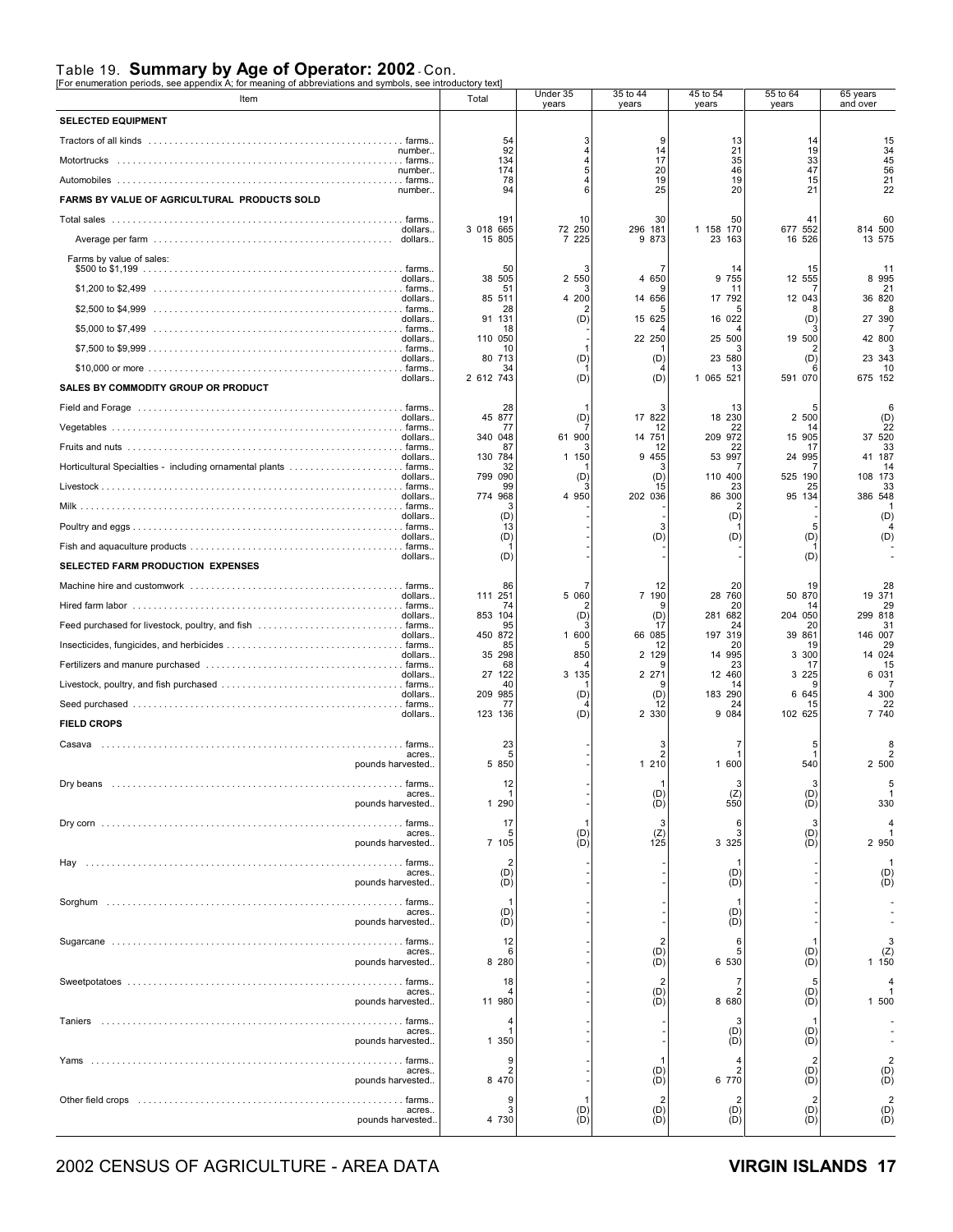# Table 19. **Summary by Age of Operator: 2002** - Con.

[For enumeration periods, see appendix A; for meaning of abbreviations and symbols, see introductory text]

| Item | | Total | Under 35 years | 35 to 44 years | 45 to 54 years | 55 to 64 years | 65 years and over |
|---|---|---|---|---|---|---|---|
| **SELECTED EQUIPMENT** | | | | | | | |
| Tractors of all kinds | farms.. | 54 | 3 | 9 | 13 | 14 | 15 |
| | number.. | 92 | 4 | 14 | 21 | 19 | 34 |
| Motortrucks | farms.. | 134 | 4 | 17 | 35 | 33 | 45 |
| | number.. | 174 | 5 | 20 | 46 | 47 | 56 |
| Automobiles | farms.. | 78 | 4 | 19 | 19 | 15 | 21 |
| | number.. | 94 | 6 | 25 | 20 | 21 | 22 |
| **FARMS BY VALUE OF AGRICULTURAL PRODUCTS SOLD** | | | | | | | |
| Total sales | farms.. | 191 | 10 | 30 | 50 | 41 | 60 |
| | dollars.. | 3 018 665 | 72 250 | 296 181 | 1 158 170 | 677 552 | 814 500 |
| Average per farm | dollars.. | 15 805 | 7 225 | 9 873 | 23 163 | 16 526 | 13 575 |
| Farms by value of sales: | | | | | | | |
| $500 to $1,199 | farms.. | 50 | 3 | 7 | 14 | 15 | 11 |
| | dollars.. | 38 505 | 2 550 | 4 650 | 9 755 | 12 555 | 8 995 |
| $1,200 to $2,499 | farms.. | 51 | 3 | 9 | 11 | 7 | 21 |
| | dollars.. | 85 511 | 4 200 | 14 656 | 17 792 | 12 043 | 36 820 |
| $2,500 to $4,999 | farms.. | 28 | 2 | 5 | 5 | 8 | 8 |
| | dollars.. | 91 131 | (D) | 15 625 | 16 022 | (D) | 27 390 |
| $5,000 to $7,499 | farms.. | 18 | - | 4 | 4 | 3 | 7 |
| | dollars.. | 110 050 | - | 22 250 | 25 500 | 19 500 | 42 800 |
| $7,500 to $9,999 | farms.. | 10 | 1 | 1 | 3 | 2 | 3 |
| | dollars.. | 80 713 | (D) | (D) | 23 580 | (D) | 23 343 |
| $10,000 or more | farms.. | 34 | 1 | 4 | 13 | 6 | 10 |
| | dollars.. | 2 612 743 | (D) | (D) | 1 065 521 | 591 070 | 675 152 |
| **SALES BY COMMODITY GROUP OR PRODUCT** | | | | | | | |
| Field and Forage | farms.. | 28 | 1 | 3 | 13 | 5 | 6 |
| | dollars.. | 45 877 | (D) | 17 822 | 18 230 | 2 500 | (D) |
| Vegetables | farms.. | 77 | 7 | 12 | 22 | 14 | 22 |
| | dollars.. | 340 048 | 61 900 | 14 751 | 209 972 | 15 905 | 37 520 |
| Fruits and nuts | farms.. | 87 | 3 | 12 | 22 | 17 | 33 |
| | dollars.. | 130 784 | 1 150 | 9 455 | 53 997 | 24 995 | 41 187 |
| Horticultural Specialties - including ornamental plants | farms.. | 32 | 1 | 3 | 7 | 7 | 14 |
| | dollars.. | 799 090 | (D) | (D) | 110 400 | 525 190 | 108 173 |
| Livestock | farms.. | 99 | 3 | 15 | 23 | 25 | 33 |
| | dollars.. | 774 968 | 4 950 | 202 036 | 86 300 | 95 134 | 386 548 |
| Milk | farms.. | 3 | - | - | 2 | - | 1 |
| | dollars.. | (D) | - | - | (D) | - | (D) |
| Poultry and eggs | farms.. | 13 | - | 3 | 1 | 5 | 4 |
| | dollars.. | (D) | - | (D) | (D) | (D) | (D) |
| Fish and aquaculture products | farms.. | 1 | - | - | - | 1 | - |
| | dollars.. | (D) | - | - | - | (D) | - |
| **SELECTED FARM PRODUCTION EXPENSES** | | | | | | | |
| Machine hire and customwork | farms.. | 86 | 7 | 12 | 20 | 19 | 28 |
| | dollars.. | 111 251 | 5 060 | 7 190 | 28 760 | 50 870 | 19 371 |
| Hired farm labor | farms.. | 74 | 2 | 9 | 20 | 14 | 29 |
| | dollars.. | 853 104 | (D) | (D) | 281 682 | 204 050 | 299 818 |
| Feed purchased for livestock, poultry, and fish | farms.. | 95 | 3 | 17 | 24 | 20 | 31 |
| | dollars.. | 450 872 | 1 600 | 66 085 | 197 319 | 39 861 | 146 007 |
| Insecticides, fungicides, and herbicides | farms.. | 85 | 5 | 12 | 20 | 19 | 29 |
| | dollars.. | 35 298 | 850 | 2 129 | 14 995 | 3 300 | 14 024 |
| Fertilizers and manure purchased | farms.. | 68 | 4 | 9 | 23 | 17 | 15 |
| | dollars.. | 27 122 | 3 135 | 2 271 | 12 460 | 3 225 | 6 031 |
| Livestock, poultry, and fish purchased | farms.. | 40 | 1 | 9 | 14 | 9 | 7 |
| | dollars.. | 209 985 | (D) | (D) | 183 290 | 6 645 | 4 300 |
| Seed purchased | farms.. | 77 | 4 | 12 | 24 | 15 | 22 |
| | dollars.. | 123 136 | (D) | 2 330 | 9 084 | 102 625 | 7 740 |
| **FIELD CROPS** | | | | | | | |
| Casava | farms.. | 23 | - | 3 | 7 | 5 | 8 |
| | acres.. | 5 | - | 2 | 1 | 1 | 2 |
| | pounds harvested.. | 5 850 | - | 1 210 | 1 600 | 540 | 2 500 |
| Dry beans | farms.. | 12 | - | 1 | 3 | 3 | 5 |
| | acres.. | 1 | - | (D) | (Z) | (D) | 1 |
| | pounds harvested.. | 1 290 | - | (D) | 550 | (D) | 330 |
| Dry corn | farms.. | 17 | 1 | 3 | 6 | 3 | 4 |
| | acres.. | 5 | (D) | (Z) | 3 | (D) | 1 |
| | pounds harvested.. | 7 105 | (D) | 125 | 3 325 | (D) | 2 950 |
| Hay | farms.. | 2 | - | - | 1 | - | 1 |
| | acres.. | (D) | - | - | (D) | - | (D) |
| | pounds harvested.. | (D) | - | - | (D) | - | (D) |
| Sorghum | farms.. | 1 | - | - | 1 | - | - |
| | acres.. | (D) | - | - | (D) | - | - |
| | pounds harvested.. | (D) | - | - | (D) | - | - |
| Sugarcane | farms.. | 12 | - | 2 | 6 | 1 | 3 |
| | acres.. | 6 | - | (D) | 5 | (D) | (Z) |
| | pounds harvested.. | 8 280 | - | (D) | 6 530 | (D) | 1 150 |
| Sweetpotatoes | farms.. | 18 | - | 2 | 7 | 5 | 4 |
| | acres.. | 4 | - | (D) | 2 | (D) | 1 |
| | pounds harvested.. | 11 980 | - | (D) | 8 680 | (D) | 1 500 |
| Taniers | farms.. | 4 | - | - | 3 | 1 | - |
| | acres.. | 1 | - | - | (D) | (D) | - |
| | pounds harvested.. | 1 350 | - | - | (D) | (D) | - |
| Yams | farms.. | 9 | - | 1 | 4 | 2 | 2 |
| | acres.. | 2 | - | (D) | 2 | (D) | (D) |
| | pounds harvested.. | 8 470 | - | (D) | 6 770 | (D) | (D) |
| Other field crops | farms.. | 9 | 1 | 2 | 2 | 2 | 2 |
| | acres.. | 3 | (D) | (D) | (D) | (D) | (D) |
| | pounds harvested.. | 4 730 | (D) | (D) | (D) | (D) | (D) |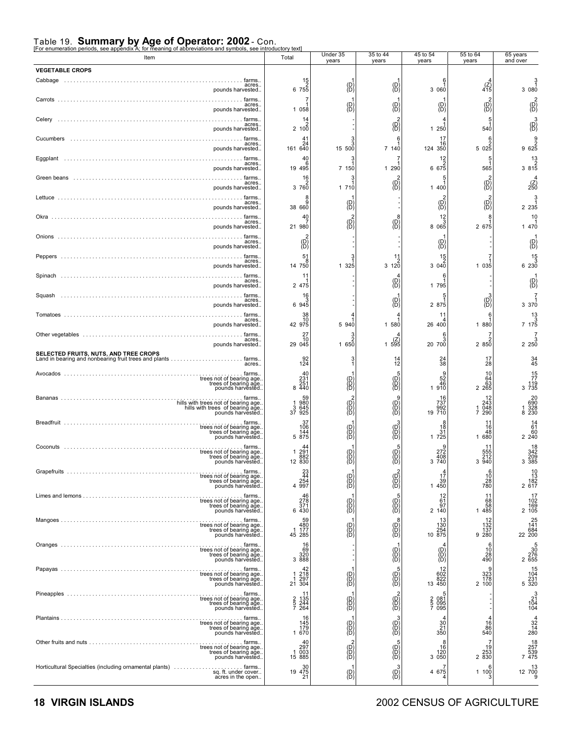# Table 19. **Summary by Age of Operator: 2002** - Con.

[For enumeration periods, see appendix A; for meaning of abbreviations and symbols, see introductory text]

| Item | Total | Under 35 years | 35 to 44 years | 45 to 54 years | 55 to 64 years | 65 years and over |
|---|---|---|---|---|---|---|
| **VEGETABLE CROPS** | | | | | | |
| Cabbage ........ farms.. | 15 | 1 | 1 | 6 | 4 | 3 |
| acres.. | 2 | (D) | (D) | 1 | (Z) | 1 |
| pounds harvested.. | 6 755 | (D) | (D) | 3 060 | 415 | 3 080 |
| Carrots ........ farms.. | 7 | 1 | 1 | 1 | 2 | 2 |
| acres.. | 1 | (D) | (D) | (D) | (D) | (D) |
| pounds harvested.. | 1 058 | (D) | (D) | (D) | (D) | (D) |
| Celery ........ farms.. | 14 | - | 2 | 4 | 5 | 3 |
| acres.. | 2 | - | (D) | 1 | 1 | (D) |
| pounds harvested.. | 2 100 | - | (D) | 1 250 | 540 | (D) |
| Cucumbers ........ farms.. | 41 | 3 | 6 | 17 | 6 | 9 |
| acres.. | 24 | 3 | 1 | 16 | 2 | 2 |
| pounds harvested.. | 161 640 | 15 500 | 7 140 | 124 350 | 5 025 | 9 625 |
| Eggplant ........ farms.. | 40 | 3 | 7 | 12 | 5 | 13 |
| acres.. | 6 | 1 | 1 | 2 | 1 | 2 |
| pounds harvested.. | 19 495 | 7 150 | 1 290 | 6 675 | 565 | 3 815 |
| Green beans ........ farms.. | 16 | 3 | 2 | 5 | 2 | 4 |
| acres.. | 2 | 1 | (D) | 1 | (D) | (Z) |
| pounds harvested.. | 3 760 | 1 710 | (D) | 1 400 | (D) | 250 |
| Lettuce ........ farms.. | 8 | 1 | - | 2 | 2 | 3 |
| acres.. | 9 | (D) | - | (D) | (D) | 1 |
| pounds harvested.. | 38 660 | (D) | - | (D) | (D) | 2 235 |
| Okra ........ farms.. | 40 | 2 | 8 | 12 | 8 | 10 |
| acres.. | 7 | (D) | (D) | 3 | 1 | 1 |
| pounds harvested.. | 21 980 | (D) | (D) | 8 065 | 2 675 | 1 470 |
| Onions ........ farms.. | 2 | - | - | 1 | - | 1 |
| acres.. | (D) | - | - | (D) | - | (D) |
| pounds harvested.. | (D) | - | - | (D) | - | (D) |
| Peppers ........ farms.. | 51 | 3 | 11 | 15 | 7 | 15 |
| acres.. | 8 | 1 | 2 | 2 | 1 | 3 |
| pounds harvested.. | 14 750 | 1 325 | 3 120 | 3 040 | 1 035 | 6 230 |
| Spinach ........ farms.. | 11 | - | 4 | 6 | - | 1 |
| acres.. | 1 | - | (D) | 1 | - | (D) |
| pounds harvested.. | 2 475 | - | (D) | 1 795 | - | (D) |
| Squash ........ farms.. | 16 | - | 1 | 5 | 3 | 7 |
| acres.. | 3 | - | (D) | 1 | (D) | 1 |
| pounds harvested.. | 6 945 | - | (D) | 2 875 | (D) | 3 370 |
| Tomatoes ........ farms.. | 38 | 4 | 4 | 11 | 6 | 13 |
| acres.. | 10 | 1 | 1 | 4 | 1 | 3 |
| pounds harvested.. | 42 975 | 5 940 | 1 580 | 26 400 | 1 880 | 7 175 |
| Other vegetables ........ farms.. | 27 | 3 | 4 | 6 | 7 | 7 |
| acres.. | 10 | 2 | (Z) | 3 | 2 | 3 |
| pounds harvested.. | 29 045 | 1 650 | 1 595 | 20 700 | 2 850 | 2 250 |
| **SELECTED FRUITS, NUTS, AND TREE CROPS** | | | | | | |
| Land in bearing and nonbearing fruit trees and plants ........ farms.. | 92 | 3 | 14 | 24 | 17 | 34 |
| acres.. | 124 | 1 | 12 | 38 | 28 | 45 |
| Avocados ........ farms.. | 40 | 1 | 5 | 9 | 10 | 15 |
| trees not of bearing age.. | 231 | (D) | (D) | 52 | 64 | 77 |
| trees of bearing age.. | 251 | (D) | (D) | 46 | 63 | 119 |
| pounds harvested.. | 8 440 | (D) | (D) | 1 910 | 2 265 | 3 735 |
| Bananas ........ farms.. | 59 | 2 | 9 | 16 | 12 | 20 |
| hills with trees not of bearing age.. | 1 980 | (D) | (D) | 737 | 243 | 690 |
| hills with trees of bearing age.. | 3 645 | (D) | (D) | 992 | 1 048 | 1 328 |
| pounds harvested.. | 37 925 | (D) | (D) | 19 710 | 7 290 | 8 230 |
| Breadfruit ........ farms.. | 37 | 1 | 3 | 8 | 11 | 14 |
| trees not of bearing age.. | 106 | (D) | (D) | 18 | 16 | 61 |
| trees of bearing age.. | 144 | (D) | (D) | 31 | 48 | 60 |
| pounds harvested.. | 5 875 | (D) | (D) | 1 725 | 1 680 | 2 240 |
| Coconuts ........ farms.. | 44 | 1 | 5 | 9 | 11 | 18 |
| trees not of bearing age.. | 1 291 | (D) | (D) | 272 | 555 | 342 |
| trees of bearing age.. | 882 | (D) | (D) | 408 | 212 | 209 |
| pounds harvested.. | 12 830 | (D) | (D) | 3 740 | 3 940 | 3 385 |
| Grapefruits ........ farms.. | 23 | 1 | 2 | 4 | 6 | 10 |
| trees not of bearing age.. | 44 | (D) | (D) | 17 | 10 | 13 |
| trees of bearing age.. | 254 | (D) | (D) | 39 | 28 | 182 |
| pounds harvested.. | 4 997 | (D) | (D) | 1 450 | 780 | 2 617 |
| Limes and lemons ........ farms.. | 46 | 1 | 5 | 12 | 11 | 17 |
| trees not of bearing age.. | 278 | (D) | (D) | 61 | 68 | 102 |
| trees of bearing age.. | 371 | (D) | (D) | 97 | 58 | 169 |
| pounds harvested.. | 6 430 | (D) | (D) | 2 140 | 1 485 | 2 105 |
| Mangoes ........ farms.. | 59 | 1 | 8 | 13 | 12 | 25 |
| trees not of bearing age.. | 480 | (D) | (D) | 130 | 132 | 141 |
| trees of bearing age.. | 1 177 | (D) | (D) | 254 | 137 | 684 |
| pounds harvested.. | 45 285 | (D) | (D) | 10 875 | 9 280 | 22 200 |
| Oranges ........ farms.. | 16 | - | 1 | 4 | 6 | 5 |
| trees not of bearing age.. | 69 | - | (D) | (D) | 10 | 30 |
| trees of bearing age.. | 320 | - | (D) | (D) | 28 | 276 |
| pounds harvested.. | 3 888 | - | (D) | (D) | 490 | 2 655 |
| Papayas ........ farms.. | 42 | 1 | 5 | 12 | 9 | 15 |
| trees not of bearing age.. | 1 218 | (D) | (D) | 602 | 323 | 104 |
| trees of bearing age.. | 1 297 | (D) | (D) | 822 | 178 | 231 |
| pounds harvested.. | 21 304 | (D) | (D) | 13 450 | 2 100 | 5 320 |
| Pineapples ........ farms.. | 11 | 1 | 2 | 5 | - | 3 |
| trees not of bearing age.. | 2 135 | (D) | (D) | 2 081 | - | 21 |
| trees of bearing age.. | 5 244 | (D) | (D) | 5 095 | - | 104 |
| pounds harvested.. | 7 264 | (D) | (D) | 7 095 | - | 104 |
| Plantains ........ farms.. | 16 | 1 | 3 | 4 | 4 | 4 |
| trees not of bearing age.. | 145 | (D) | (D) | 30 | 16 | 32 |
| trees of bearing age.. | 179 | (D) | (D) | 21 | 86 | 14 |
| pounds harvested.. | 1 670 | (D) | (D) | 350 | 540 | 280 |
| Other fruits and nuts ........ farms.. | 40 | 2 | 5 | 8 | 7 | 18 |
| trees not of bearing age.. | 297 | (D) | (D) | 16 | 19 | 257 |
| trees of bearing age.. | 1 003 | (D) | (D) | 120 | 253 | 539 |
| pounds harvested.. | 15 885 | (D) | (D) | 3 050 | 2 830 | 7 475 |
| Horticultural Specialties (including ornamental plants) ........ farms.. | 30 | 1 | 3 | 7 | 6 | 13 |
| sq. ft. under cover.. | 19 475 | (D) | (D) | 4 675 | 1 100 | 12 700 |
| acres in the open.. | 21 | (D) | (D) | 4 | 3 | 9 |

**18 VIRGIN ISLANDS** 2002 CENSUS OF AGRICULTURE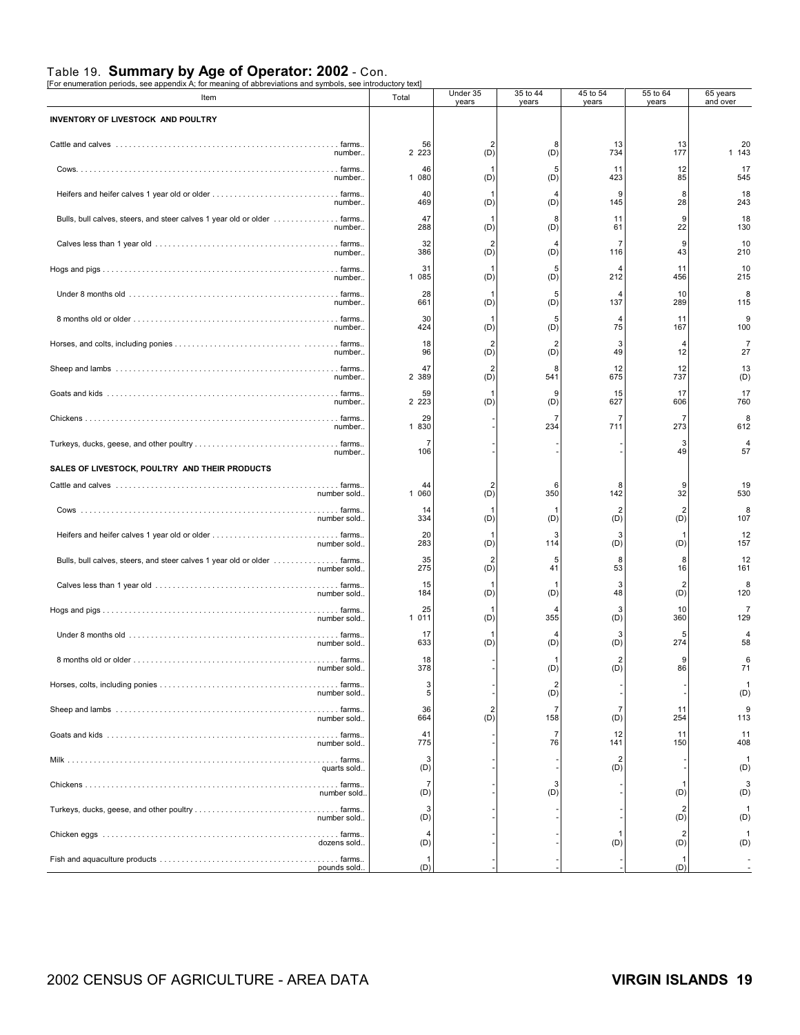## Table 19. **Summary by Age of Operator: 2002** - Con.

[For enumeration periods, see appendix A; for meaning of abbreviations and symbols, see introductory text]

| Item | | Total | Under 35 years | 35 to 44 years | 45 to 54 years | 55 to 64 years | 65 years and over |
|---|---|---|---|---|---|---|---|
| **INVENTORY OF LIVESTOCK AND POULTRY** | | | | | | | |
| Cattle and calves | farms.. | 56 | 2 | 8 | 13 | 13 | 20 |
| | number.. | 2 223 | (D) | (D) | 734 | 177 | 1 143 |
| Cows. | farms.. | 46 | 1 | 5 | 11 | 12 | 17 |
| | number.. | 1 080 | (D) | (D) | 423 | 85 | 545 |
| Heifers and heifer calves 1 year old or older | farms.. | 40 | 1 | 4 | 9 | 8 | 18 |
| | number.. | 469 | (D) | (D) | 145 | 28 | 243 |
| Bulls, bull calves, steers, and steer calves 1 year old or older | farms.. | 47 | 1 | 8 | 11 | 9 | 18 |
| | number.. | 288 | (D) | (D) | 61 | 22 | 130 |
| Calves less than 1 year old | farms.. | 32 | 2 | 4 | 7 | 9 | 10 |
| | number.. | 386 | (D) | (D) | 116 | 43 | 210 |
| Hogs and pigs | farms.. | 31 | 1 | 5 | 4 | 11 | 10 |
| | number.. | 1 085 | (D) | (D) | 212 | 456 | 215 |
| Under 8 months old | farms.. | 28 | 1 | 5 | 4 | 10 | 8 |
| | number.. | 661 | (D) | (D) | 137 | 289 | 115 |
| 8 months old or older | farms.. | 30 | 1 | 5 | 4 | 11 | 9 |
| | number.. | 424 | (D) | (D) | 75 | 167 | 100 |
| Horses, and colts, including ponies | farms.. | 18 | 2 | 2 | 3 | 4 | 7 |
| | number.. | 96 | (D) | (D) | 49 | 12 | 27 |
| Sheep and lambs | farms.. | 47 | 2 | 8 | 12 | 12 | 13 |
| | number.. | 2 389 | (D) | 541 | 675 | 737 | (D) |
| Goats and kids | farms.. | 59 | 1 | 9 | 15 | 17 | 17 |
| | number.. | 2 223 | (D) | (D) | 627 | 606 | 760 |
| Chickens | farms.. | 29 | - | 7 | 7 | 7 | 8 |
| | number.. | 1 830 | - | 234 | 711 | 273 | 612 |
| Turkeys, ducks, geese, and other poultry | farms.. | 7 | - | - | - | 3 | 4 |
| | number.. | 106 | - | - | - | 49 | 57 |
| **SALES OF LIVESTOCK, POULTRY AND THEIR PRODUCTS** | | | | | | | |
| Cattle and calves | farms.. | 44 | 2 | 6 | 8 | 9 | 19 |
| | number sold.. | 1 060 | (D) | 350 | 142 | 32 | 530 |
| Cows | farms.. | 14 | 1 | 1 | 2 | 2 | 8 |
| | number sold.. | 334 | (D) | (D) | (D) | (D) | 107 |
| Heifers and heifer calves 1 year old or older | farms.. | 20 | 1 | 3 | 3 | 1 | 12 |
| | number sold.. | 283 | (D) | 114 | (D) | (D) | 157 |
| Bulls, bull calves, steers, and steer calves 1 year old or older | farms.. | 35 | 2 | 5 | 8 | 8 | 12 |
| | number sold.. | 275 | (D) | 41 | 53 | 16 | 161 |
| Calves less than 1 year old | farms.. | 15 | 1 | 1 | 3 | 2 | 8 |
| | number sold.. | 184 | (D) | (D) | 48 | (D) | 120 |
| Hogs and pigs | farms.. | 25 | 1 | 4 | 3 | 10 | 7 |
| | number sold.. | 1 011 | (D) | 355 | (D) | 360 | 129 |
| Under 8 months old | farms.. | 17 | 1 | 4 | 3 | 5 | 4 |
| | number sold.. | 633 | (D) | (D) | (D) | 274 | 58 |
| 8 months old or older | farms.. | 18 | - | 1 | 2 | 9 | 6 |
| | number sold.. | 378 | - | (D) | (D) | 86 | 71 |
| Horses, colts, including ponies | farms.. | 3 | - | 2 | - | - | 1 |
| | number sold.. | 5 | - | (D) | - | - | (D) |
| Sheep and lambs | farms.. | 36 | 2 | 7 | 7 | 11 | 9 |
| | number sold.. | 664 | (D) | 158 | (D) | 254 | 113 |
| Goats and kids | farms.. | 41 | - | 7 | 12 | 11 | 11 |
| | number sold.. | 775 | - | 76 | 141 | 150 | 408 |
| Milk | farms.. | 3 | - | - | 2 | - | 1 |
| | quarts sold.. | (D) | - | - | (D) | - | (D) |
| Chickens | farms.. | 7 | - | 3 | - | 1 | 3 |
| | number sold.. | (D) | - | (D) | - | (D) | (D) |
| Turkeys, ducks, geese, and other poultry | farms.. | 3 | - | - | - | 2 | 1 |
| | number sold.. | (D) | - | - | - | (D) | (D) |
| Chicken eggs | farms.. | 4 | - | - | 1 | 2 | 1 |
| | dozens sold.. | (D) | - | - | (D) | (D) | (D) |
| Fish and aquaculture products | farms.. | 1 | - | - | - | 1 | - |
| | pounds sold.. | (D) | - | - | - | (D) | - |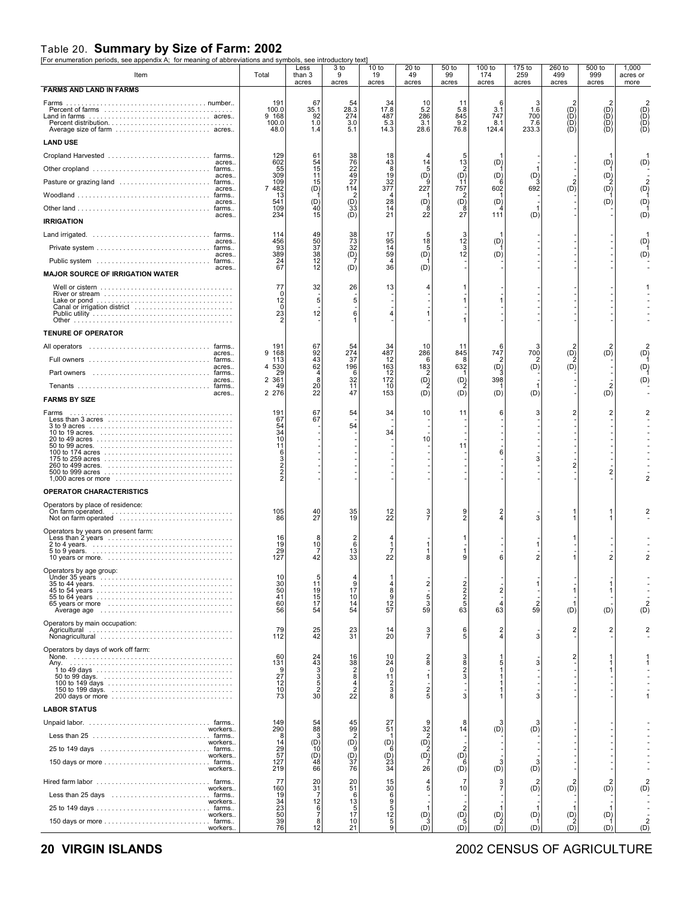## Table 20. Summary by Size of Farm: 2002

[For enumeration periods, see appendix A; for meaning of abbreviations and symbols, see introductory text]

| Item | | Total | Less than 3 acres | 3 to 9 acres | 10 to 19 acres | 20 to 49 acres | 50 to 99 acres | 100 to 174 acres | 175 to 259 acres | 260 to 499 acres | 500 to 999 acres | 1,000 acres or more |
|---|---|---|---|---|---|---|---|---|---|---|---|---|
| **FARMS AND LAND IN FARMS** | | | | | | | | | | | | |
| Farms | number.. | 191 | 67 | 54 | 34 | 10 | 11 | 6 | 3 | 2 | 2 | 2 |
| Percent of farms | | 100.0 | 35.1 | 28.3 | 17.8 | 5.2 | 5.8 | 3.1 | 1.6 | (D) | (D) | (D) |
| Land in farms | acres.. | 9 168 | 92 | 274 | 487 | 286 | 845 | 747 | 700 | (D) | (D) | (D) |
| Percent distribution | | 100.0 | 1.0 | 3.0 | 5.3 | 3.1 | 9.2 | 8.1 | 7.6 | (D) | (D) | (D) |
| Average size of farm | acres.. | 48.0 | 1.4 | 5.1 | 14.3 | 28.6 | 76.8 | 124.4 | 233.3 | (D) | (D) | (D) |
| **LAND USE** | | | | | | | | | | | | |
| Cropland Harvested | farms.. | 129 | 61 | 38 | 18 | 4 | 5 | 1 | - | - | 1 | 1 |
| | acres.. | 602 | 54 | 76 | 43 | 14 | 13 | (D) | - | - | (D) | (D) |
| Other cropland | farms.. | 55 | 15 | 22 | 8 | 5 | 2 | 1 | 1 | - | 1 | - |
| | acres.. | 309 | 11 | 49 | 19 | (D) | (D) | (D) | (D) | - | (D) | - |
| Pasture or grazing land | farms.. | 109 | 15 | 27 | 32 | 9 | 11 | 6 | 3 | 2 | 2 | 2 |
| | acres.. | 7 482 | (D) | 114 | 377 | 227 | 757 | 602 | 692 | (D) | (D) | (D) |
| Woodland | farms.. | 13 | 1 | 2 | 4 | 1 | 2 | 1 | - | - | 1 | 1 |
| | acres.. | 541 | (D) | (D) | 28 | (D) | (D) | (D) | - | - | (D) | (D) |
| Other land | farms.. | 109 | 40 | 33 | 14 | 8 | 8 | 4 | 1 | - | - | 1 |
| | acres.. | 234 | 15 | (D) | 21 | 22 | 27 | 111 | (D) | - | - | (D) |
| **IRRIGATION** | | | | | | | | | | | | |
| Land irrigated | farms.. | 114 | 49 | 38 | 17 | 5 | 3 | 1 | - | - | - | 1 |
| | acres.. | 456 | 50 | 73 | 95 | 18 | 12 | (D) | - | - | - | (D) |
| Private system | farms.. | 93 | 37 | 32 | 14 | 5 | 3 | 1 | - | - | - | 1 |
| | acres.. | 389 | 38 | (D) | 59 | (D) | 12 | (D) | - | - | - | (D) |
| Public system | farms.. | 24 | 12 | 7 | 4 | 1 | - | - | - | - | - | - |
| | acres.. | 67 | 12 | (D) | 36 | (D) | - | - | - | - | - | - |
| **MAJOR SOURCE OF IRRIGATION WATER** | | | | | | | | | | | | |
| Well or cistern | | 77 | 32 | 26 | 13 | 4 | 1 | - | - | - | - | 1 |
| River or stream | | 0 | - | - | - | - | - | - | - | - | - | - |
| Lake or pond | | 12 | 5 | 5 | - | - | 1 | 1 | - | - | - | - |
| Canal or irrigation district | | 0 | - | - | - | - | - | - | - | - | - | - |
| Public utility | | 23 | 12 | 6 | 4 | 1 | - | - | - | - | - | - |
| Other | | 2 | - | 1 | - | - | 1 | - | - | - | - | - |
| **TENURE OF OPERATOR** | | | | | | | | | | | | |
| All operators | farms.. | 191 | 67 | 54 | 34 | 10 | 11 | 6 | 3 | 2 | 2 | 2 |
| | acres.. | 9 168 | 92 | 274 | 487 | 286 | 845 | 747 | 700 | (D) | (D) | (D) |
| Full owners | farms.. | 113 | 43 | 37 | 12 | 6 | 8 | 2 | 2 | 2 | - | 1 |
| | acres.. | 4 530 | 62 | 196 | 163 | 183 | 632 | (D) | (D) | (D) | - | (D) |
| Part owners | farms.. | 29 | 4 | 6 | 12 | 2 | 1 | 3 | - | - | - | 1 |
| | acres.. | 2 361 | 8 | 32 | 172 | (D) | (D) | 398 | - | - | - | (D) |
| Tenants | farms.. | 49 | 20 | 11 | 10 | 2 | 2 | 1 | 1 | - | 2 | - |
| | acres.. | 2 276 | 22 | 47 | 153 | (D) | (D) | (D) | (D) | - | (D) | - |
| **FARMS BY SIZE** | | | | | | | | | | | | |
| Farms | | 191 | 67 | 54 | 34 | 10 | 11 | 6 | 3 | 2 | 2 | 2 |
| Less than 3 acres | | 67 | 67 | - | - | - | - | - | - | - | - | - |
| 3 to 9 acres | | 54 | - | 54 | - | - | - | - | - | - | - | - |
| 10 to 19 acres | | 34 | - | - | 34 | - | - | - | - | - | - | - |
| 20 to 49 acres | | 10 | - | - | - | 10 | - | - | - | - | - | - |
| 50 to 99 acres | | 11 | - | - | - | - | 11 | - | - | - | - | - |
| 100 to 174 acres | | 6 | - | - | - | - | - | 6 | - | - | - | - |
| 175 to 259 acres | | 3 | - | - | - | - | - | - | 3 | - | - | - |
| 260 to 499 acres | | 2 | - | - | - | - | - | - | - | 2 | - | - |
| 500 to 999 acres | | 2 | - | - | - | - | - | - | - | - | 2 | - |
| 1,000 acres or more | | 2 | - | - | - | - | - | - | - | - | - | 2 |
| **OPERATOR CHARACTERISTICS** | | | | | | | | | | | | |
| Operators by place of residence: | | | | | | | | | | | | |
| On farm operated | | 105 | 40 | 35 | 12 | 3 | 9 | 2 | - | 1 | 1 | 2 |
| Not on farm operated | | 86 | 27 | 19 | 22 | 7 | 2 | 4 | 3 | 1 | 1 | - |
| Operators by years on present farm: | | | | | | | | | | | | |
| Less than 2 years | | 16 | 8 | 2 | 4 | - | 1 | - | - | 1 | - | - |
| 2 to 4 years | | 19 | 10 | 6 | 1 | 1 | - | - | 1 | - | - | - |
| 5 to 9 years | | 29 | 7 | 13 | 7 | 1 | 1 | - | - | - | - | - |
| 10 years or more | | 127 | 42 | 33 | 22 | 8 | 9 | 6 | 2 | 1 | 2 | 2 |
| Operators by age group: | | | | | | | | | | | | |
| Under 35 years | | 10 | 5 | 4 | 1 | - | - | - | - | - | - | - |
| 35 to 44 years | | 30 | 11 | 9 | 4 | 2 | 2 | - | 1 | - | 1 | - |
| 45 to 54 years | | 50 | 19 | 17 | 8 | - | 2 | 2 | - | 1 | 1 | - |
| 55 to 64 years | | 41 | 15 | 10 | 9 | 5 | 2 | - | - | - | - | - |
| 65 years or more | | 60 | 17 | 14 | 12 | 3 | 5 | 4 | 2 | 1 | - | 2 |
| Average age | | 56 | 54 | 54 | 57 | 59 | 63 | 63 | 59 | (D) | (D) | (D) |
| Operators by main occupation: | | | | | | | | | | | | |
| Agricultural | | 79 | 25 | 23 | 14 | 3 | 6 | 2 | - | 2 | 2 | 2 |
| Nonagricultural | | 112 | 42 | 31 | 20 | 7 | 5 | 4 | 3 | - | - | - |
| Operators by days of work off farm: | | | | | | | | | | | | |
| None | | 60 | 24 | 16 | 10 | 2 | 3 | 1 | - | 2 | 1 | 1 |
| Any | | 131 | 43 | 38 | 24 | 8 | 8 | 5 | 3 | - | 1 | 1 |
| 1 to 49 days | | 9 | 3 | 2 | 0 | - | 2 | 1 | - | - | 1 | - |
| 50 to 99 days | | 27 | 3 | 8 | 11 | 1 | 3 | 1 | - | - | - | - |
| 100 to 149 days | | 12 | 5 | 4 | 2 | - | - | 1 | - | - | - | - |
| 150 to 199 days | | 10 | 2 | 2 | 3 | - | - | 1 | - | - | - | - |
| 200 days or more | | 73 | 30 | 22 | 8 | 5 | 3 | 1 | 3 | - | - | 1 |
| **LABOR STATUS** | | | | | | | | | | | | |
| Unpaid labor | farms.. | 149 | 54 | 45 | 27 | 9 | 8 | 3 | 3 | - | - | - |
| | workers.. | 290 | 88 | 99 | 51 | 32 | 14 | (D) | (D) | - | - | - |
| Less than 25 | farms.. | 8 | 3 | 2 | 1 | 2 | - | - | - | - | - | - |
| | workers.. | 14 | (D) | (D) | (D) | (D) | - | - | - | - | - | - |
| 25 to 149 days | farms.. | 29 | 10 | 9 | 6 | 2 | 2 | - | - | - | - | - |
| | workers.. | 57 | (D) | (D) | (D) | (D) | (D) | - | - | - | - | - |
| 150 days or more | farms.. | 127 | 48 | 37 | 23 | 7 | 6 | 3 | 3 | - | - | - |
| | workers.. | 219 | 66 | 76 | 34 | 26 | (D) | (D) | (D) | - | - | - |
| Hired farm labor | farms.. | 77 | 20 | 20 | 15 | 4 | 7 | 3 | 2 | 2 | 2 | 2 |
| | workers.. | 160 | 31 | 51 | 30 | 5 | 10 | 7 | (D) | (D) | (D) | (D) |
| Less than 25 days | farms.. | 19 | 7 | 6 | 6 | - | - | - | - | - | - | - |
| | workers.. | 34 | 12 | 13 | 9 | - | - | - | - | - | - | - |
| 25 to 149 days | farms.. | 23 | 6 | 5 | 5 | 1 | 2 | 1 | 1 | 1 | 1 | - |
| | workers.. | 50 | 7 | 17 | 12 | (D) | (D) | (D) | (D) | (D) | (D) | - |
| 150 days or more | farms.. | 39 | 8 | 10 | 5 | 3 | 5 | 2 | 1 | 2 | 1 | 2 |
| | workers.. | 76 | 12 | 21 | 9 | (D) | (D) | (D) | (D) | (D) | (D) | (D) |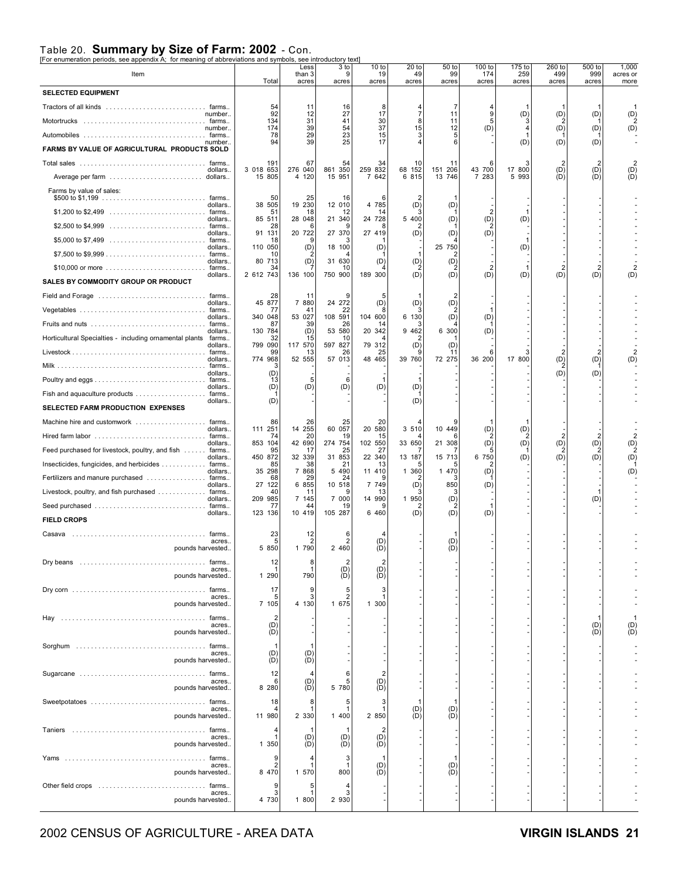## Table 20. **Summary by Size of Farm: 2002** - Con.

[For enumeration periods, see appendix A; for meaning of abbreviations and symbols, see introductory text]

| Item | | Total | Less than 3 acres | 3 to 9 acres | 10 to 19 acres | 20 to 49 acres | 50 to 99 acres | 100 to 174 acres | 175 to 259 acres | 260 to 499 acres | 500 to 999 acres | 1,000 acres or more |
|---|---|---|---|---|---|---|---|---|---|---|---|---|
| **SELECTED EQUIPMENT** | | | | | | | | | | | | |
| Tractors of all kinds | farms.. | 54 | 11 | 16 | 8 | 4 | 7 | 4 | 1 | 1 | 1 | 1 |
| | number.. | 92 | 12 | 27 | 17 | 7 | 11 | 9 | (D) | (D) | (D) | (D) |
| Motortrucks | farms.. | 134 | 31 | 41 | 30 | 8 | 11 | 5 | 3 | 2 | 1 | 2 |
| | number.. | 174 | 39 | 54 | 37 | 15 | 12 | (D) | 4 | (D) | (D) | (D) |
| Automobiles | farms.. | 78 | 29 | 23 | 15 | 3 | 5 | - | 1 | 1 | 1 | - |
| | number.. | 94 | 39 | 25 | 17 | 4 | 6 | - | (D) | (D) | (D) | - |
| **FARMS BY VALUE OF AGRICULTURAL PRODUCTS SOLD** | | | | | | | | | | | | |
| Total sales | farms.. | 191 | 67 | 54 | 34 | 10 | 11 | 6 | 3 | 2 | 2 | 2 |
| | dollars.. | 3 018 653 | 276 040 | 861 350 | 259 832 | 68 152 | 151 206 | 43 700 | 17 800 | (D) | (D) | (D) |
| Average per farm | dollars.. | 15 805 | 4 120 | 15 951 | 7 642 | 6 815 | 13 746 | 7 283 | 5 993 | (D) | (D) | (D) |
| Farms by value of sales: | | | | | | | | | | | | |
| $500 to $1,199 | farms.. | 50 | 25 | 16 | 6 | 2 | 1 | - | - | - | - | - |
| | dollars.. | 38 505 | 19 230 | 12 010 | 4 785 | (D) | (D) | - | - | - | - | - |
| $1,200 to $2,499 | farms.. | 51 | 18 | 12 | 14 | 3 | 1 | 2 | 1 | - | - | - |
| | dollars.. | 85 511 | 28 048 | 21 340 | 24 728 | 5 400 | (D) | (D) | (D) | - | - | - |
| $2,500 to $4,999 | farms.. | 28 | 6 | 9 | 8 | 2 | 1 | 2 | - | - | - | - |
| | dollars.. | 91 131 | 20 722 | 27 370 | 27 419 | (D) | (D) | (D) | - | - | - | - |
| $5,000 to $7,499 | farms.. | 18 | 9 | 3 | 1 | - | 4 | - | 1 | - | - | - |
| | dollars.. | 110 050 | (D) | 18 100 | (D) | - | 25 750 | - | (D) | - | - | - |
| $7,500 to $9,999 | farms.. | 10 | 2 | 4 | 1 | 1 | 2 | - | - | - | - | - |
| | dollars.. | 80 713 | (D) | 31 630 | (D) | (D) | (D) | - | - | - | - | - |
| $10,000 or more | farms.. | 34 | 7 | 10 | 4 | 2 | 2 | 2 | 1 | 2 | 2 | 2 |
| | dollars.. | 2 612 743 | 136 100 | 750 900 | 189 300 | (D) | (D) | (D) | (D) | (D) | (D) | (D) |
| **SALES BY COMMODITY GROUP OR PRODUCT** | | | | | | | | | | | | |
| Field and Forage | farms.. | 28 | 11 | 9 | 5 | 1 | 2 | - | - | - | - | - |
| | dollars.. | 45 877 | 7 880 | 24 272 | (D) | (D) | (D) | - | - | - | - | - |
| Vegetables | farms.. | 77 | 41 | 22 | 8 | 3 | 2 | 1 | - | - | - | - |
| | dollars.. | 340 048 | 53 027 | 108 591 | 104 600 | 6 130 | (D) | (D) | - | - | - | - |
| Fruits and nuts | farms.. | 87 | 39 | 26 | 14 | 3 | 4 | 1 | - | - | - | - |
| | dollars.. | 130 784 | (D) | (D) | 20 342 | 9 462 | 6 300 | (D) | - | - | - | - |
| Horticultural Specialties - including ornamental plants | farms.. | 32 | 15 | 10 | 4 | 2 | 1 | - | - | - | - | - |
| | dollars.. | 799 090 | 117 570 | 597 827 | 79 312 | (D) | (D) | - | - | - | - | - |
| Livestock | farms.. | 99 | 13 | 26 | 25 | 9 | 11 | 6 | 3 | 2 | 2 | 2 |
| | dollars.. | 774 968 | 52 555 | 57 013 | 48 465 | 39 760 | 72 275 | 36 200 | 17 800 | (D) | (D) | (D) |
| Milk | farms.. | 3 | - | - | - | - | - | - | - | 2 | 1 | - |
| | dollars.. | (D) | - | - | - | - | - | - | - | (D) | (D) | - |
| Poultry and eggs | farms.. | 13 | 5 | 6 | 1 | 1 | - | - | - | - | - | - |
| | dollars.. | (D) | (D) | (D) | (D) | (D) | - | - | - | - | - | - |
| Fish and aquaculture products | farms.. | 1 | - | - | - | 1 | - | - | - | - | - | - |
| | dollars.. | (D) | - | - | - | (D) | - | - | - | - | - | - |
| **SELECTED FARM PRODUCTION EXPENSES** | | | | | | | | | | | | |
| Machine hire and customwork | farms.. | 86 | 26 | 25 | 20 | 4 | 9 | 1 | 1 | - | - | - |
| | dollars.. | 111 251 | 14 255 | 60 057 | 20 580 | 3 510 | 10 449 | (D) | (D) | - | - | - |
| Hired farm labor | farms.. | 74 | 20 | 19 | 15 | 4 | 6 | 2 | 2 | 2 | 2 | 2 |
| | dollars.. | 853 104 | 42 690 | 274 754 | 102 550 | 33 650 | 21 308 | (D) | (D) | (D) | (D) | (D) |
| Feed purchased for livestock, poultry, and fish | farms.. | 95 | 17 | 25 | 27 | 7 | 7 | 5 | 1 | 2 | 2 | 2 |
| | dollars.. | 450 872 | 32 339 | 31 853 | 22 340 | 13 187 | 15 713 | 6 750 | (D) | (D) | (D) | (D) |
| Insecticides, fungicides, and herbicides | farms.. | 85 | 38 | 21 | 13 | 5 | 5 | 2 | - | - | - | 1 |
| | dollars.. | 35 298 | 7 868 | 5 490 | 11 410 | 1 360 | 1 470 | (D) | - | - | - | (D) |
| Fertilizers and manure purchased | farms.. | 68 | 29 | 24 | 9 | 2 | 3 | 1 | - | - | - | - |
| | dollars.. | 27 122 | 6 855 | 10 518 | 7 749 | (D) | 850 | (D) | - | - | - | - |
| Livestock, poultry, and fish purchased | farms.. | 40 | 11 | 9 | 13 | 3 | 3 | - | - | - | 1 | - |
| | dollars.. | 209 985 | 7 145 | 7 000 | 14 990 | 1 950 | (D) | - | - | - | (D) | - |
| Seed purchased | farms.. | 77 | 44 | 19 | 9 | 2 | 2 | 1 | - | - | - | - |
| | dollars.. | 123 136 | 10 419 | 105 287 | 6 460 | (D) | (D) | (D) | - | - | - | - |
| **FIELD CROPS** | | | | | | | | | | | | |
| Casava | farms.. | 23 | 12 | 6 | 4 | - | 1 | - | - | - | - | - |
| | acres.. | 5 | 2 | 2 | (D) | - | (D) | - | - | - | - | - |
| | pounds harvested.. | 5 850 | 1 790 | 2 460 | (D) | - | (D) | - | - | - | - | - |
| Dry beans | farms.. | 12 | 8 | 2 | 2 | - | - | - | - | - | - | - |
| | acres.. | 1 | 1 | (D) | (D) | - | - | - | - | - | - | - |
| | pounds harvested.. | 1 290 | 790 | (D) | (D) | - | - | - | - | - | - | - |
| Dry corn | farms.. | 17 | 9 | 5 | 3 | - | - | - | - | - | - | - |
| | acres.. | 5 | 3 | 2 | 1 | - | - | - | - | - | - | - |
| | pounds harvested.. | 7 105 | 4 130 | 1 675 | 1 300 | - | - | - | - | - | - | - |
| Hay | farms.. | 2 | - | - | - | - | - | - | - | - | 1 | 1 |
| | acres.. | (D) | - | - | - | - | - | - | - | - | (D) | (D) |
| | pounds harvested.. | (D) | - | - | - | - | - | - | - | - | (D) | (D) |
| Sorghum | farms.. | 1 | 1 | - | - | - | - | - | - | - | - | - |
| | acres.. | (D) | (D) | - | - | - | - | - | - | - | - | - |
| | pounds harvested.. | (D) | (D) | - | - | - | - | - | - | - | - | - |
| Sugarcane | farms.. | 12 | 4 | 6 | 2 | - | - | - | - | - | - | - |
| | acres.. | 6 | (D) | 5 | (D) | - | - | - | - | - | - | - |
| | pounds harvested.. | 8 280 | (D) | 5 780 | (D) | - | - | - | - | - | - | - |
| Sweetpotatoes | farms.. | 18 | 8 | 5 | 3 | 1 | 1 | - | - | - | - | - |
| | acres.. | 4 | 1 | 1 | 1 | (D) | (D) | - | - | - | - | - |
| | pounds harvested.. | 11 980 | 2 330 | 1 400 | 2 850 | (D) | (D) | - | - | - | - | - |
| Taniers | farms.. | 4 | 1 | 1 | 2 | - | - | - | - | - | - | - |
| | acres.. | 1 | (D) | (D) | (D) | - | - | - | - | - | - | - |
| | pounds harvested.. | 1 350 | (D) | (D) | (D) | - | - | - | - | - | - | - |
| Yams | farms.. | 9 | 4 | 3 | 1 | - | 1 | - | - | - | - | - |
| | acres.. | 2 | 1 | 1 | (D) | - | (D) | - | - | - | - | - |
| | pounds harvested.. | 8 470 | 1 570 | 800 | (D) | - | (D) | - | - | - | - | - |
| Other field crops | farms.. | 9 | 5 | 4 | - | - | - | - | - | - | - | - |
| | acres.. | 3 | 1 | 3 | - | - | - | - | - | - | - | - |
| | pounds harvested.. | 4 730 | 1 800 | 2 930 | - | - | - | - | - | - | - | - |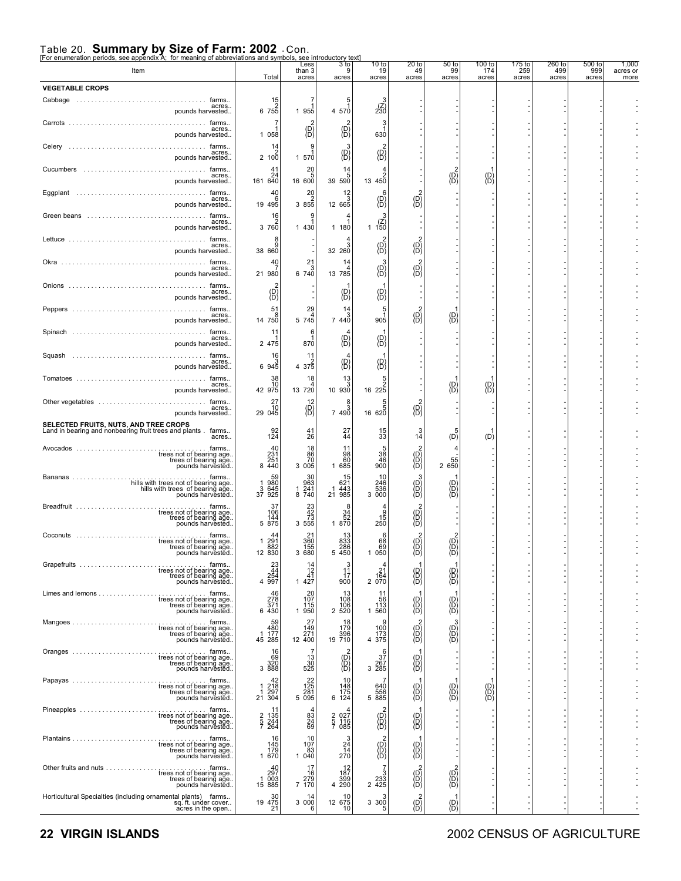## Table 20. Summary by Size of Farm: 2002 - Con.

[For enumeration periods, see appendix A; for meaning of abbreviations and symbols, see introductory text]

| Item | Total | Less than 3 acres | 3 to 9 acres | 10 to 19 acres | 20 to 49 acres | 50 to 99 acres | 100 to 174 acres | 175 to 259 acres | 260 to 499 acres | 500 to 999 acres | 1,000 acres or more |
|---|---|---|---|---|---|---|---|---|---|---|---|
| **VEGETABLE CROPS** | | | | | | | | | | | |
| Cabbage ... farms.. | 15 | 7 | 5 | 3 | - | - | - | - | - | - | - |
| acres.. | 2 | 1 | 1 | (Z) | - | - | - | - | - | - | - |
| pounds harvested.. | 6 755 | 1 955 | 4 570 | 230 | - | - | - | - | - | - | - |
| Carrots ... farms.. | 7 | 2 | 2 | 3 | - | - | - | - | - | - | - |
| acres.. | 1 | (D) | (D) | 1 | - | - | - | - | - | - | - |
| pounds harvested.. | 1 058 | (D) | (D) | 630 | - | - | - | - | - | - | - |
| Celery ... farms.. | 14 | 9 | 3 | 2 | - | - | - | - | - | - | - |
| acres.. | 2 | 1 | (D) | (D) | - | - | - | - | - | - | - |
| pounds harvested.. | 2 100 | 1 570 | (D) | (D) | - | - | - | - | - | - | - |
| Cucumbers ... farms.. | 41 | 20 | 14 | 4 | - | 2 | 1 | - | - | - | - |
| acres.. | 24 | 5 | 5 | 2 | - | (D) | (D) | - | - | - | - |
| pounds harvested.. | 161 640 | 16 600 | 39 590 | 13 450 | - | (D) | (D) | - | - | - | - |
| Eggplant ... farms.. | 40 | 20 | 12 | 6 | 2 | - | - | - | - | - | - |
| acres.. | 6 | 2 | 3 | (D) | (D) | - | - | - | - | - | - |
| pounds harvested.. | 19 495 | 3 855 | 12 665 | (D) | (D) | - | - | - | - | - | - |
| Green beans ... farms.. | 16 | 9 | 4 | 3 | - | - | - | - | - | - | - |
| acres.. | 2 | 1 | 1 | (Z) | - | - | - | - | - | - | - |
| pounds harvested.. | 3 760 | 1 430 | 1 180 | 1 150 | - | - | - | - | - | - | - |
| Lettuce ... farms.. | 8 | - | 4 | 2 | 2 | - | - | - | - | - | - |
| acres.. | 9 | - | 3 | (D) | (D) | - | - | - | - | - | - |
| pounds harvested.. | 38 660 | - | 32 260 | (D) | (D) | - | - | - | - | - | - |
| Okra ... farms.. | 40 | 21 | 14 | 3 | 2 | - | - | - | - | - | - |
| acres.. | 7 | 3 | 4 | (D) | (D) | - | - | - | - | - | - |
| pounds harvested.. | 21 980 | 6 740 | 13 785 | (D) | (D) | - | - | - | - | - | - |
| Onions ... farms.. | 2 | - | 1 | 1 | - | - | - | - | - | - | - |
| acres.. | (D) | - | (D) | (D) | - | - | - | - | - | - | - |
| pounds harvested.. | (D) | - | (D) | (D) | - | - | - | - | - | - | - |
| Peppers ... farms.. | 51 | 29 | 14 | 5 | 2 | 1 | - | - | - | - | - |
| acres.. | 8 | 4 | 3 | 1 | (D) | (D) | - | - | - | - | - |
| pounds harvested.. | 14 750 | 5 745 | 7 440 | 905 | (D) | (D) | - | - | - | - | - |
| Spinach ... farms.. | 11 | 6 | 4 | 1 | - | - | - | - | - | - | - |
| acres.. | 1 | 1 | (D) | (D) | - | - | - | - | - | - | - |
| pounds harvested.. | 2 475 | 870 | (D) | (D) | - | - | - | - | - | - | - |
| Squash ... farms.. | 16 | 11 | 4 | 1 | - | - | - | - | - | - | - |
| acres.. | 3 | 2 | (D) | (D) | - | - | - | - | - | - | - |
| pounds harvested.. | 6 945 | 4 375 | (D) | (D) | - | - | - | - | - | - | - |
| Tomatoes ... farms.. | 38 | 18 | 13 | 5 | - | 1 | 1 | - | - | - | - |
| acres.. | 10 | 4 | 3 | 2 | - | (D) | (D) | - | - | - | - |
| pounds harvested.. | 42 975 | 13 720 | 10 930 | 16 225 | - | (D) | (D) | - | - | - | - |
| Other vegetables ... farms.. | 27 | 12 | 8 | 5 | 2 | - | - | - | - | - | - |
| acres.. | 10 | (D) | 3 | 5 | (D) | - | - | - | - | - | - |
| pounds harvested.. | 29 045 | (D) | 7 490 | 16 620 | (D) | - | - | - | - | - | - |
| **SELECTED FRUITS, NUTS, AND TREE CROPS** | | | | | | | | | | | |
| Land in bearing and nonbearing fruit trees and plants .. farms.. | 92 | 41 | 27 | 15 | 3 | 5 | 1 | - | - | - | - |
| acres.. | 124 | 26 | 44 | 33 | 14 | (D) | (D) | - | - | - | - |
| Avocados ... farms.. | 40 | 18 | 11 | 5 | 2 | 4 | - | - | - | - | - |
| trees not of bearing age.. | 231 | 86 | 98 | 38 | (D) | - | - | - | - | - | - |
| trees of bearing age.. | 251 | 70 | 60 | 46 | (D) | 55 | - | - | - | - | - |
| pounds harvested.. | 8 440 | 3 005 | 1 685 | 900 | (D) | 2 650 | - | - | - | - | - |
| Bananas ... farms.. | 59 | 30 | 15 | 10 | 3 | 1 | - | - | - | - | - |
| hills with trees not of bearing age.. | 1 980 | 963 | 621 | 246 | (D) | (D) | - | - | - | - | - |
| hills with trees of bearing age.. | 3 645 | 1 241 | 1 443 | 536 | (D) | (D) | - | - | - | - | - |
| pounds harvested.. | 37 925 | 8 740 | 21 985 | 3 000 | (D) | (D) | - | - | - | - | - |
| Breadfruit ... farms.. | 37 | 23 | 8 | 4 | 2 | - | - | - | - | - | - |
| trees not of bearing age.. | 106 | 42 | 34 | 9 | (D) | - | - | - | - | - | - |
| trees of bearing age.. | 144 | 73 | 52 | 15 | (D) | - | - | - | - | - | - |
| pounds harvested.. | 5 875 | 3 555 | 1 870 | 250 | (D) | - | - | - | - | - | - |
| Coconuts ... farms.. | 44 | 21 | 13 | 6 | 2 | 2 | - | - | - | - | - |
| trees not of bearing age.. | 1 291 | 360 | 833 | 68 | (D) | (D) | - | - | - | - | - |
| trees of bearing age.. | 882 | 155 | 286 | 69 | (D) | (D) | - | - | - | - | - |
| pounds harvested.. | 12 830 | 3 680 | 5 450 | 1 050 | (D) | (D) | - | - | - | - | - |
| Grapefruits ... farms.. | 23 | 14 | 3 | 4 | 1 | 1 | - | - | - | - | - |
| trees not of bearing age.. | 44 | 12 | 11 | 21 | (D) | (D) | - | - | - | - | - |
| trees of bearing age.. | 254 | 41 | 17 | 164 | (D) | (D) | - | - | - | - | - |
| pounds harvested.. | 4 997 | 1 427 | 900 | 2 070 | (D) | (D) | - | - | - | - | - |
| Limes and lemons ... farms.. | 46 | 20 | 13 | 11 | 1 | 1 | - | - | - | - | - |
| trees not of bearing age.. | 278 | 107 | 108 | 56 | (D) | (D) | - | - | - | - | - |
| trees of bearing age.. | 371 | 115 | 106 | 113 | (D) | (D) | - | - | - | - | - |
| pounds harvested.. | 6 430 | 1 950 | 2 520 | 1 560 | (D) | (D) | - | - | - | - | - |
| Mangoes ... farms.. | 59 | 27 | 18 | 9 | 2 | 3 | - | - | - | - | - |
| trees not of bearing age.. | 480 | 149 | 179 | 100 | (D) | (D) | - | - | - | - | - |
| trees of bearing age.. | 1 177 | 271 | 396 | 173 | (D) | (D) | - | - | - | - | - |
| pounds harvested.. | 45 285 | 12 400 | 19 710 | 4 375 | (D) | (D) | - | - | - | - | - |
| Oranges ... farms.. | 16 | 7 | 2 | 6 | 1 | - | - | - | - | - | - |
| trees not of bearing age.. | 69 | 13 | (D) | 37 | (D) | - | - | - | - | - | - |
| trees of bearing age.. | 320 | 30 | (D) | 267 | (D) | - | - | - | - | - | - |
| pounds harvested.. | 3 888 | 525 | (D) | 3 285 | (D) | - | - | - | - | - | - |
| Papayas ... farms.. | 42 | 22 | 10 | 7 | 1 | 1 | 1 | - | - | - | - |
| trees not of bearing age.. | 1 218 | 125 | 148 | 640 | (D) | (D) | (D) | - | - | - | - |
| trees of bearing age.. | 1 297 | 281 | 175 | 556 | (D) | (D) | (D) | - | - | - | - |
| pounds harvested.. | 21 304 | 5 095 | 6 124 | 5 885 | (D) | (D) | (D) | - | - | - | - |
| Pineapples ... farms.. | 11 | 4 | 4 | 2 | 1 | - | - | - | - | - | - |
| trees not of bearing age.. | 2 135 | 83 | 2 027 | (D) | (D) | - | - | - | - | - | - |
| trees of bearing age.. | 5 244 | 24 | 5 116 | (D) | (D) | - | - | - | - | - | - |
| pounds harvested.. | 7 264 | 69 | 7 085 | (D) | (D) | - | - | - | - | - | - |
| Plantains ... farms.. | 16 | 10 | 3 | 2 | 1 | - | - | - | - | - | - |
| trees not of bearing age.. | 145 | 107 | 24 | (D) | (D) | - | - | - | - | - | - |
| trees of bearing age.. | 179 | 83 | 14 | (D) | (D) | - | - | - | - | - | - |
| pounds harvested.. | 1 670 | 1 040 | 270 | (D) | (D) | - | - | - | - | - | - |
| Other fruits and nuts ... farms.. | 40 | 17 | 12 | 7 | 2 | 2 | - | - | - | - | - |
| trees not of bearing age.. | 297 | 16 | 187 | 3 | (D) | (D) | - | - | - | - | - |
| trees of bearing age.. | 1 003 | 279 | 399 | 233 | (D) | (D) | - | - | - | - | - |
| pounds harvested.. | 15 885 | 7 170 | 4 290 | 2 425 | (D) | (D) | - | - | - | - | - |
| Horticultural Specialties (including ornamental plants) farms.. | 30 | 14 | 10 | 3 | 2 | 1 | - | - | - | - | - |
| sq. ft. under cover.. | 19 475 | 3 000 | 12 675 | 3 300 | (D) | (D) | - | - | - | - | - |
| acres in the open.. | 21 | 6 | 10 | 5 | (D) | (D) | - | - | - | - | - |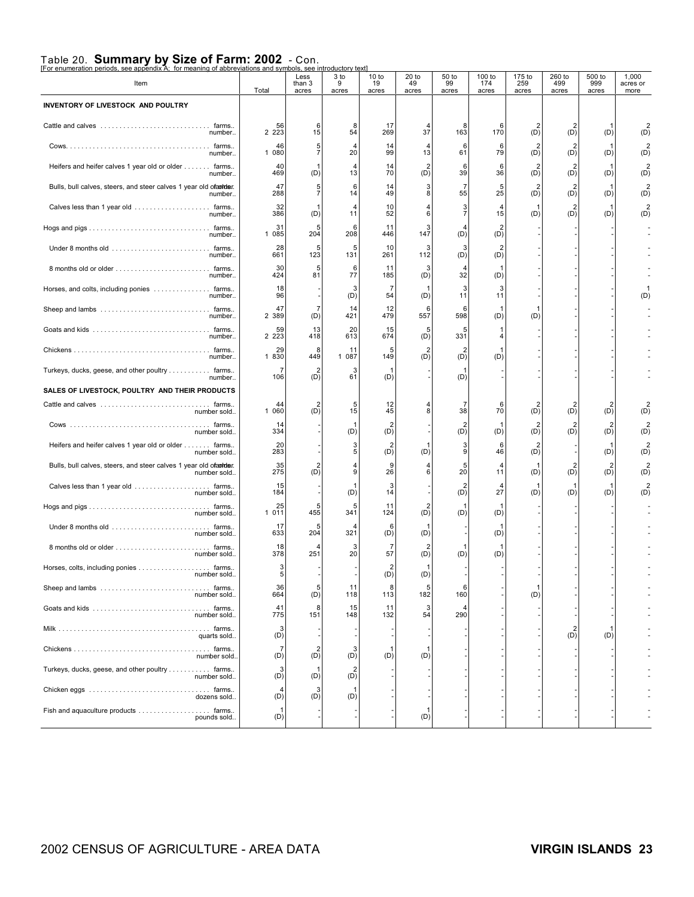# Table 20. **Summary by Size of Farm: 2002** - Con.

[For enumeration periods, see appendix A; for meaning of abbreviations and symbols, see introductory text]

| Item | | Total | Less than 3 acres | 3 to 9 acres | 10 to 19 acres | 20 to 49 acres | 50 to 99 acres | 100 to 174 acres | 175 to 259 acres | 260 to 499 acres | 500 to 999 acres | 1,000 acres or more |
|---|---|---|---|---|---|---|---|---|---|---|---|---|
| **INVENTORY OF LIVESTOCK AND POULTRY** | | | | | | | | | | | | |
| Cattle and calves | farms.. | 56 | 6 | 8 | 17 | 4 | 8 | 6 | 2 | 2 | 1 | 2 |
| | number.. | 2 223 | 15 | 54 | 269 | 37 | 163 | 170 | (D) | (D) | (D) | (D) |
| Cows | farms.. | 46 | 5 | 4 | 14 | 4 | 6 | 6 | 2 | 2 | 1 | 2 |
| | number.. | 1 080 | 7 | 20 | 99 | 13 | 61 | 79 | (D) | (D) | (D) | (D) |
| Heifers and heifer calves 1 year old or older | farms.. | 40 | 1 | 4 | 14 | 2 | 6 | 6 | 2 | 2 | 1 | 2 |
| | number.. | 469 | (D) | 13 | 70 | (D) | 39 | 36 | (D) | (D) | (D) | (D) |
| Bulls, bull calves, steers, and steer calves 1 year old or older | farms.. | 47 | 5 | 6 | 14 | 3 | 7 | 5 | 2 | 2 | 1 | 2 |
| | number.. | 288 | 7 | 14 | 49 | 8 | 55 | 25 | (D) | (D) | (D) | (D) |
| Calves less than 1 year old | farms.. | 32 | 1 | 4 | 10 | 4 | 3 | 4 | 1 | 2 | 1 | 2 |
| | number.. | 386 | (D) | 11 | 52 | 6 | 7 | 15 | (D) | (D) | (D) | (D) |
| Hogs and pigs | farms.. | 31 | 5 | 6 | 11 | 3 | 4 | 2 | - | - | - | - |
| | number.. | 1 085 | 204 | 208 | 446 | 147 | (D) | (D) | - | - | - | - |
| Under 8 months old | farms.. | 28 | 5 | 5 | 10 | 3 | 3 | 2 | - | - | - | - |
| | number.. | 661 | 123 | 131 | 261 | 112 | (D) | (D) | - | - | - | - |
| 8 months old or older | farms.. | 30 | 5 | 6 | 11 | 3 | 4 | 1 | - | - | - | - |
| | number.. | 424 | 81 | 77 | 185 | (D) | 32 | (D) | - | - | - | - |
| Horses, and colts, including ponies | farms.. | 18 | - | 3 | 7 | 1 | 3 | 3 | - | - | - | 1 |
| | number.. | 96 | - | (D) | 54 | (D) | 11 | 11 | - | - | - | (D) |
| Sheep and lambs | farms.. | 47 | 7 | 14 | 12 | 6 | 6 | 1 | 1 | - | - | - |
| | number.. | 2 389 | (D) | 421 | 479 | 557 | 598 | (D) | (D) | - | - | - |
| Goats and kids | farms.. | 59 | 13 | 20 | 15 | 5 | 5 | 1 | - | - | - | - |
| | number.. | 2 223 | 418 | 613 | 674 | (D) | 331 | 4 | - | - | - | - |
| Chickens | farms.. | 29 | 8 | 11 | 5 | 2 | 2 | 1 | - | - | - | - |
| | number.. | 1 830 | 449 | 1 087 | 149 | (D) | (D) | (D) | - | - | - | - |
| Turkeys, ducks, geese, and other poultry | farms.. | 7 | 2 | 3 | 1 | - | 1 | - | - | - | - | - |
| | number.. | 106 | (D) | 61 | (D) | - | (D) | - | - | - | - | - |
| **SALES OF LIVESTOCK, POULTRY AND THEIR PRODUCTS** | | | | | | | | | | | | |
| Cattle and calves | farms.. | 44 | 2 | 5 | 12 | 4 | 7 | 6 | 2 | 2 | 2 | 2 |
| | number sold.. | 1 060 | (D) | 15 | 45 | 8 | 38 | 70 | (D) | (D) | (D) | (D) |
| Cows | farms.. | 14 | - | 1 | 2 | - | 2 | 1 | 2 | 2 | 2 | 2 |
| | number sold.. | 334 | - | (D) | (D) | - | (D) | (D) | (D) | (D) | (D) | (D) |
| Heifers and heifer calves 1 year old or older | farms.. | 20 | - | 3 | 2 | 1 | 3 | 6 | 2 | - | 1 | 2 |
| | number sold.. | 283 | - | 5 | (D) | (D) | 9 | 46 | (D) | - | (D) | (D) |
| Bulls, bull calves, steers, and steer calves 1 year old or older | farms.. | 35 | 2 | 4 | 9 | 4 | 5 | 4 | 1 | 2 | 2 | 2 |
| | number sold.. | 275 | (D) | 9 | 26 | 6 | 20 | 11 | (D) | (D) | (D) | (D) |
| Calves less than 1 year old | farms.. | 15 | - | 1 | 3 | - | 2 | 4 | 1 | 1 | 1 | 2 |
| | number sold.. | 184 | - | (D) | 14 | - | (D) | 27 | (D) | (D) | (D) | (D) |
| Hogs and pigs | farms.. | 25 | 5 | 5 | 11 | 2 | 1 | 1 | - | - | - | - |
| | number sold.. | 1 011 | 455 | 341 | 124 | (D) | (D) | (D) | - | - | - | - |
| Under 8 months old | farms.. | 17 | 5 | 4 | 6 | 1 | - | 1 | - | - | - | - |
| | number sold.. | 633 | 204 | 321 | (D) | (D) | - | (D) | - | - | - | - |
| 8 months old or older | farms.. | 18 | 4 | 3 | 7 | 2 | 1 | 1 | - | - | - | - |
| | number sold.. | 378 | 251 | 20 | 57 | (D) | (D) | (D) | - | - | - | - |
| Horses, colts, including ponies | farms.. | 3 | - | - | 2 | 1 | - | - | - | - | - | - |
| | number sold.. | 5 | - | - | (D) | (D) | - | - | - | - | - | - |
| Sheep and lambs | farms.. | 36 | 5 | 11 | 8 | 5 | 6 | - | 1 | - | - | - |
| | number sold.. | 664 | (D) | 118 | 113 | 182 | 160 | - | (D) | - | - | - |
| Goats and kids | farms.. | 41 | 8 | 15 | 11 | 3 | 4 | - | - | - | - | - |
| | number sold.. | 775 | 151 | 148 | 132 | 54 | 290 | - | - | - | - | - |
| Milk | farms.. | 3 | - | - | - | - | - | - | - | 2 | 1 | - |
| | quarts sold.. | (D) | - | - | - | - | - | - | - | (D) | (D) | - |
| Chickens | farms.. | 7 | 2 | 3 | 1 | 1 | - | - | - | - | - | - |
| | number sold.. | (D) | (D) | (D) | (D) | (D) | - | - | - | - | - | - |
| Turkeys, ducks, geese, and other poultry | farms.. | 3 | 1 | 2 | - | - | - | - | - | - | - | - |
| | number sold.. | (D) | (D) | (D) | - | - | - | - | - | - | - | - |
| Chicken eggs | farms.. | 4 | 3 | 1 | - | - | - | - | - | - | - | - |
| | dozens sold.. | (D) | (D) | (D) | - | - | - | - | - | - | - | - |
| Fish and aquaculture products | farms.. | 1 | - | - | - | 1 | - | - | - | - | - | - |
| | pounds sold.. | (D) | - | - | - | (D) | - | - | - | - | - | - |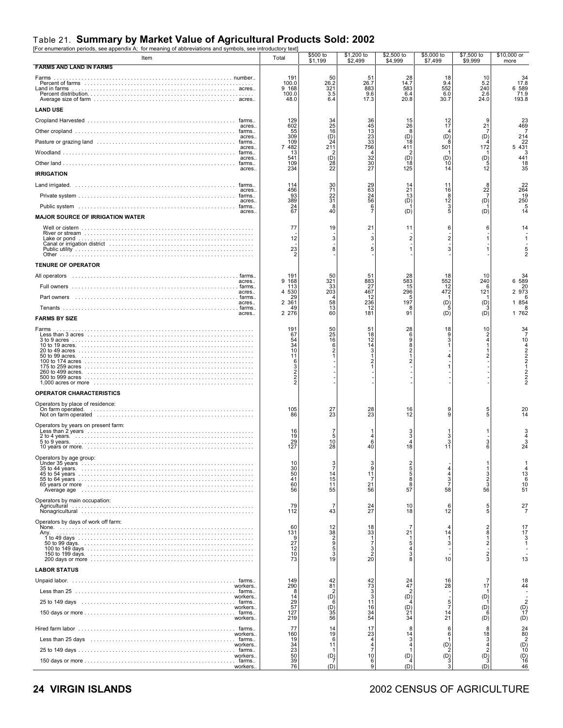# Table 21. **Summary by Market Value of Agricultural Products Sold: 2002**

[For enumeration periods, see appendix A; for meaning of abbreviations and symbols, see introductory text]

| Item | | Total | $500 to $1,199 | $1,200 to $2,499 | $2,500 to $4,999 | $5,000 to $7,499 | $7,500 to $9,999 | $10,000 or more |
|---|---|---|---|---|---|---|---|---|
| **FARMS AND LAND IN FARMS** | | | | | | | | |
| Farms | number.. | 191 | 50 | 51 | 28 | 18 | 10 | 34 |
| Percent of farms | | 100.0 | 26.2 | 26.7 | 14.7 | 9.4 | 5.2 | 17.8 |
| Land in farms | acres.. | 9 168 | 321 | 883 | 583 | 552 | 240 | 6 589 |
| Percent distribution | | 100.0 | 3.5 | 9.6 | 6.4 | 6.0 | 2.6 | 71.9 |
| Average size of farm | acres.. | 48.0 | 6.4 | 17.3 | 20.8 | 30.7 | 24.0 | 193.8 |
| **LAND USE** | | | | | | | | |
| Cropland Harvested | farms.. | 129 | 34 | 36 | 15 | 12 | 9 | 23 |
| | acres.. | 602 | 25 | 45 | 26 | 17 | 21 | 469 |
| Other cropland | farms.. | 55 | 16 | 13 | 8 | 4 | 7 | 7 |
| | acres.. | 309 | (D) | 23 | (D) | (D) | (D) | 214 |
| Pasture or grazing land | farms.. | 109 | 24 | 33 | 18 | 8 | 4 | 22 |
| | acres.. | 7 482 | 211 | 756 | 411 | 501 | 172 | 5 431 |
| Woodland | farms.. | 13 | 2 | 4 | 2 | 1 | 1 | 3 |
| | acres.. | 541 | (D) | 32 | (D) | (D) | (D) | 441 |
| Other land | farms.. | 109 | 28 | 30 | 18 | 10 | 5 | 18 |
| | acres.. | 234 | 22 | 27 | 125 | 14 | 12 | 35 |
| **IRRIGATION** | | | | | | | | |
| Land irrigated. | farms.. | 114 | 30 | 29 | 14 | 11 | 8 | 22 |
| | acres.. | 456 | 71 | 63 | 21 | 16 | 22 | 264 |
| Private system | farms.. | 93 | 22 | 24 | 13 | 8 | 7 | 19 |
| | acres.. | 389 | 31 | 56 | (D) | 12 | (D) | 250 |
| Public system | farms.. | 24 | 8 | 6 | 1 | 3 | 1 | 5 |
| | acres.. | 67 | 40 | 7 | (D) | 5 | (D) | 14 |
| **MAJOR SOURCE OF IRRIGATION WATER** | | | | | | | | |
| Well or cistern | | 77 | 19 | 21 | 11 | 6 | 6 | 14 |
| River or stream | | - | - | - | - | - | - | - |
| Lake or pond | | 12 | 3 | 3 | 2 | 2 | 1 | 1 |
| Canal or irrigation district | | - | - | - | - | - | - | - |
| Public utility | | 23 | 8 | 5 | 1 | 3 | 1 | 5 |
| Other | | 2 | - | - | - | - | - | 2 |
| **TENURE OF OPERATOR** | | | | | | | | |
| All operators | farms.. | 191 | 50 | 51 | 28 | 18 | 10 | 34 |
| | acres.. | 9 168 | 321 | 883 | 583 | 552 | 240 | 6 589 |
| Full owners | farms.. | 113 | 33 | 27 | 15 | 12 | 6 | 20 |
| | acres.. | 4 530 | 203 | 467 | 296 | 472 | 121 | 2 973 |
| Part owners | farms.. | 29 | 4 | 12 | 5 | 1 | 1 | 6 |
| | acres.. | 2 361 | 58 | 236 | 197 | (D) | (D) | 1 854 |
| Tenants | farms.. | 49 | 13 | 12 | 8 | 5 | 3 | 8 |
| | acres.. | 2 276 | 60 | 181 | 91 | (D) | (D) | 1 762 |
| **FARMS BY SIZE** | | | | | | | | |
| Farms | | 191 | 50 | 51 | 28 | 18 | 10 | 34 |
| Less than 3 acres | | 67 | 25 | 18 | 6 | 9 | 2 | 7 |
| 3 to 9 acres | | 54 | 16 | 12 | 9 | 3 | 4 | 10 |
| 10 to 19 acres. | | 34 | 6 | 14 | 8 | 1 | 1 | 4 |
| 20 to 49 acres | | 10 | 2 | 3 | 2 | - | 1 | 2 |
| 50 to 99 acres. | | 11 | 1 | 1 | 1 | 4 | 2 | 2 |
| 100 to 174 acres | | 6 | - | 2 | 2 | - | - | 2 |
| 175 to 259 acres | | 3 | - | 1 | - | 1 | - | 1 |
| 260 to 499 acres. | | 2 | - | - | - | - | - | 2 |
| 500 to 999 acres | | 2 | - | - | - | - | - | 2 |
| 1,000 acres or more | | 2 | - | - | - | - | - | 2 |
| **OPERATOR CHARACTERISTICS** | | | | | | | | |
| Operators by place of residence: | | | | | | | | |
| On farm operated. | | 105 | 27 | 28 | 16 | 9 | 5 | 20 |
| Not on farm operated | | 86 | 23 | 23 | 12 | 9 | 5 | 14 |
| Operators by years on present farm: | | | | | | | | |
| Less than 2 years | | 16 | 7 | 1 | 3 | 1 | 1 | 3 |
| 2 to 4 years. | | 19 | 5 | 4 | 3 | 3 | - | 4 |
| 5 to 9 years. | | 29 | 10 | 6 | 4 | 3 | 3 | 3 |
| 10 years or more. | | 127 | 28 | 40 | 18 | 11 | 6 | 24 |
| Operators by age group: | | | | | | | | |
| Under 35 years | | 10 | 3 | 3 | 2 | - | 1 | 1 |
| 35 to 44 years. | | 30 | 7 | 9 | 5 | 4 | 1 | 4 |
| 45 to 54 years | | 50 | 14 | 11 | 5 | 4 | 3 | 13 |
| 55 to 64 years | | 41 | 15 | 7 | 8 | 3 | 2 | 6 |
| 65 years or more | | 60 | 11 | 21 | 8 | 7 | 3 | 10 |
| Average age | | 56 | 55 | 56 | 57 | 58 | 56 | 51 |
| Operators by main occupation: | | | | | | | | |
| Agricultural | | 79 | 7 | 24 | 10 | 6 | 5 | 27 |
| Nonagricultural | | 112 | 43 | 27 | 18 | 12 | 5 | 7 |
| Operators by days of work off farm: | | | | | | | | |
| None. | | 60 | 12 | 18 | 7 | 4 | 2 | 17 |
| Any. | | 131 | 38 | 33 | 21 | 14 | 8 | 17 |
| 1 to 49 days | | 9 | 2 | 1 | 1 | 1 | 1 | 3 |
| 50 to 99 days. | | 27 | 9 | 7 | 5 | 3 | 2 | 1 |
| 100 to 149 days | | 12 | 5 | 3 | 4 | - | - | - |
| 150 to 199 days. | | 10 | 3 | 2 | 3 | - | 2 | - |
| 200 days or more | | 73 | 19 | 20 | 8 | 10 | 3 | 13 |
| **LABOR STATUS** | | | | | | | | |
| Unpaid labor. | farms.. | 149 | 42 | 42 | 24 | 16 | 7 | 18 |
| | workers.. | 290 | 81 | 73 | 47 | 28 | 17 | 44 |
| Less than 25 | farms.. | 8 | 2 | 3 | 2 | - | 1 | - |
| | workers.. | 14 | (D) | 3 | (D) | - | (D) | - |
| 25 to 149 days | farms.. | 29 | 6 | 11 | 4 | 5 | 1 | 2 |
| | workers.. | 57 | (D) | 16 | (D) | 7 | (D) | (D) |
| 150 days or more | farms.. | 127 | 35 | 34 | 21 | 14 | 6 | 17 |
| | workers.. | 219 | 56 | 54 | 34 | 21 | (D) | (D) |
| Hired farm labor | farms.. | 77 | 14 | 17 | 8 | 6 | 8 | 24 |
| | workers.. | 160 | 19 | 23 | 14 | 6 | 18 | 80 |
| Less than 25 days | farms.. | 19 | 6 | 4 | 3 | 1 | 3 | 2 |
| | workers.. | 34 | 11 | 4 | 4 | (D) | 4 | (D) |
| 25 to 149 days | farms.. | 23 | 1 | 7 | 1 | 2 | 2 | 10 |
| | workers.. | 50 | (D) | 10 | (D) | (D) | (D) | (D) |
| 150 days or more | farms.. | 39 | 7 | 6 | 4 | 3 | 3 | 16 |
| | workers.. | 76 | (D) | 9 | (D) | 3 | (D) | 46 |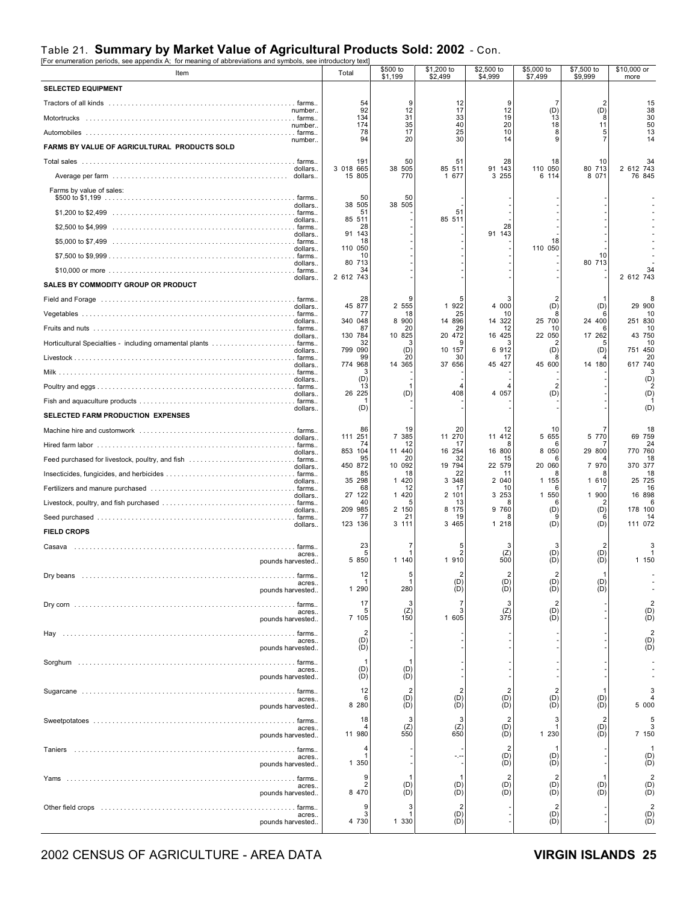## Table 21. **Summary by Market Value of Agricultural Products Sold: 2002** - Con.

[For enumeration periods, see appendix A; for meaning of abbreviations and symbols, see introductory text]

| Item | | Total | $500 to $1,199 | $1,200 to $2,499 | $2,500 to $4,999 | $5,000 to $7,499 | $7,500 to $9,999 | $10,000 or more |
|---|---|---|---|---|---|---|---|---|
| **SELECTED EQUIPMENT** | | | | | | | | |
| Tractors of all kinds | farms.. | 54 | 9 | 12 | 9 | 7 | 2 | 15 |
| | number.. | 92 | 12 | 17 | 12 | (D) | (D) | 38 |
| Motortrucks | farms.. | 134 | 31 | 33 | 19 | 13 | 8 | 30 |
| | number.. | 174 | 35 | 40 | 20 | 18 | 11 | 50 |
| Automobiles | farms.. | 78 | 17 | 25 | 10 | 8 | 5 | 13 |
| | number.. | 94 | 20 | 30 | 14 | 9 | 7 | 14 |
| **FARMS BY VALUE OF AGRICULTURAL PRODUCTS SOLD** | | | | | | | | |
| Total sales | farms.. | 191 | 50 | 51 | 28 | 18 | 10 | 34 |
| | dollars.. | 3 018 665 | 38 505 | 85 511 | 91 143 | 110 050 | 80 713 | 2 612 743 |
| Average per farm | dollars.. | 15 805 | 770 | 1 677 | 3 255 | 6 114 | 8 071 | 76 845 |
| Farms by value of sales: | | | | | | | | |
| $500 to $1,199 | farms.. | 50 | 50 | - | - | - | - | - |
| | dollars.. | 38 505 | 38 505 | - | - | - | - | - |
| $1,200 to $2,499 | farms.. | 51 | - | 51 | - | - | - | - |
| | dollars.. | 85 511 | - | 85 511 | - | - | - | - |
| $2,500 to $4,999 | farms.. | 28 | - | - | 28 | - | - | - |
| | dollars.. | 91 143 | - | - | 91 143 | - | - | - |
| $5,000 to $7,499 | farms.. | 18 | - | - | - | 18 | - | - |
| | dollars.. | 110 050 | - | - | - | 110 050 | - | - |
| $7,500 to $9,999 | farms.. | 10 | - | - | - | - | 10 | - |
| | dollars.. | 80 713 | - | - | - | - | 80 713 | - |
| $10,000 or more | farms.. | 34 | - | - | - | - | - | 34 |
| | dollars.. | 2 612 743 | - | - | - | - | - | 2 612 743 |
| **SALES BY COMMODITY GROUP OR PRODUCT** | | | | | | | | |
| Field and Forage | farms.. | 28 | 9 | 5 | 3 | 2 | 1 | 8 |
| | dollars.. | 45 877 | 2 555 | 1 922 | 4 000 | (D) | (D) | 29 900 |
| Vegetables | farms.. | 77 | 18 | 25 | 10 | 8 | 6 | 10 |
| | dollars.. | 340 048 | 8 900 | 14 896 | 14 322 | 25 700 | 24 400 | 251 830 |
| Fruits and nuts | farms.. | 87 | 20 | 29 | 12 | 10 | 6 | 10 |
| | dollars.. | 130 784 | 10 825 | 20 472 | 16 425 | 22 050 | 17 262 | 43 750 |
| Horticultural Specialties - including ornamental plants | farms.. | 32 | 3 | 9 | 3 | 2 | 5 | 10 |
| | dollars.. | 799 090 | (D) | 10 157 | 6 912 | (D) | (D) | 751 450 |
| Livestock | farms.. | 99 | 20 | 30 | 17 | 8 | 4 | 20 |
| | dollars.. | 774 968 | 14 365 | 37 656 | 45 427 | 45 600 | 14 180 | 617 740 |
| Milk | farms.. | 3 | - | - | - | - | - | 3 |
| | dollars.. | (D) | - | - | - | - | - | (D) |
| Poultry and eggs | farms.. | 13 | 1 | 4 | 4 | 2 | - | 2 |
| | dollars.. | 26 225 | (D) | 408 | 4 057 | (D) | - | (D) |
| Fish and aquaculture products | farms.. | 1 | - | - | - | - | - | 1 |
| | dollars.. | (D) | - | - | - | - | - | (D) |
| **SELECTED FARM PRODUCTION EXPENSES** | | | | | | | | |
| Machine hire and customwork | farms.. | 86 | 19 | 20 | 12 | 10 | 7 | 18 |
| | dollars.. | 111 251 | 7 385 | 11 270 | 11 412 | 5 655 | 5 770 | 69 759 |
| Hired farm labor | farms.. | 74 | 12 | 17 | 8 | 6 | 7 | 24 |
| | dollars.. | 853 104 | 11 440 | 16 254 | 16 800 | 8 050 | 29 800 | 770 760 |
| Feed purchased for livestock, poultry, and fish | farms.. | 95 | 20 | 32 | 15 | 6 | 4 | 18 |
| | dollars.. | 450 872 | 10 092 | 19 794 | 22 579 | 20 060 | 7 970 | 370 377 |
| Insecticides, fungicides, and herbicides | farms.. | 85 | 18 | 22 | 11 | 8 | 8 | 18 |
| | dollars.. | 35 298 | 1 420 | 3 348 | 2 040 | 1 155 | 1 610 | 25 725 |
| Fertilizers and manure purchased | farms.. | 68 | 12 | 17 | 10 | 6 | 7 | 16 |
| | dollars.. | 27 122 | 1 420 | 2 101 | 3 253 | 1 550 | 1 900 | 16 898 |
| Livestock, poultry, and fish purchased | farms.. | 40 | 5 | 13 | 8 | 6 | 2 | 6 |
| | dollars.. | 209 985 | 2 150 | 8 175 | 9 760 | (D) | (D) | 178 100 |
| Seed purchased | farms.. | 77 | 21 | 19 | 8 | 9 | 6 | 14 |
| | dollars.. | 123 136 | 3 111 | 3 465 | 1 218 | (D) | (D) | 111 072 |
| **FIELD CROPS** | | | | | | | | |
| Casava | farms.. | 23 | 7 | 5 | 3 | 3 | 2 | 3 |
| | acres.. | 5 | 1 | 2 | (Z) | (D) | (D) | 1 |
| | pounds harvested.. | 5 850 | 1 140 | 1 910 | 500 | (D) | (D) | 1 150 |
| Dry beans | farms.. | 12 | 5 | 2 | 2 | 2 | 1 | - |
| | acres.. | 1 | 1 | (D) | (D) | (D) | (D) | - |
| | pounds harvested.. | 1 290 | 280 | (D) | (D) | (D) | (D) | - |
| Dry corn | farms.. | 17 | 3 | 7 | 3 | 2 | - | 2 |
| | acres.. | 5 | (Z) | 3 | (Z) | (D) | - | (D) |
| | pounds harvested.. | 7 105 | 150 | 1 605 | 375 | (D) | - | (D) |
| Hay | farms.. | 2 | - | - | - | - | - | 2 |
| | acres.. | (D) | - | - | - | - | - | (D) |
| | pounds harvested.. | (D) | - | - | - | - | - | (D) |
| Sorghum | farms.. | 1 | 1 | - | - | - | - | - |
| | acres.. | (D) | (D) | - | - | - | - | - |
| | pounds harvested.. | (D) | (D) | - | - | - | - | - |
| Sugarcane | farms.. | 12 | 2 | 2 | 2 | 2 | 1 | 3 |
| | acres.. | 6 | (D) | (D) | (D) | (D) | (D) | 4 |
| | pounds harvested.. | 8 280 | (D) | (D) | (D) | (D) | (D) | 5 000 |
| Sweetpotatoes | farms.. | 18 | 3 | 3 | 2 | 3 | 2 | 5 |
| | acres.. | 4 | (Z) | (Z) | (D) | 1 | (D) | 3 |
| | pounds harvested.. | 11 980 | 550 | 650 | (D) | 1 230 | (D) | 7 150 |
| Taniers | farms.. | 4 | - | - | 2 | 1 | - | 1 |
| | acres.. | 1 | - | -.-- | (D) | (D) | - | (D) |
| | pounds harvested.. | 1 350 | - | - | (D) | (D) | - | (D) |
| Yams | farms.. | 9 | 1 | 1 | 2 | 2 | 1 | 2 |
| | acres.. | 2 | (D) | (D) | (D) | (D) | (D) | (D) |
| | pounds harvested.. | 8 470 | (D) | (D) | (D) | (D) | (D) | (D) |
| Other field crops | farms.. | 9 | 3 | 2 | - | 2 | - | 2 |
| | acres.. | 3 | 1 | (D) | - | (D) | - | (D) |
| | pounds harvested.. | 4 730 | 1 330 | (D) | - | (D) | - | (D) |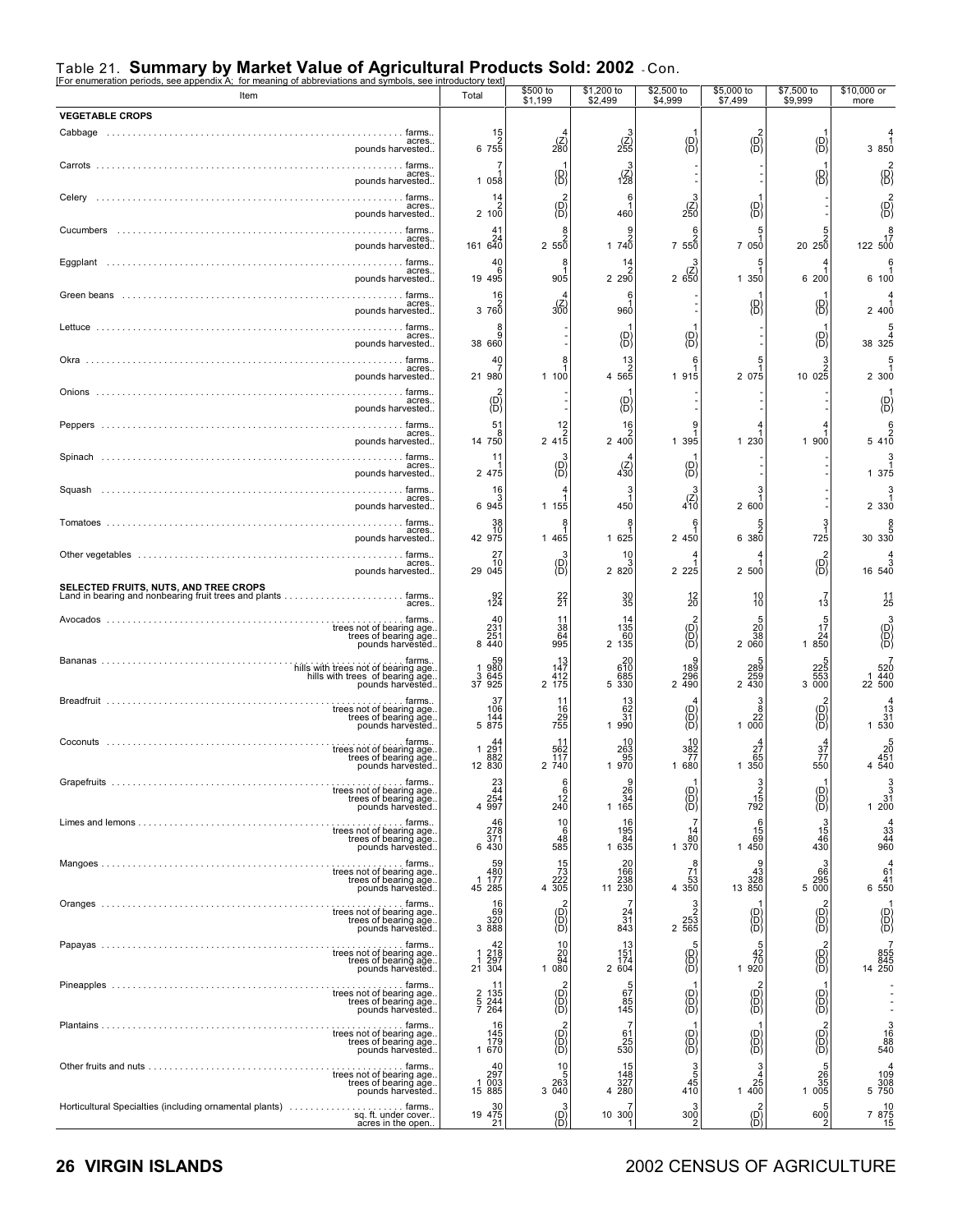# Table 21. Summary by Market Value of Agricultural Products Sold: 2002 - Con.

[For enumeration periods, see appendix A; for meaning of abbreviations and symbols, see introductory text]

| Item | | Total | $500 to $1,199 | $1,200 to $2,499 | $2,500 to $4,999 | $5,000 to $7,499 | $7,500 to $9,999 | $10,000 or more |
|---|---|---|---|---|---|---|---|---|
| **VEGETABLE CROPS** | | | | | | | | |
| Cabbage | farms | 15 | 4 | 3 | 1 | 2 | 1 | 4 |
| | acres | 2 | (Z) | (Z) | (D) | (D) | (D) | 1 |
| | pounds harvested | 6 755 | 280 | 255 | (D) | (D) | (D) | 3 850 |
| Carrots | farms | 7 | 1 | 3 | - | - | 1 | 2 |
| | acres | 1 | (D) | (Z) | - | - | (D) | (D) |
| | pounds harvested | 1 058 | (D) | 128 | - | - | (D) | (D) |
| Celery | farms | 14 | 2 | 6 | 3 | 1 | - | 2 |
| | acres | 2 | (D) | 1 | (Z) | (D) | - | (D) |
| | pounds harvested | 2 100 | (D) | 460 | 250 | (D) | - | (D) |
| Cucumbers | farms | 41 | 8 | 9 | 6 | 5 | 5 | 8 |
| | acres | 24 | 2 | 2 | 2 | 1 | 2 | 17 |
| | pounds harvested | 161 640 | 2 550 | 1 740 | 7 550 | 7 050 | 20 250 | 122 500 |
| Eggplant | farms | 40 | 8 | 14 | 3 | 5 | 4 | 6 |
| | acres | 6 | 1 | 2 | (Z) | 1 | 1 | 1 |
| | pounds harvested | 19 495 | 905 | 2 290 | 2 650 | 1 350 | 6 200 | 6 100 |
| Green beans | farms | 16 | 4 | 6 | - | 1 | 1 | 4 |
| | acres | 2 | (Z) | 1 | - | (D) | (D) | 1 |
| | pounds harvested | 3 760 | 300 | 960 | - | (D) | (D) | 2 400 |
| Lettuce | farms | 8 | - | 1 | 1 | - | 1 | 5 |
| | acres | 9 | - | (D) | (D) | - | (D) | 4 |
| | pounds harvested | 38 660 | - | (D) | (D) | - | (D) | 38 325 |
| Okra | farms | 40 | 8 | 13 | 6 | 5 | 3 | 5 |
| | acres | 7 | 1 | 2 | 1 | 1 | 2 | 1 |
| | pounds harvested | 21 980 | 1 100 | 4 565 | 1 915 | 2 075 | 10 025 | 2 300 |
| Onions | farms | 2 | - | 1 | - | - | - | 1 |
| | acres | (D) | - | (D) | - | - | - | (D) |
| | pounds harvested | (D) | - | (D) | - | - | - | (D) |
| Peppers | farms | 51 | 12 | 16 | 9 | 4 | 4 | 6 |
| | acres | 8 | 2 | 2 | 1 | 1 | 1 | 2 |
| | pounds harvested | 14 750 | 2 415 | 2 400 | 1 395 | 1 230 | 1 900 | 5 410 |
| Spinach | farms | 11 | 3 | 4 | 1 | - | - | 3 |
| | acres | 1 | (D) | (Z) | (D) | - | - | 1 |
| | pounds harvested | 2 475 | (D) | 430 | (D) | - | - | 1 375 |
| Squash | farms | 16 | 4 | 3 | 3 | 3 | - | 3 |
| | acres | 3 | 1 | 1 | (Z) | 1 | - | 1 |
| | pounds harvested | 6 945 | 1 155 | 450 | 410 | 2 600 | - | 2 330 |
| Tomatoes | farms | 38 | 8 | 8 | 6 | 5 | 3 | 8 |
| | acres | 10 | 1 | 1 | 1 | 2 | 1 | 5 |
| | pounds harvested | 42 975 | 1 465 | 1 625 | 2 450 | 6 380 | 725 | 30 330 |
| Other vegetables | farms | 27 | 3 | 10 | 4 | 4 | 2 | 4 |
| | acres | 10 | (D) | 3 | 1 | 1 | (D) | 3 |
| | pounds harvested | 29 045 | (D) | 2 820 | 2 225 | 2 500 | (D) | 16 540 |
| **SELECTED FRUITS, NUTS, AND TREE CROPS** | | | | | | | | |
| Land in bearing and nonbearing fruit trees and plants | farms | 92 | 22 | 30 | 12 | 10 | 7 | 11 |
| | acres | 124 | 21 | 35 | 20 | 10 | 13 | 25 |
| Avocados | farms | 40 | 11 | 14 | 2 | 5 | 5 | 3 |
| | trees not of bearing age | 231 | 38 | 135 | (D) | 20 | 17 | (D) |
| | trees of bearing age | 251 | 64 | 60 | (D) | 38 | 24 | (D) |
| | pounds harvested | 8 440 | 995 | 2 135 | (D) | 2 060 | 1 850 | (D) |
| Bananas | farms | 59 | 13 | 20 | 9 | 5 | 5 | 7 |
| | hills with trees not of bearing age | 1 980 | 147 | 610 | 189 | 289 | 225 | 520 |
| | hills with trees of bearing age | 3 645 | 412 | 685 | 296 | 259 | 553 | 1 440 |
| | pounds harvested | 37 925 | 2 175 | 5 330 | 2 490 | 2 430 | 3 000 | 22 500 |
| Breadfruit | farms | 37 | 11 | 13 | 4 | 3 | 2 | 4 |
| | trees not of bearing age | 106 | 16 | 62 | (D) | 8 | (D) | 13 |
| | trees of bearing age | 144 | 29 | 31 | (D) | 22 | (D) | 31 |
| | pounds harvested | 5 875 | 755 | 1 990 | (D) | 1 000 | (D) | 1 530 |
| Coconuts | farms | 44 | 11 | 10 | 10 | 4 | 4 | 5 |
| | trees not of bearing age | 1 291 | 562 | 263 | 382 | 27 | 37 | 20 |
| | trees of bearing age | 882 | 117 | 95 | 77 | 65 | 77 | 451 |
| | pounds harvested | 12 830 | 2 740 | 1 970 | 1 680 | 1 350 | 550 | 4 540 |
| Grapefruits | farms | 23 | 6 | 9 | 1 | 3 | 1 | 3 |
| | trees not of bearing age | 44 | 6 | 26 | (D) | 2 | (D) | 3 |
| | trees of bearing age | 254 | 12 | 34 | (D) | 15 | (D) | 31 |
| | pounds harvested | 4 997 | 240 | 1 165 | (D) | 792 | (D) | 1 200 |
| Limes and lemons | farms | 46 | 10 | 16 | 7 | 6 | 3 | 4 |
| | trees not of bearing age | 278 | 6 | 195 | 14 | 15 | 15 | 33 |
| | trees of bearing age | 371 | 48 | 84 | 80 | 69 | 46 | 44 |
| | pounds harvested | 6 430 | 585 | 1 635 | 1 370 | 1 450 | 430 | 960 |
| Mangoes | farms | 59 | 15 | 20 | 8 | 9 | 3 | 4 |
| | trees not of bearing age | 480 | 73 | 166 | 71 | 43 | 66 | 61 |
| | trees of bearing age | 1 177 | 222 | 238 | 53 | 328 | 295 | 41 |
| | pounds harvested | 45 285 | 4 305 | 11 230 | 4 350 | 13 850 | 5 000 | 6 550 |
| Oranges | farms | 16 | 2 | 7 | 3 | 1 | 2 | 1 |
| | trees not of bearing age | 69 | (D) | 24 | 2 | (D) | (D) | (D) |
| | trees of bearing age | 320 | (D) | 31 | 253 | (D) | (D) | (D) |
| | pounds harvested | 3 888 | (D) | 843 | 2 565 | (D) | (D) | (D) |
| Papayas | farms | 42 | 10 | 13 | 5 | 5 | 2 | 7 |
| | trees not of bearing age | 1 218 | 20 | 151 | (D) | 42 | (D) | 855 |
| | trees of bearing age | 1 297 | 94 | 174 | (D) | 70 | (D) | 845 |
| | pounds harvested | 21 304 | 1 080 | 2 604 | (D) | 1 920 | (D) | 14 250 |
| Pineapples | farms | 11 | 2 | 5 | 1 | 2 | 1 | - |
| | trees not of bearing age | 2 135 | (D) | 67 | (D) | (D) | (D) | - |
| | trees of bearing age | 5 244 | (D) | 85 | (D) | (D) | (D) | - |
| | pounds harvested | 7 264 | (D) | 145 | (D) | (D) | (D) | - |
| Plantains | farms | 16 | 2 | 7 | 1 | 1 | 2 | 3 |
| | trees not of bearing age | 145 | (D) | 61 | (D) | (D) | (D) | 16 |
| | trees of bearing age | 179 | (D) | 25 | (D) | (D) | (D) | 88 |
| | pounds harvested | 1 670 | (D) | 530 | (D) | (D) | (D) | 540 |
| Other fruits and nuts | farms | 40 | 10 | 15 | 3 | 3 | 5 | 4 |
| | trees not of bearing age | 297 | 5 | 148 | 5 | 4 | 26 | 109 |
| | trees of bearing age | 1 003 | 263 | 327 | 45 | 25 | 35 | 308 |
| | pounds harvested | 15 885 | 3 040 | 4 280 | 410 | 1 400 | 1 005 | 5 750 |
| Horticultural Specialties (including ornamental plants) | farms | 30 | 3 | 7 | 3 | 2 | 5 | 10 |
| | sq. ft. under cover | 19 475 | (D) | 10 300 | 300 | (D) | 600 | 7 875 |
| | acres in the open | 21 | (D) | 1 | 2 | (D) | 2 | 15 |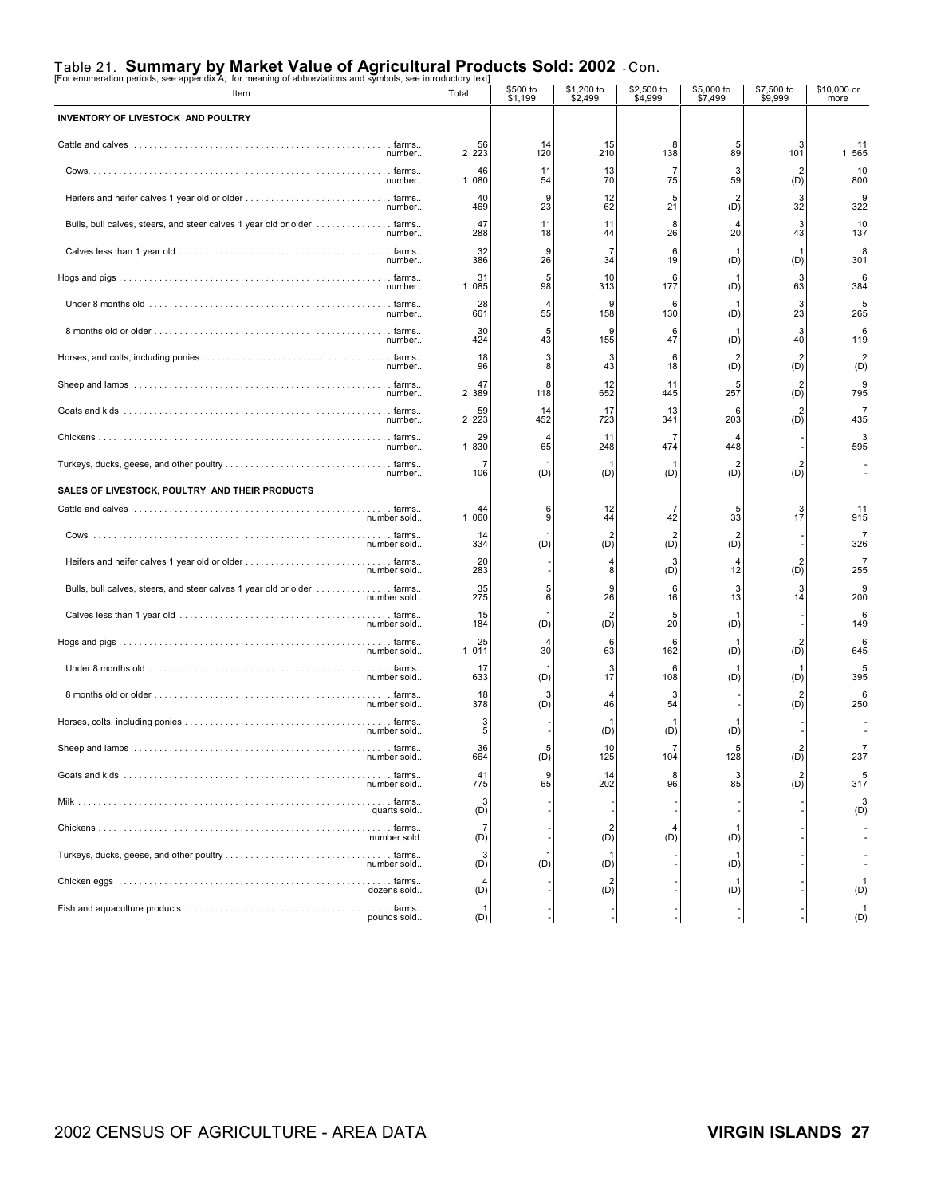## Table 21. Summary by Market Value of Agricultural Products Sold: 2002 - Con.

[For enumeration periods, see appendix A; for meaning of abbreviations and symbols, see introductory text]

| Item | | Total | $500 to $1,199 | $1,200 to $2,499 | $2,500 to $4,999 | $5,000 to $7,499 | $7,500 to $9,999 | $10,000 or more |
|---|---|---|---|---|---|---|---|---|
| **INVENTORY OF LIVESTOCK AND POULTRY** | | | | | | | | |
| Cattle and calves | farms.. | 56 | 14 | 15 | 8 | 5 | 3 | 11 |
| | number.. | 2 223 | 120 | 210 | 138 | 89 | 101 | 1 565 |
| Cows | farms.. | 46 | 11 | 13 | 7 | 3 | 2 | 10 |
| | number.. | 1 080 | 54 | 70 | 75 | 59 | (D) | 800 |
| Heifers and heifer calves 1 year old or older | farms.. | 40 | 9 | 12 | 5 | 2 | 3 | 9 |
| | number.. | 469 | 23 | 62 | 21 | (D) | 32 | 322 |
| Bulls, bull calves, steers, and steer calves 1 year old or older | farms.. | 47 | 11 | 11 | 8 | 4 | 3 | 10 |
| | number.. | 288 | 18 | 44 | 26 | 20 | 43 | 137 |
| Calves less than 1 year old | farms.. | 32 | 9 | 7 | 6 | 1 | 1 | 8 |
| | number.. | 386 | 26 | 34 | 19 | (D) | (D) | 301 |
| Hogs and pigs | farms.. | 31 | 5 | 10 | 6 | 1 | 3 | 6 |
| | number.. | 1 085 | 98 | 313 | 177 | (D) | 63 | 384 |
| Under 8 months old | farms.. | 28 | 4 | 9 | 6 | 1 | 3 | 5 |
| | number.. | 661 | 55 | 158 | 130 | (D) | 23 | 265 |
| 8 months old or older | farms.. | 30 | 5 | 9 | 6 | 1 | 3 | 6 |
| | number.. | 424 | 43 | 155 | 47 | (D) | 40 | 119 |
| Horses, and colts, including ponies | farms.. | 18 | 3 | 3 | 6 | 2 | 2 | 2 |
| | number.. | 96 | 8 | 43 | 18 | (D) | (D) | (D) |
| Sheep and lambs | farms.. | 47 | 8 | 12 | 11 | 5 | 2 | 9 |
| | number.. | 2 389 | 118 | 652 | 445 | 257 | (D) | 795 |
| Goats and kids | farms.. | 59 | 14 | 17 | 13 | 6 | 2 | 7 |
| | number.. | 2 223 | 452 | 723 | 341 | 203 | (D) | 435 |
| Chickens | farms.. | 29 | 4 | 11 | 7 | 4 | - | 3 |
| | number.. | 1 830 | 65 | 248 | 474 | 448 | - | 595 |
| Turkeys, ducks, geese, and other poultry | farms.. | 7 | 1 | 1 | 1 | 2 | 2 | - |
| | number.. | 106 | (D) | (D) | (D) | (D) | (D) | - |
| **SALES OF LIVESTOCK, POULTRY AND THEIR PRODUCTS** | | | | | | | | |
| Cattle and calves | farms.. | 44 | 6 | 12 | 7 | 5 | 3 | 11 |
| | number sold.. | 1 060 | 9 | 44 | 42 | 33 | 17 | 915 |
| Cows | farms.. | 14 | 1 | 2 | 2 | 2 | - | 7 |
| | number sold.. | 334 | (D) | (D) | (D) | (D) | - | 326 |
| Heifers and heifer calves 1 year old or older | farms.. | 20 | - | 4 | 3 | 4 | 2 | 7 |
| | number sold.. | 283 | - | 8 | (D) | 12 | (D) | 255 |
| Bulls, bull calves, steers, and steer calves 1 year old or older | farms.. | 35 | 5 | 9 | 6 | 3 | 3 | 9 |
| | number sold.. | 275 | 6 | 26 | 16 | 13 | 14 | 200 |
| Calves less than 1 year old | farms.. | 15 | 1 | 2 | 5 | 1 | - | 6 |
| | number sold.. | 184 | (D) | (D) | 20 | (D) | - | 149 |
| Hogs and pigs | farms.. | 25 | 4 | 6 | 6 | 1 | 2 | 6 |
| | number sold.. | 1 011 | 30 | 63 | 162 | (D) | (D) | 645 |
| Under 8 months old | farms.. | 17 | 1 | 3 | 6 | 1 | 1 | 5 |
| | number sold.. | 633 | (D) | 17 | 108 | (D) | (D) | 395 |
| 8 months old or older | farms.. | 18 | 3 | 4 | 3 | - | 2 | 6 |
| | number sold.. | 378 | (D) | 46 | 54 | - | (D) | 250 |
| Horses, colts, including ponies | farms.. | 3 | - | 1 | 1 | 1 | - | - |
| | number sold.. | 5 | - | (D) | (D) | (D) | - | - |
| Sheep and lambs | farms.. | 36 | 5 | 10 | 7 | 5 | 2 | 7 |
| | number sold.. | 664 | (D) | 125 | 104 | 128 | (D) | 237 |
| Goats and kids | farms.. | 41 | 9 | 14 | 8 | 3 | 2 | 5 |
| | number sold.. | 775 | 65 | 202 | 96 | 85 | (D) | 317 |
| Milk | farms.. | 3 | - | - | - | - | - | 3 |
| | quarts sold.. | (D) | - | - | - | - | - | (D) |
| Chickens | farms.. | 7 | - | 2 | 4 | 1 | - | - |
| | number sold.. | (D) | - | (D) | (D) | (D) | - | - |
| Turkeys, ducks, geese, and other poultry | farms.. | 3 | 1 | 1 | - | 1 | - | - |
| | number sold.. | (D) | (D) | (D) | - | (D) | - | - |
| Chicken eggs | farms.. | 4 | - | 2 | - | 1 | - | 1 |
| | dozens sold.. | (D) | - | (D) | - | (D) | - | (D) |
| Fish and aquaculture products | farms.. | 1 | - | - | - | - | - | 1 |
| | pounds sold.. | (D) | - | - | - | - | - | (D) |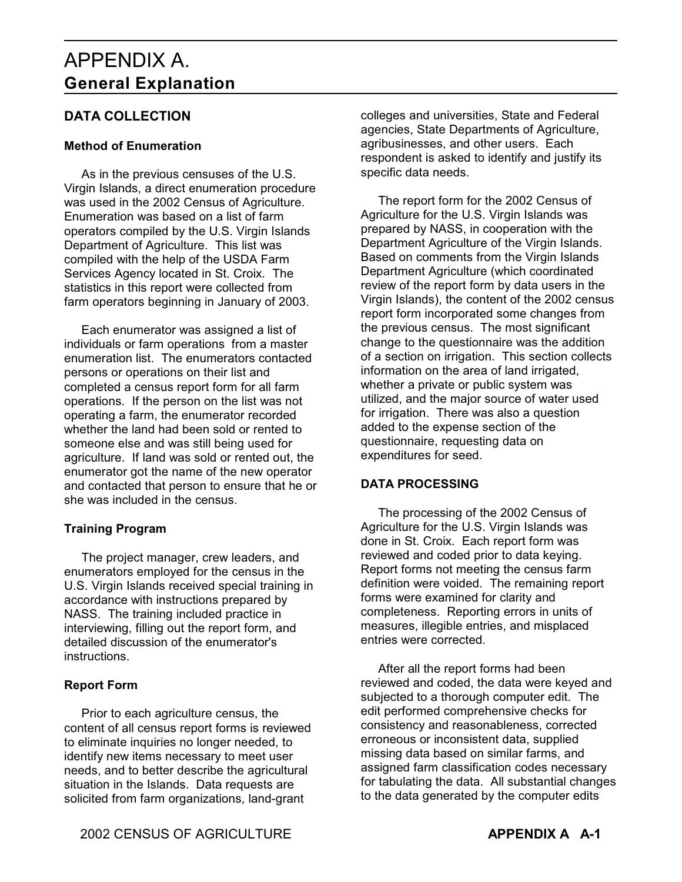# APPENDIX A.
## General Explanation

### DATA COLLECTION

#### Method of Enumeration

As in the previous censuses of the U.S. Virgin Islands, a direct enumeration procedure was used in the 2002 Census of Agriculture. Enumeration was based on a list of farm operators compiled by the U.S. Virgin Islands Department of Agriculture. This list was compiled with the help of the USDA Farm Services Agency located in St. Croix. The statistics in this report were collected from farm operators beginning in January of 2003.

Each enumerator was assigned a list of individuals or farm operations from a master enumeration list. The enumerators contacted persons or operations on their list and completed a census report form for all farm operations. If the person on the list was not operating a farm, the enumerator recorded whether the land had been sold or rented to someone else and was still being used for agriculture. If land was sold or rented out, the enumerator got the name of the new operator and contacted that person to ensure that he or she was included in the census.

#### Training Program

The project manager, crew leaders, and enumerators employed for the census in the U.S. Virgin Islands received special training in accordance with instructions prepared by NASS. The training included practice in interviewing, filling out the report form, and detailed discussion of the enumerator's instructions.

#### Report Form

Prior to each agriculture census, the content of all census report forms is reviewed to eliminate inquiries no longer needed, to identify new items necessary to meet user needs, and to better describe the agricultural situation in the Islands. Data requests are solicited from farm organizations, land-grant colleges and universities, State and Federal agencies, State Departments of Agriculture, agribusinesses, and other users. Each respondent is asked to identify and justify its specific data needs.

The report form for the 2002 Census of Agriculture for the U.S. Virgin Islands was prepared by NASS, in cooperation with the Department Agriculture of the Virgin Islands. Based on comments from the Virgin Islands Department Agriculture (which coordinated review of the report form by data users in the Virgin Islands), the content of the 2002 census report form incorporated some changes from the previous census. The most significant change to the questionnaire was the addition of a section on irrigation. This section collects information on the area of land irrigated, whether a private or public system was utilized, and the major source of water used for irrigation. There was also a question added to the expense section of the questionnaire, requesting data on expenditures for seed.

### DATA PROCESSING

The processing of the 2002 Census of Agriculture for the U.S. Virgin Islands was done in St. Croix. Each report form was reviewed and coded prior to data keying. Report forms not meeting the census farm definition were voided. The remaining report forms were examined for clarity and completeness. Reporting errors in units of measures, illegible entries, and misplaced entries were corrected.

After all the report forms had been reviewed and coded, the data were keyed and subjected to a thorough computer edit. The edit performed comprehensive checks for consistency and reasonableness, corrected erroneous or inconsistent data, supplied missing data based on similar farms, and assigned farm classification codes necessary for tabulating the data. All substantial changes to the data generated by the computer edits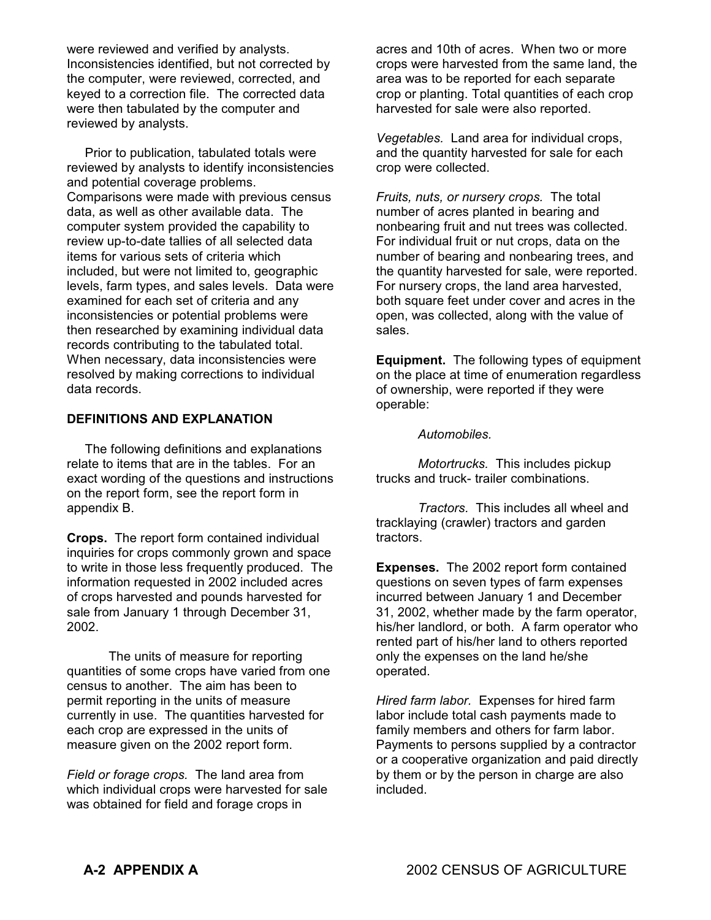were reviewed and verified by analysts. Inconsistencies identified, but not corrected by the computer, were reviewed, corrected, and keyed to a correction file. The corrected data were then tabulated by the computer and reviewed by analysts.

Prior to publication, tabulated totals were reviewed by analysts to identify inconsistencies and potential coverage problems. Comparisons were made with previous census data, as well as other available data. The computer system provided the capability to review up-to-date tallies of all selected data items for various sets of criteria which included, but were not limited to, geographic levels, farm types, and sales levels. Data were examined for each set of criteria and any inconsistencies or potential problems were then researched by examining individual data records contributing to the tabulated total. When necessary, data inconsistencies were resolved by making corrections to individual data records.

## DEFINITIONS AND EXPLANATION

The following definitions and explanations relate to items that are in the tables. For an exact wording of the questions and instructions on the report form, see the report form in appendix B.

**Crops.** The report form contained individual inquiries for crops commonly grown and space to write in those less frequently produced. The information requested in 2002 included acres of crops harvested and pounds harvested for sale from January 1 through December 31, 2002.

The units of measure for reporting quantities of some crops have varied from one census to another. The aim has been to permit reporting in the units of measure currently in use. The quantities harvested for each crop are expressed in the units of measure given on the 2002 report form.

*Field or forage crops.* The land area from which individual crops were harvested for sale was obtained for field and forage crops in acres and 10th of acres. When two or more crops were harvested from the same land, the area was to be reported for each separate crop or planting. Total quantities of each crop harvested for sale were also reported.

*Vegetables.* Land area for individual crops, and the quantity harvested for sale for each crop were collected.

*Fruits, nuts, or nursery crops.* The total number of acres planted in bearing and nonbearing fruit and nut trees was collected. For individual fruit or nut crops, data on the number of bearing and nonbearing trees, and the quantity harvested for sale, were reported. For nursery crops, the land area harvested, both square feet under cover and acres in the open, was collected, along with the value of sales.

**Equipment.** The following types of equipment on the place at time of enumeration regardless of ownership, were reported if they were operable:

*Automobiles.*

*Motortrucks.* This includes pickup trucks and truck- trailer combinations.

*Tractors.* This includes all wheel and tracklaying (crawler) tractors and garden tractors.

**Expenses.** The 2002 report form contained questions on seven types of farm expenses incurred between January 1 and December 31, 2002, whether made by the farm operator, his/her landlord, or both. A farm operator who rented part of his/her land to others reported only the expenses on the land he/she operated.

*Hired farm labor.* Expenses for hired farm labor include total cash payments made to family members and others for farm labor. Payments to persons supplied by a contractor or a cooperative organization and paid directly by them or by the person in charge are also included.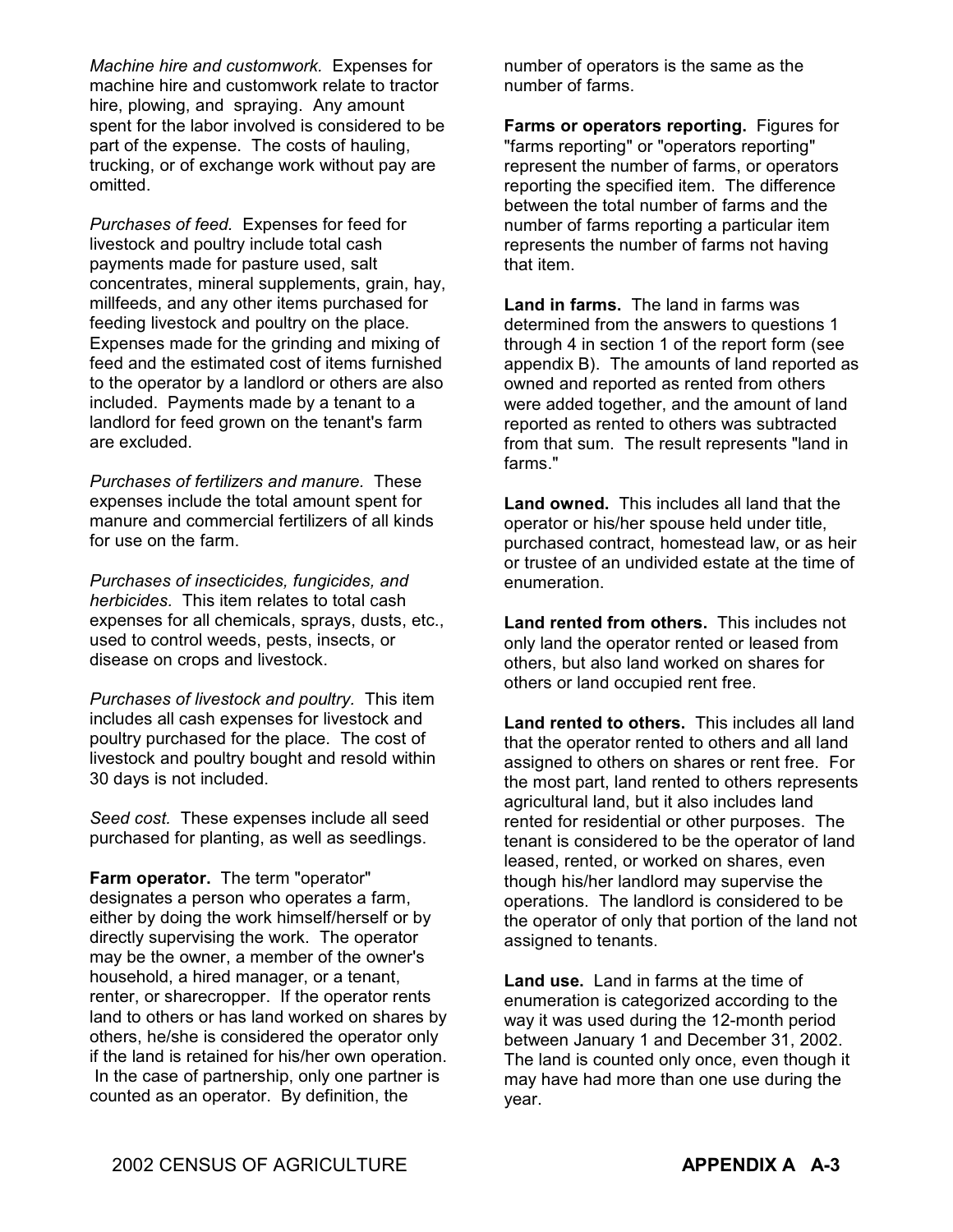*Machine hire and customwork.* Expenses for machine hire and customwork relate to tractor hire, plowing, and spraying. Any amount spent for the labor involved is considered to be part of the expense. The costs of hauling, trucking, or of exchange work without pay are omitted.

*Purchases of feed.* Expenses for feed for livestock and poultry include total cash payments made for pasture used, salt concentrates, mineral supplements, grain, hay, millfeeds, and any other items purchased for feeding livestock and poultry on the place. Expenses made for the grinding and mixing of feed and the estimated cost of items furnished to the operator by a landlord or others are also included. Payments made by a tenant to a landlord for feed grown on the tenant's farm are excluded.

*Purchases of fertilizers and manure.* These expenses include the total amount spent for manure and commercial fertilizers of all kinds for use on the farm.

*Purchases of insecticides, fungicides, and herbicides.* This item relates to total cash expenses for all chemicals, sprays, dusts, etc., used to control weeds, pests, insects, or disease on crops and livestock.

*Purchases of livestock and poultry.* This item includes all cash expenses for livestock and poultry purchased for the place. The cost of livestock and poultry bought and resold within 30 days is not included.

*Seed cost.* These expenses include all seed purchased for planting, as well as seedlings.

**Farm operator.** The term "operator" designates a person who operates a farm, either by doing the work himself/herself or by directly supervising the work. The operator may be the owner, a member of the owner's household, a hired manager, or a tenant, renter, or sharecropper. If the operator rents land to others or has land worked on shares by others, he/she is considered the operator only if the land is retained for his/her own operation. In the case of partnership, only one partner is counted as an operator. By definition, the number of operators is the same as the number of farms.

**Farms or operators reporting.** Figures for "farms reporting" or "operators reporting" represent the number of farms, or operators reporting the specified item. The difference between the total number of farms and the number of farms reporting a particular item represents the number of farms not having that item.

**Land in farms.** The land in farms was determined from the answers to questions 1 through 4 in section 1 of the report form (see appendix B). The amounts of land reported as owned and reported as rented from others were added together, and the amount of land reported as rented to others was subtracted from that sum. The result represents "land in farms."

**Land owned.** This includes all land that the operator or his/her spouse held under title, purchased contract, homestead law, or as heir or trustee of an undivided estate at the time of enumeration.

**Land rented from others.** This includes not only land the operator rented or leased from others, but also land worked on shares for others or land occupied rent free.

**Land rented to others.** This includes all land that the operator rented to others and all land assigned to others on shares or rent free. For the most part, land rented to others represents agricultural land, but it also includes land rented for residential or other purposes. The tenant is considered to be the operator of land leased, rented, or worked on shares, even though his/her landlord may supervise the operations. The landlord is considered to be the operator of only that portion of the land not assigned to tenants.

**Land use.** Land in farms at the time of enumeration is categorized according to the way it was used during the 12-month period between January 1 and December 31, 2002. The land is counted only once, even though it may have had more than one use during the year.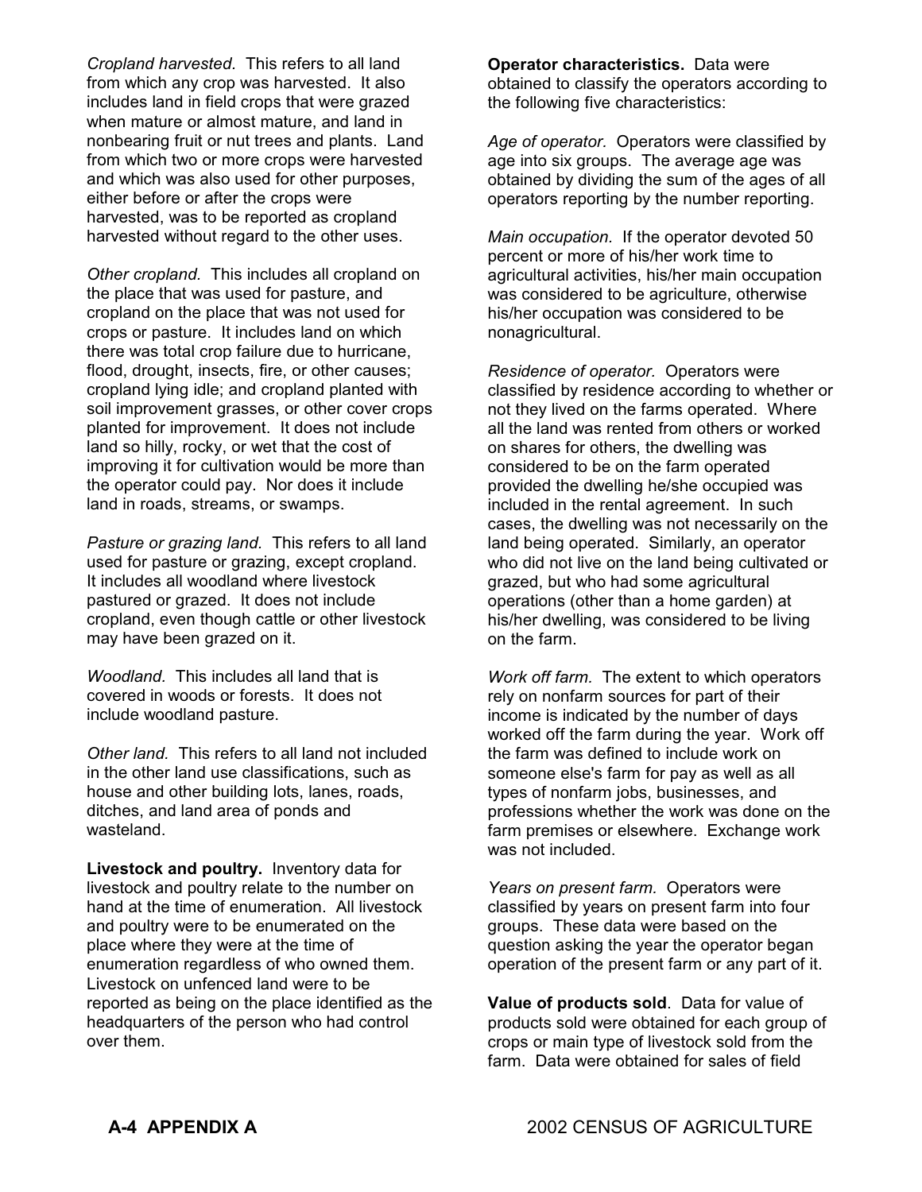*Cropland harvested.* This refers to all land from which any crop was harvested. It also includes land in field crops that were grazed when mature or almost mature, and land in nonbearing fruit or nut trees and plants. Land from which two or more crops were harvested and which was also used for other purposes, either before or after the crops were harvested, was to be reported as cropland harvested without regard to the other uses.

*Other cropland.* This includes all cropland on the place that was used for pasture, and cropland on the place that was not used for crops or pasture. It includes land on which there was total crop failure due to hurricane, flood, drought, insects, fire, or other causes; cropland lying idle; and cropland planted with soil improvement grasses, or other cover crops planted for improvement. It does not include land so hilly, rocky, or wet that the cost of improving it for cultivation would be more than the operator could pay. Nor does it include land in roads, streams, or swamps.

*Pasture or grazing land.* This refers to all land used for pasture or grazing, except cropland. It includes all woodland where livestock pastured or grazed. It does not include cropland, even though cattle or other livestock may have been grazed on it.

*Woodland.* This includes all land that is covered in woods or forests. It does not include woodland pasture.

*Other land.* This refers to all land not included in the other land use classifications, such as house and other building lots, lanes, roads, ditches, and land area of ponds and wasteland.

**Livestock and poultry.** Inventory data for livestock and poultry relate to the number on hand at the time of enumeration. All livestock and poultry were to be enumerated on the place where they were at the time of enumeration regardless of who owned them. Livestock on unfenced land were to be reported as being on the place identified as the headquarters of the person who had control over them.

**Operator characteristics.** Data were obtained to classify the operators according to the following five characteristics:

*Age of operator.* Operators were classified by age into six groups. The average age was obtained by dividing the sum of the ages of all operators reporting by the number reporting.

*Main occupation.* If the operator devoted 50 percent or more of his/her work time to agricultural activities, his/her main occupation was considered to be agriculture, otherwise his/her occupation was considered to be nonagricultural.

*Residence of operator.* Operators were classified by residence according to whether or not they lived on the farms operated. Where all the land was rented from others or worked on shares for others, the dwelling was considered to be on the farm operated provided the dwelling he/she occupied was included in the rental agreement. In such cases, the dwelling was not necessarily on the land being operated. Similarly, an operator who did not live on the land being cultivated or grazed, but who had some agricultural operations (other than a home garden) at his/her dwelling, was considered to be living on the farm.

*Work off farm.* The extent to which operators rely on nonfarm sources for part of their income is indicated by the number of days worked off the farm during the year. Work off the farm was defined to include work on someone else's farm for pay as well as all types of nonfarm jobs, businesses, and professions whether the work was done on the farm premises or elsewhere. Exchange work was not included.

*Years on present farm.* Operators were classified by years on present farm into four groups. These data were based on the question asking the year the operator began operation of the present farm or any part of it.

**Value of products sold**. Data for value of products sold were obtained for each group of crops or main type of livestock sold from the farm. Data were obtained for sales of field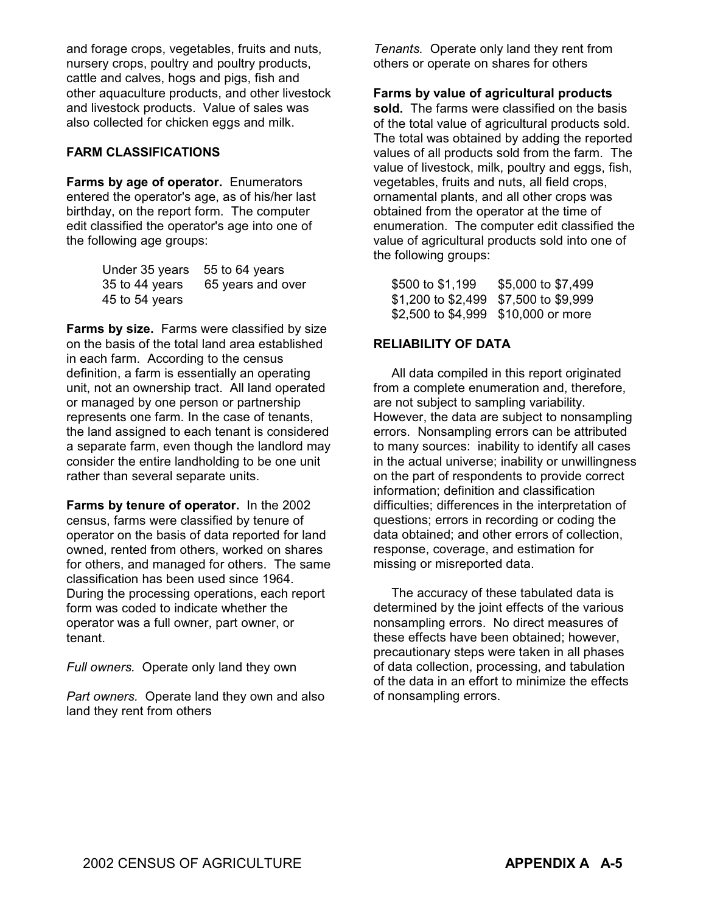and forage crops, vegetables, fruits and nuts, nursery crops, poultry and poultry products, cattle and calves, hogs and pigs, fish and other aquaculture products, and other livestock and livestock products. Value of sales was also collected for chicken eggs and milk.

## FARM CLASSIFICATIONS

**Farms by age of operator.** Enumerators entered the operator's age, as of his/her last birthday, on the report form. The computer edit classified the operator's age into one of the following age groups:

| | |
|---|---|
| Under 35 years | 55 to 64 years |
| 35 to 44 years | 65 years and over |
| 45 to 54 years | |

**Farms by size.** Farms were classified by size on the basis of the total land area established in each farm. According to the census definition, a farm is essentially an operating unit, not an ownership tract. All land operated or managed by one person or partnership represents one farm. In the case of tenants, the land assigned to each tenant is considered a separate farm, even though the landlord may consider the entire landholding to be one unit rather than several separate units.

**Farms by tenure of operator.** In the 2002 census, farms were classified by tenure of operator on the basis of data reported for land owned, rented from others, worked on shares for others, and managed for others. The same classification has been used since 1964. During the processing operations, each report form was coded to indicate whether the operator was a full owner, part owner, or tenant.

*Full owners.* Operate only land they own

*Part owners.* Operate land they own and also land they rent from others

*Tenants.* Operate only land they rent from others or operate on shares for others

**Farms by value of agricultural products sold.** The farms were classified on the basis of the total value of agricultural products sold. The total was obtained by adding the reported values of all products sold from the farm. The value of livestock, milk, poultry and eggs, fish, vegetables, fruits and nuts, all field crops, ornamental plants, and all other crops was obtained from the operator at the time of enumeration. The computer edit classified the value of agricultural products sold into one of the following groups:

| | |
|---|---|
| $500 to $1,199 | $5,000 to $7,499 |
| $1,200 to $2,499 | $7,500 to $9,999 |
| $2,500 to $4,999 | $10,000 or more |

## RELIABILITY OF DATA

All data compiled in this report originated from a complete enumeration and, therefore, are not subject to sampling variability. However, the data are subject to nonsampling errors. Nonsampling errors can be attributed to many sources: inability to identify all cases in the actual universe; inability or unwillingness on the part of respondents to provide correct information; definition and classification difficulties; differences in the interpretation of questions; errors in recording or coding the data obtained; and other errors of collection, response, coverage, and estimation for missing or misreported data.

The accuracy of these tabulated data is determined by the joint effects of the various nonsampling errors. No direct measures of these effects have been obtained; however, precautionary steps were taken in all phases of data collection, processing, and tabulation of the data in an effort to minimize the effects of nonsampling errors.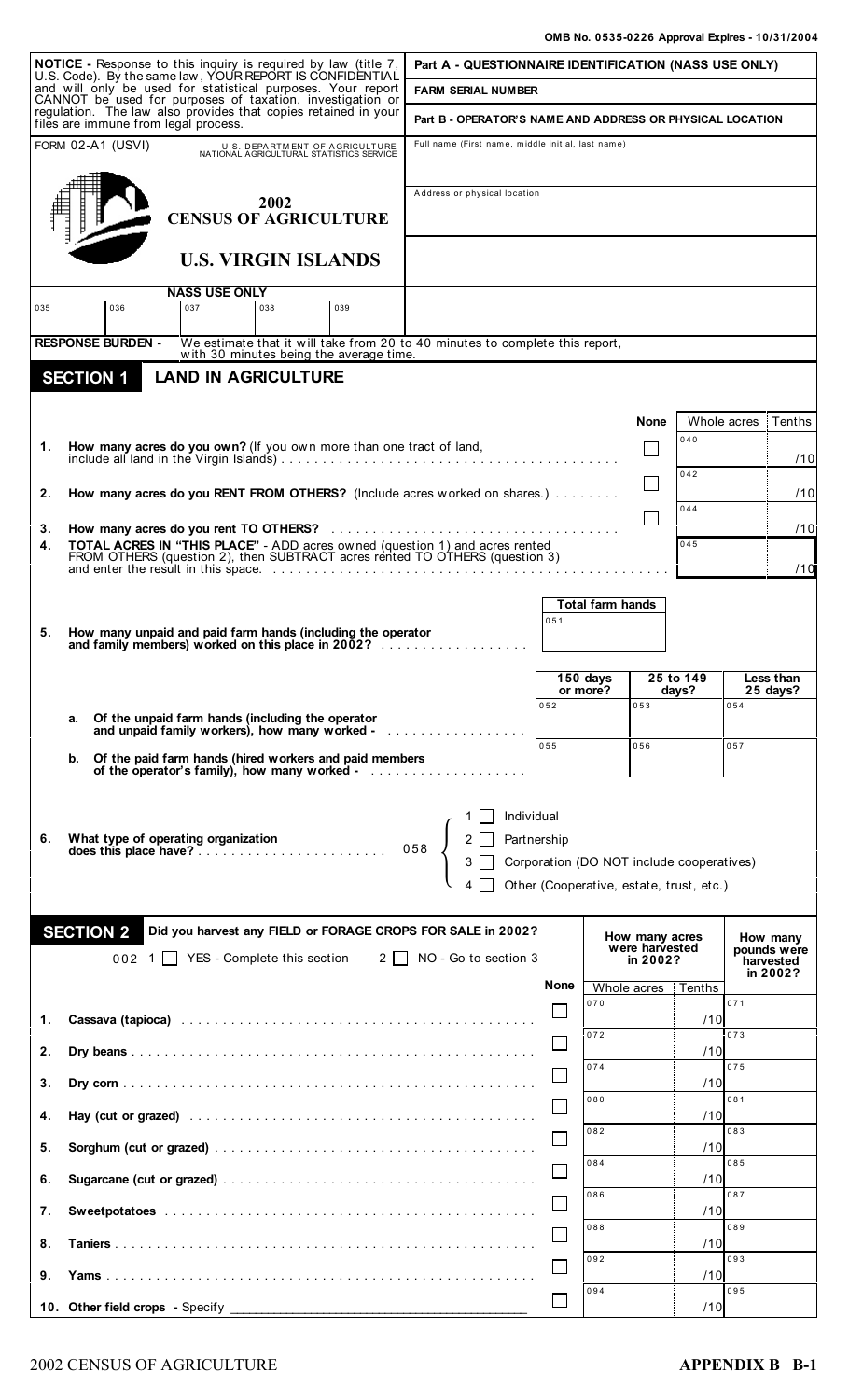OMB No. 0535-0226 Approval Expires - 10/31/2004

**NOTICE -** Response to this inquiry is required by law (title 7, U.S. Code). By the same law, YOUR REPORT IS CONFIDENTIAL and will only be used for statistical purposes. Your report CANNOT be used for purposes of taxation, investigation or regulation. The law also provides that copies retained in your files are immune from legal process.

FORM 02-A1 (USVI) — U.S. DEPARTMENT OF AGRICULTURE NATIONAL AGRICULTURAL STATISTICS SERVICE

# 2002 CENSUS OF AGRICULTURE

# U.S. VIRGIN ISLANDS

**Part A - QUESTIONNAIRE IDENTIFICATION (NASS USE ONLY)**

**FARM SERIAL NUMBER**

**Part B - OPERATOR'S NAME AND ADDRESS OR PHYSICAL LOCATION**

Full name (First name, middle initial, last name)

Address or physical location

| NASS USE ONLY | | | | |
|---|---|---|---|---|
| 035 | 036 | 037 | 038 | 039 |

**RESPONSE BURDEN -** We estimate that it will take from 20 to 40 minutes to complete this report, with 30 minutes being the average time.

## SECTION 1 LAND IN AGRICULTURE

| | | None | Whole acres | Tenths |
|---|---|---|---|---|
| 1. | **How many acres do you own?** (If you own more than one tract of land, include all land in the Virgin Islands) | ☐ | 040 | /10 |
| 2. | **How many acres do you RENT FROM OTHERS?** (Include acres worked on shares.) | ☐ | 042 | /10 |
| 3. | **How many acres do you rent TO OTHERS?** | ☐ | 044 | /10 |
| 4. | **TOTAL ACRES IN "THIS PLACE"** - ADD acres owned (question 1) and acres rented FROM OTHERS (question 2), then SUBTRACT acres rented TO OTHERS (question 3) and enter the result in this space. | | 045 | /10 |

| | | Total farm hands |
|---|---|---|
| 5. | **How many unpaid and paid farm hands (including the operator and family members) worked on this place in 2002?** | 051 |

| | | 150 days or more? | 25 to 149 days? | Less than 25 days? |
|---|---|---|---|---|
| a. | **Of the unpaid farm hands (including the operator and unpaid family workers), how many worked -** | 052 | 053 | 054 |
| b. | **Of the paid farm hands (hired workers and paid members of the operator's family), how many worked -** | 055 | 056 | 057 |

6. **What type of operating organization does this place have?** 058
   - 1 ☐ Individual
   - 2 ☐ Partnership
   - 3 ☐ Corporation (DO NOT include cooperatives)
   - 4 ☐ Other (Cooperative, estate, trust, etc.)

## SECTION 2 Did you harvest any FIELD or FORAGE CROPS FOR SALE in 2002?

002 1 ☐ YES - Complete this section 2 ☐ NO - Go to section 3

| | | None | How many acres were harvested in 2002? Whole acres | Tenths | How many pounds were harvested in 2002? |
|---|---|---|---|---|---|
| 1. | **Cassava (tapioca)** | ☐ | 070 | /10 | 071 |
| 2. | **Dry beans** | ☐ | 072 | /10 | 073 |
| 3. | **Dry corn** | ☐ | 074 | /10 | 075 |
| 4. | **Hay (cut or grazed)** | ☐ | 080 | /10 | 081 |
| 5. | **Sorghum (cut or grazed)** | ☐ | 082 | /10 | 083 |
| 6. | **Sugarcane (cut or grazed)** | ☐ | 084 | /10 | 085 |
| 7. | **Sweetpotatoes** | ☐ | 086 | /10 | 087 |
| 8. | **Taniers** | ☐ | 088 | /10 | 089 |
| 9. | **Yams** | ☐ | 092 | /10 | 093 |
| 10. | **Other field crops -** Specify ______________ | ☐ | 094 | /10 | 095 |

2002 CENSUS OF AGRICULTURE — APPENDIX B B-1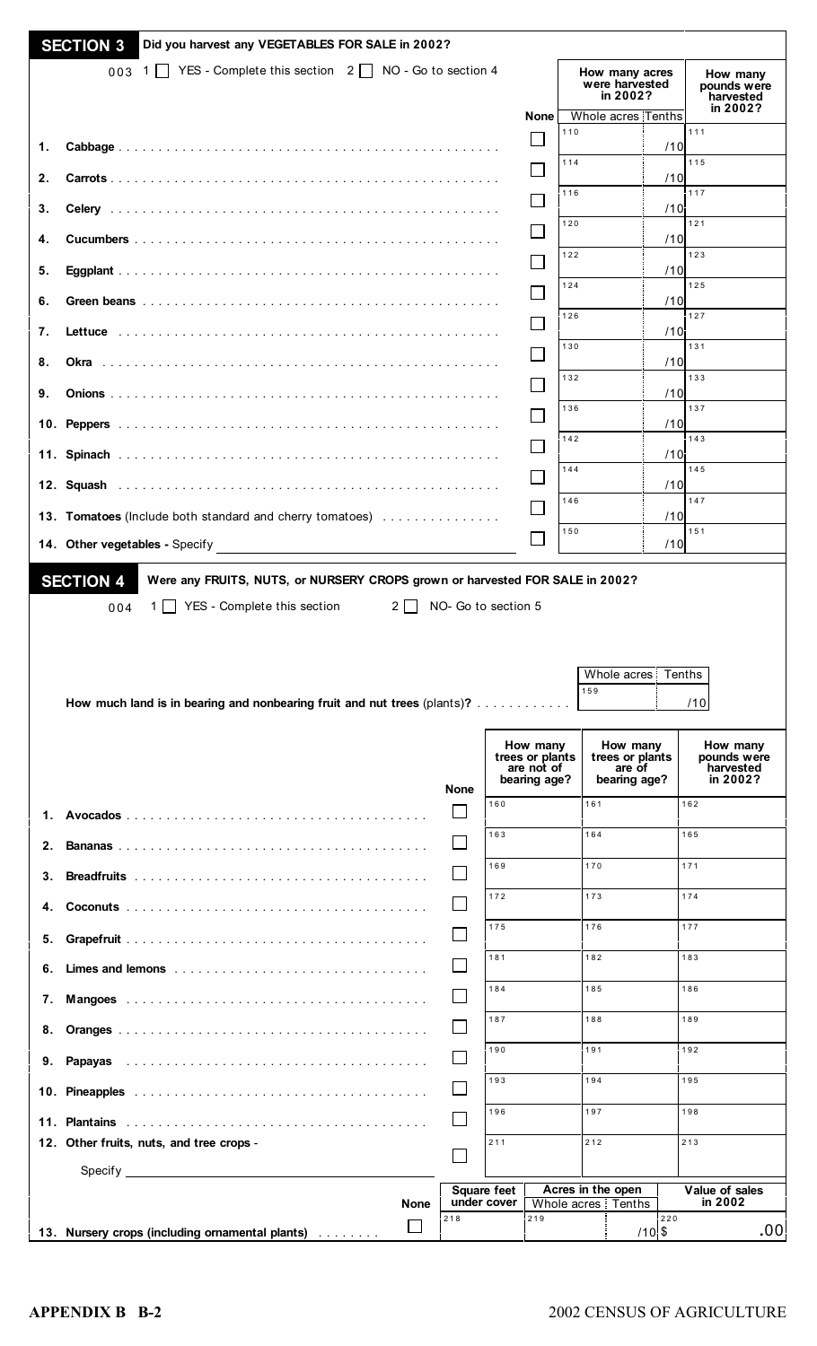## SECTION 3 Did you harvest any VEGETABLES FOR SALE in 2002?

003 1 ☐ YES - Complete this section 2 ☐ NO - Go to section 4

| | None | How many acres were harvested in 2002? Whole acres | Tenths | How many pounds were harvested in 2002? |
|---|---|---|---|---|
| **1. Cabbage** | ☐ | 110 | /10 | 111 |
| **2. Carrots** | ☐ | 114 | /10 | 115 |
| **3. Celery** | ☐ | 116 | /10 | 117 |
| **4. Cucumbers** | ☐ | 120 | /10 | 121 |
| **5. Eggplant** | ☐ | 122 | /10 | 123 |
| **6. Green beans** | ☐ | 124 | /10 | 125 |
| **7. Lettuce** | ☐ | 126 | /10 | 127 |
| **8. Okra** | ☐ | 130 | /10 | 131 |
| **9. Onions** | ☐ | 132 | /10 | 133 |
| **10. Peppers** | ☐ | 136 | /10 | 137 |
| **11. Spinach** | ☐ | 142 | /10 | 143 |
| **12. Squash** | ☐ | 144 | /10 | 145 |
| **13. Tomatoes** (Include both standard and cherry tomatoes) | ☐ | 146 | /10 | 147 |
| **14. Other vegetables -** Specify ______ | ☐ | 150 | /10 | 151 |

## SECTION 4 Were any FRUITS, NUTS, or NURSERY CROPS grown or harvested FOR SALE in 2002?

004 1 ☐ YES - Complete this section 2 ☐ NO- Go to section 5

**How much land is in bearing and nonbearing fruit and nut trees** (plants)**?** ........... 159 Whole acres ____ Tenths ____ /10

| | None | How many trees or plants are not of bearing age? | How many trees or plants are of bearing age? | How many pounds were harvested in 2002? |
|---|---|---|---|---|
| **1. Avocados** | ☐ | 160 | 161 | 162 |
| **2. Bananas** | ☐ | 163 | 164 | 165 |
| **3. Breadfruits** | ☐ | 169 | 170 | 171 |
| **4. Coconuts** | ☐ | 172 | 173 | 174 |
| **5. Grapefruit** | ☐ | 175 | 176 | 177 |
| **6. Limes and lemons** | ☐ | 181 | 182 | 183 |
| **7. Mangoes** | ☐ | 184 | 185 | 186 |
| **8. Oranges** | ☐ | 187 | 188 | 189 |
| **9. Papayas** | ☐ | 190 | 191 | 192 |
| **10. Pineapples** | ☐ | 193 | 194 | 195 |
| **11. Plantains** | ☐ | 196 | 197 | 198 |
| **12. Other fruits, nuts, and tree crops -** Specify ______ | ☐ | 211 | 212 | 213 |

| | None | Square feet under cover | Acres in the open Whole acres | Tenths | Value of sales in 2002 |
|---|---|---|---|---|---|
| **13. Nursery crops (including ornamental plants)** | ☐ 218 | 219 | | /10 | 220 $ .00 |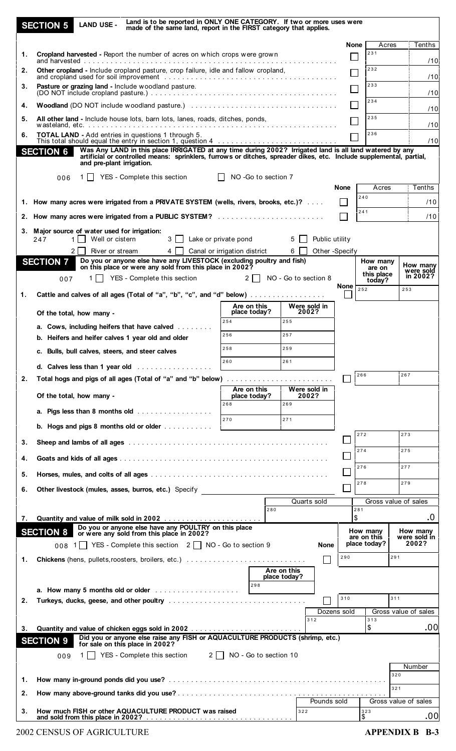## SECTION 5 LAND USE - Land is to be reported in ONLY ONE CATEGORY. If two or more uses were made of the same land, report in the FIRST category that applies.

| | | None | Acres | Tenths |
|---|---|---|---|---|
| 1. | **Cropland harvested -** Report the number of acres on which crops were grown and harvested | ☐ | 231 | /10 |
| 2. | **Other cropland -** Include cropland pasture, crop failure, idle and fallow cropland, and cropland used for soil improvement | ☐ | 232 | /10 |
| 3. | **Pasture or grazing land -** Include woodland pasture. (DO NOT include cropland pasture.) | ☐ | 233 | /10 |
| 4. | **Woodland** (DO NOT include woodland pasture.) | ☐ | 234 | /10 |
| 5. | **All other land -** Include house lots, barn lots, lanes, roads, ditches, ponds, wasteland, etc. | ☐ | 235 | /10 |
| 6. | **TOTAL LAND -** Add entries in questions 1 through 5. This total should equal the entry in section 1, question 4 | ☐ | 236 | /10 |

## SECTION 6 Was Any LAND in this place IRRIGATED at any time during 2002? Irrigated land is all land watered by any artificial or controlled means: sprinklers, furrows or ditches, spreader dikes, etc. Include supplemental, partial, and pre-plant irrigation.

006 1 ☐ YES - Complete this section ☐ NO -Go to section 7

| | | None | Acres | Tenths |
|---|---|---|---|---|
| 1. | How many acres were irrigated from a PRIVATE SYSTEM (wells, rivers, brooks, etc.)? | ☐ | 240 | /10 |
| 2. | How many acres were irrigated from a PUBLIC SYSTEM? | ☐ | 241 | /10 |

3. **Major source of water used for irrigation:**

247 1 ☐ Well or cistern 3 ☐ Lake or private pond 5 ☐ Public utility
2 ☐ River or stream 4 ☐ Canal or irrigation district 6 ☐ Other -Specify

## SECTION 7 Do you or anyone else have any LIVESTOCK (excluding poultry and fish) on this place or were any sold from this place in 2002?

007 1 ☐ YES - Complete this section 2 ☐ NO - Go to section 8

| | | | | None | How many are on this place today? | How many were sold in 2002? |
|---|---|---|---|---|---|---|
| 1. | **Cattle and calves of all ages (Total of "a", "b", "c", and "d" below)** | | | ☐ | 252 | 253 |
| | Of the total, how many - | Are on this place today? | Were sold in 2002? | | | |
| | a. Cows, including heifers that have calved | 254 | 255 | | | |
| | b. Heifers and heifer calves 1 year old and older | 256 | 257 | | | |
| | c. Bulls, bull calves, steers, and steer calves | 258 | 259 | | | |
| | d. Calves less than 1 year old | 260 | 261 | | | |
| 2. | **Total hogs and pigs of all ages (Total of "a" and "b" below)** | | | ☐ | 266 | 267 |
| | Of the total, how many - | Are on this place today? | Were sold in 2002? | | | |
| | a. Pigs less than 8 months old | 268 | 269 | | | |
| | b. Hogs and pigs 8 months old or older | 270 | 271 | | | |
| 3. | **Sheep and lambs of all ages** | | | ☐ | 272 | 273 |
| 4. | **Goats and kids of all ages** | | | ☐ | 274 | 275 |
| 5. | **Horses, mules, and colts of all ages** | | | ☐ | 276 | 277 |
| 6. | **Other livestock (mules, asses, burros, etc.)** Specify ________ | | | ☐ | 278 | 279 |

| | | Quarts sold | Gross value of sales |
|---|---|---|---|
| 7. | **Quantity and value of milk sold in 2002** | 280 | 281 $ .0 |

## SECTION 8 Do you or anyone else have any POULTRY on this place or were any sold from this place in 2002?

008 1 ☐ YES - Complete this section 2 ☐ NO - Go to section 9

| | | | None | How many are on this place today? | How many were sold in 2002? |
|---|---|---|---|---|---|
| 1. | **Chickens** (hens, pullets, roosters, broilers, etc.) | | ☐ | 290 | 291 |
| | | Are on this place today? | | | |
| | a. How many 5 months old or older | 298 | | | |
| 2. | **Turkeys, ducks, geese, and other poultry** | | ☐ | 310 | 311 |

| | | Dozens sold | Gross value of sales |
|---|---|---|---|
| 3. | **Quantity and value of chicken eggs sold in 2002** | 312 | 313 $ .00 |

## SECTION 9 Did you or anyone else raise any FISH or AQUACULTURE PRODUCTS (shrimp, etc.) for sale on this place in 2002?

009 1 ☐ YES - Complete this section 2 ☐ NO - Go to section 10

| | | Number |
|---|---|---|
| 1. | **How many in-ground ponds did you use?** | 320 |
| 2. | **How many above-ground tanks did you use?** | 321 |

| | | Pounds sold | Gross value of sales |
|---|---|---|---|
| 3. | **How much FISH or other AQUACULTURE PRODUCT was raised and sold from this place in 2002?** | 322 | 323 $ .00 |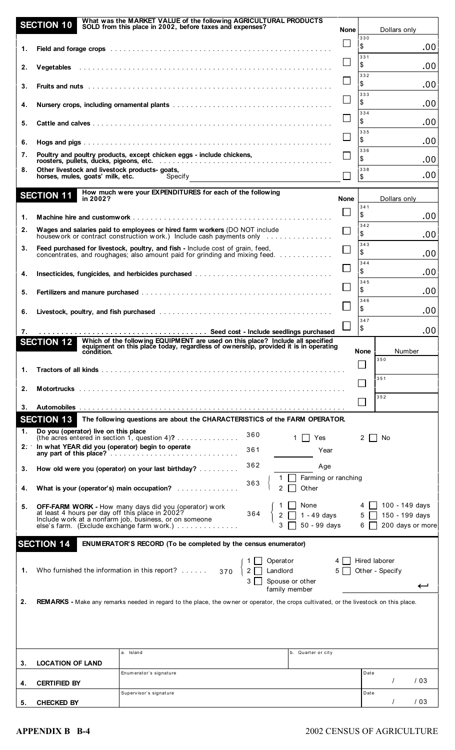## SECTION 10 What was the MARKET VALUE of the following AGRICULTURAL PRODUCTS SOLD from this place in 2002, before taxes and expenses?

| | | None | Dollars only |
|---|---|---|---|
| 1. | Field and forage crops | ☐ | 330 $ .00 |
| 2. | Vegetables | ☐ | 331 $ .00 |
| 3. | Fruits and nuts | ☐ | 332 $ .00 |
| 4. | Nursery crops, including ornamental plants | ☐ | 333 $ .00 |
| 5. | Cattle and calves | ☐ | 334 $ .00 |
| 6. | Hogs and pigs | ☐ | 335 $ .00 |
| 7. | Poultry and poultry products, except chicken eggs - include chickens, roosters, pullets, ducks, pigeons, etc. | ☐ | 336 $ .00 |
| 8. | Other livestock and livestock products- goats, horses, mules, goats' milk, etc. Specify ______ | ☐ | 338 $ .00 |

## SECTION 11 How much were your EXPENDITURES for each of the following in 2002?

| | | None | Dollars only |
|---|---|---|---|
| 1. | Machine hire and customwork | ☐ | 341 $ .00 |
| 2. | Wages and salaries paid to employees or hired farm workers (DO NOT include housework or contract construction work.) Include cash payments only | ☐ | 342 $ .00 |
| 3. | Feed purchased for livestock, poultry, and fish - Include cost of grain, feed, concentrates, and roughages; also amount paid for grinding and mixing feed. | ☐ | 343 $ .00 |
| 4. | Insecticides, fungicides, and herbicides purchased | ☐ | 344 $ .00 |
| 5. | Fertilizers and manure purchased | ☐ | 345 $ .00 |
| 6. | Livestock, poultry, and fish purchased | ☐ | 346 $ .00 |
| 7. | Seed cost - Include seedlings purchased | ☐ | 347 $ .00 |

## SECTION 12 Which of the following EQUIPMENT are used on this place today? Include all specified equipment on this place today, regardless of ownership, provided it is in operating condition.

| | | None | Number |
|---|---|---|---|
| 1. | Tractors of all kinds | ☐ | 350 |
| 2. | Motortrucks | ☐ | 351 |
| 3. | Automobiles | ☐ | 352 |

## SECTION 13 The following questions are about the CHARACTERISTICS of the FARM OPERATOR.

1. Do you (operator) live on this place (the acres entered in section 1, question 4)? **360** 1 ☐ Yes 2 ☐ No
2. In what YEAR did you (operator) begin to operate any part of this place? **361** ______ Year
3. How old were you (operator) on your last birthday? **362** ______ Age
4. What is your (operator's) main occupation? **363** 1 ☐ Farming or ranching 2 ☐ Other
5. OFF-FARM WORK - How many days did you (operator) work at least 4 hours per day off this place in 2002? Include work at a nonfarm job, business, or on someone else's farm. (Exclude exchange farm work.) **364** 1 ☐ None 2 ☐ 1 - 49 days 3 ☐ 50 - 99 days 4 ☐ 100 - 149 days 5 ☐ 150 - 199 days 6 ☐ 200 days or more

## SECTION 14 ENUMERATOR'S RECORD (To be completed by the census enumerator)

1. Who furnished the information in this report? **370** 1 ☐ Operator 2 ☐ Landlord 3 ☐ Spouse or other family member 4 ☐ Hired laborer 5 ☐ Other - Specify ______
2. REMARKS - Make any remarks needed in regard to the place, the owner or operator, the crops cultivated, or the livestock on this place.

| | | | |
|---|---|---|---|
| 3. | LOCATION OF LAND | a. Island | b. Quarter or city |
| 4. | CERTIFIED BY | Enumerator's signature | Date / /03 |
| 5. | CHECKED BY | Supervisor's signature | Date / /03 |

**APPENDIX B B-4** 2002 CENSUS OF AGRICULTURE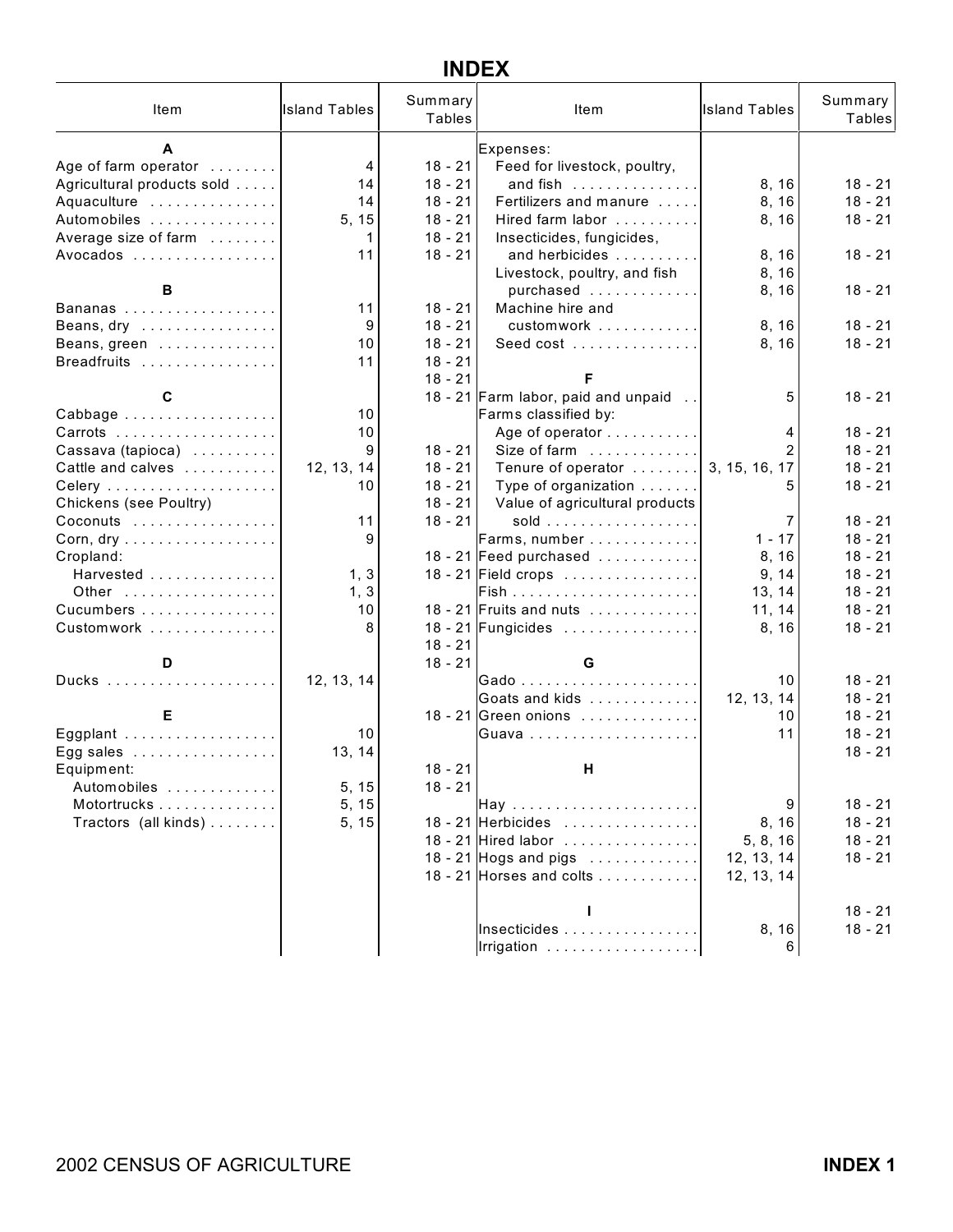# INDEX

| Item | Island Tables | Summary Tables | Item | Island Tables | Summary Tables |
|---|---|---|---|---|---|
| **A** | | | Expenses: | | |
| Age of farm operator | 4 | 18 - 21 | Feed for livestock, poultry, | | |
| Agricultural products sold | 14 | 18 - 21 | and fish | 8, 16 | 18 - 21 |
| Aquaculture | 14 | 18 - 21 | Fertilizers and manure | 8, 16 | 18 - 21 |
| Automobiles | 5, 15 | 18 - 21 | Hired farm labor | 8, 16 | 18 - 21 |
| Average size of farm | 1 | 18 - 21 | Insecticides, fungicides, | | |
| Avocados | 11 | 18 - 21 | and herbicides | 8, 16 | 18 - 21 |
| | | | Livestock, poultry, and fish | 8, 16 | |
| **B** | | | purchased | 8, 16 | 18 - 21 |
| Bananas | 11 | 18 - 21 | Machine hire and | | |
| Beans, dry | 9 | 18 - 21 | customwork | 8, 16 | 18 - 21 |
| Beans, green | 10 | 18 - 21 | Seed cost | 8, 16 | 18 - 21 |
| Breadfruits | 11 | 18 - 21 | | | |
| | | 18 - 21 | **F** | | |
| **C** | | 18 - 21 | Farm labor, paid and unpaid | 5 | 18 - 21 |
| Cabbage | 10 | | Farms classified by: | | |
| Carrots | 10 | | Age of operator | 4 | 18 - 21 |
| Cassava (tapioca) | 9 | 18 - 21 | Size of farm | 2 | 18 - 21 |
| Cattle and calves | 12, 13, 14 | 18 - 21 | Tenure of operator | 3, 15, 16, 17 | 18 - 21 |
| Celery | 10 | 18 - 21 | Type of organization | 5 | 18 - 21 |
| Chickens (see Poultry) | | 18 - 21 | Value of agricultural products | | |
| Coconuts | 11 | 18 - 21 | sold | 7 | 18 - 21 |
| Corn, dry | 9 | | Farms, number | 1 - 17 | 18 - 21 |
| Cropland: | | 18 - 21 | Feed purchased | 8, 16 | 18 - 21 |
| Harvested | 1, 3 | 18 - 21 | Field crops | 9, 14 | 18 - 21 |
| Other | 1, 3 | | Fish | 13, 14 | 18 - 21 |
| Cucumbers | 10 | 18 - 21 | Fruits and nuts | 11, 14 | 18 - 21 |
| Customwork | 8 | 18 - 21 | Fungicides | 8, 16 | 18 - 21 |
| | | 18 - 21 | | | |
| **D** | | 18 - 21 | **G** | | |
| Ducks | 12, 13, 14 | | Gado | 10 | 18 - 21 |
| | | | Goats and kids | 12, 13, 14 | 18 - 21 |
| **E** | | 18 - 21 | Green onions | 10 | 18 - 21 |
| Eggplant | 10 | | Guava | 11 | 18 - 21 |
| Egg sales | 13, 14 | | | | 18 - 21 |
| Equipment: | | 18 - 21 | **H** | | |
| Automobiles | 5, 15 | 18 - 21 | | | |
| Motortrucks | 5, 15 | | Hay | 9 | 18 - 21 |
| Tractors (all kinds) | 5, 15 | 18 - 21 | Herbicides | 8, 16 | 18 - 21 |
| | | 18 - 21 | Hired labor | 5, 8, 16 | 18 - 21 |
| | | 18 - 21 | Hogs and pigs | 12, 13, 14 | 18 - 21 |
| | | 18 - 21 | Horses and colts | 12, 13, 14 | |
| | | | **I** | | 18 - 21 |
| | | | Insecticides | 8, 16 | 18 - 21 |
| | | | Irrigation | 6 | |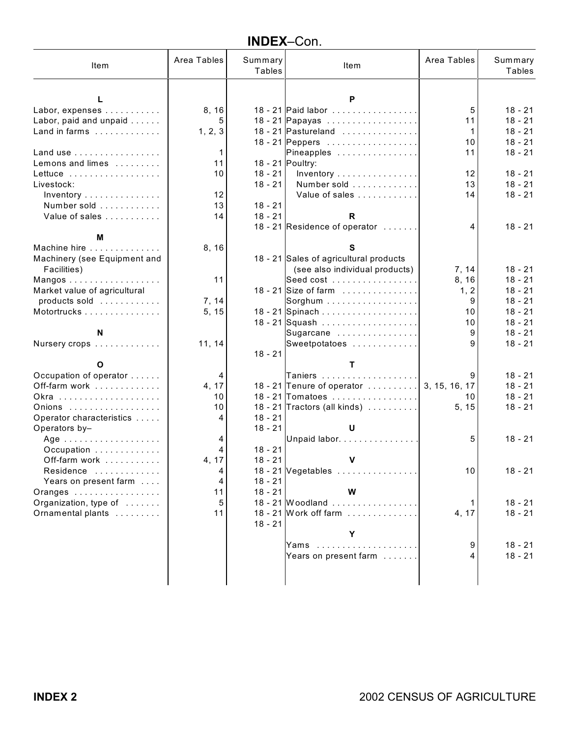# INDEX–Con.

| Item | Area Tables | Summary Tables | Item | Area Tables | Summary Tables |
|---|---|---|---|---|---|
| **L** | | | **P** | | |
| Labor, expenses | 8, 16 | 18 - 21 | Paid labor | 5 | 18 - 21 |
| Labor, paid and unpaid | 5 | 18 - 21 | Papayas | 11 | 18 - 21 |
| Land in farms | 1, 2, 3 | 18 - 21 | Pastureland | 1 | 18 - 21 |
| | | 18 - 21 | Peppers | 10 | 18 - 21 |
| Land use | 1 | | Pineapples | 11 | 18 - 21 |
| Lemons and limes | 11 | 18 - 21 | Poultry: | | |
| Lettuce | 10 | 18 - 21 | Inventory | 12 | 18 - 21 |
| Livestock: | | 18 - 21 | Number sold | 13 | 18 - 21 |
| Inventory | 12 | | Value of sales | 14 | 18 - 21 |
| Number sold | 13 | 18 - 21 | | | |
| Value of sales | 14 | 18 - 21 | **R** | | |
| | | 18 - 21 | Residence of operator | 4 | 18 - 21 |
| **M** | | | | | |
| Machine hire | 8, 16 | | **S** | | |
| Machinery (see Equipment and | | 18 - 21 | Sales of agricultural products | | |
| Facilities) | | | (see also individual products) | 7, 14 | 18 - 21 |
| Mangos | 11 | | Seed cost | 8, 16 | 18 - 21 |
| Market value of agricultural | | 18 - 21 | Size of farm | 1, 2 | 18 - 21 |
| products sold | 7, 14 | | Sorghum | 9 | 18 - 21 |
| Motortrucks | 5, 15 | 18 - 21 | Spinach | 10 | 18 - 21 |
| | | 18 - 21 | Squash | 10 | 18 - 21 |
| **N** | | | Sugarcane | 9 | 18 - 21 |
| Nursery crops | 11, 14 | | Sweetpotatoes | 9 | 18 - 21 |
| | | 18 - 21 | | | |
| **O** | | | **T** | | |
| Occupation of operator | 4 | | Taniers | 9 | 18 - 21 |
| Off-farm work | 4, 17 | 18 - 21 | Tenure of operator | 3, 15, 16, 17 | 18 - 21 |
| Okra | 10 | 18 - 21 | Tomatoes | 10 | 18 - 21 |
| Onions | 10 | 18 - 21 | Tractors (all kinds) | 5, 15 | 18 - 21 |
| Operator characteristics | 4 | 18 - 21 | | | |
| Operators by– | | 18 - 21 | **U** | | |
| Age | 4 | | Unpaid labor. | 5 | 18 - 21 |
| Occupation | 4 | 18 - 21 | | | |
| Off-farm work | 4, 17 | 18 - 21 | **V** | | |
| Residence | 4 | 18 - 21 | Vegetables | 10 | 18 - 21 |
| Years on present farm | 4 | 18 - 21 | | | |
| Oranges | 11 | 18 - 21 | **W** | | |
| Organization, type of | 5 | 18 - 21 | Woodland | 1 | 18 - 21 |
| Ornamental plants | 11 | 18 - 21 | Work off farm | 4, 17 | 18 - 21 |
| | | 18 - 21 | | | |
| | | | **Y** | | |
| | | | Yams | 9 | 18 - 21 |
| | | | Years on present farm | 4 | 18 - 21 |